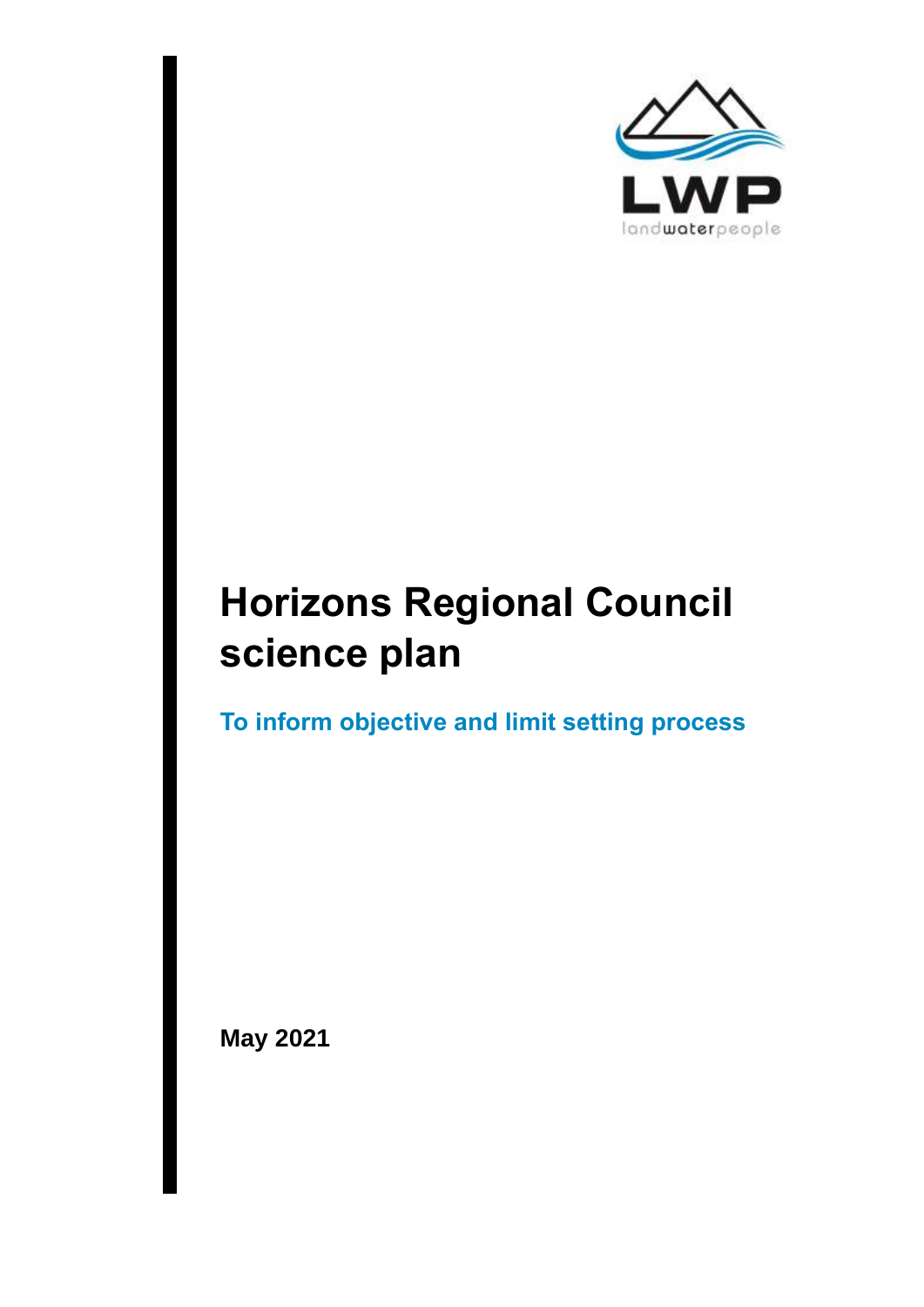LWP

landwaterpeople

# Horizons Regional Council science plan

**To inform objective and limit setting process**

**May 2021**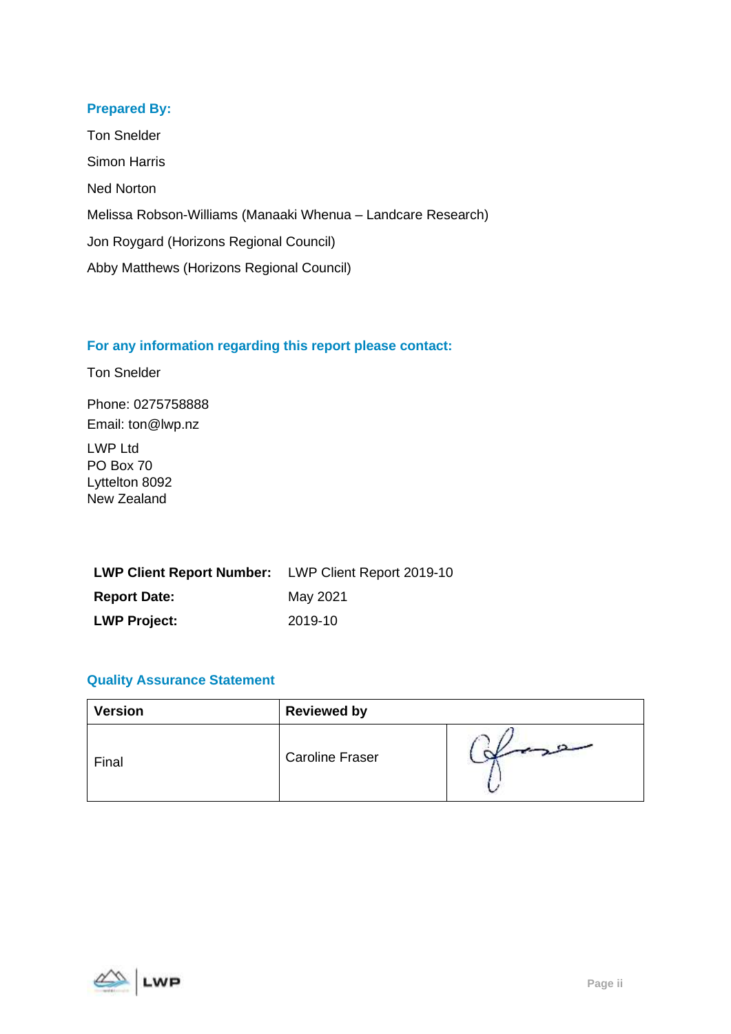### Prepared By:

Ton Snelder

Simon Harris

Ned Norton

Melissa Robson-Williams (Manaaki Whenua – Landcare Research)

Jon Roygard (Horizons Regional Council)

Abby Matthews (Horizons Regional Council)

### For any information regarding this report please contact:

Ton Snelder

Phone: 0275758888
Email: ton@lwp.nz

LWP Ltd
PO Box 70
Lyttelton 8092
New Zealand

| | |
|---|---|
| **LWP Client Report Number:** | LWP Client Report 2019-10 |
| **Report Date:** | May 2021 |
| **LWP Project:** | 2019-10 |

### Quality Assurance Statement

| Version | Reviewed by | |
|---|---|---|
| Final | Caroline Fraser | |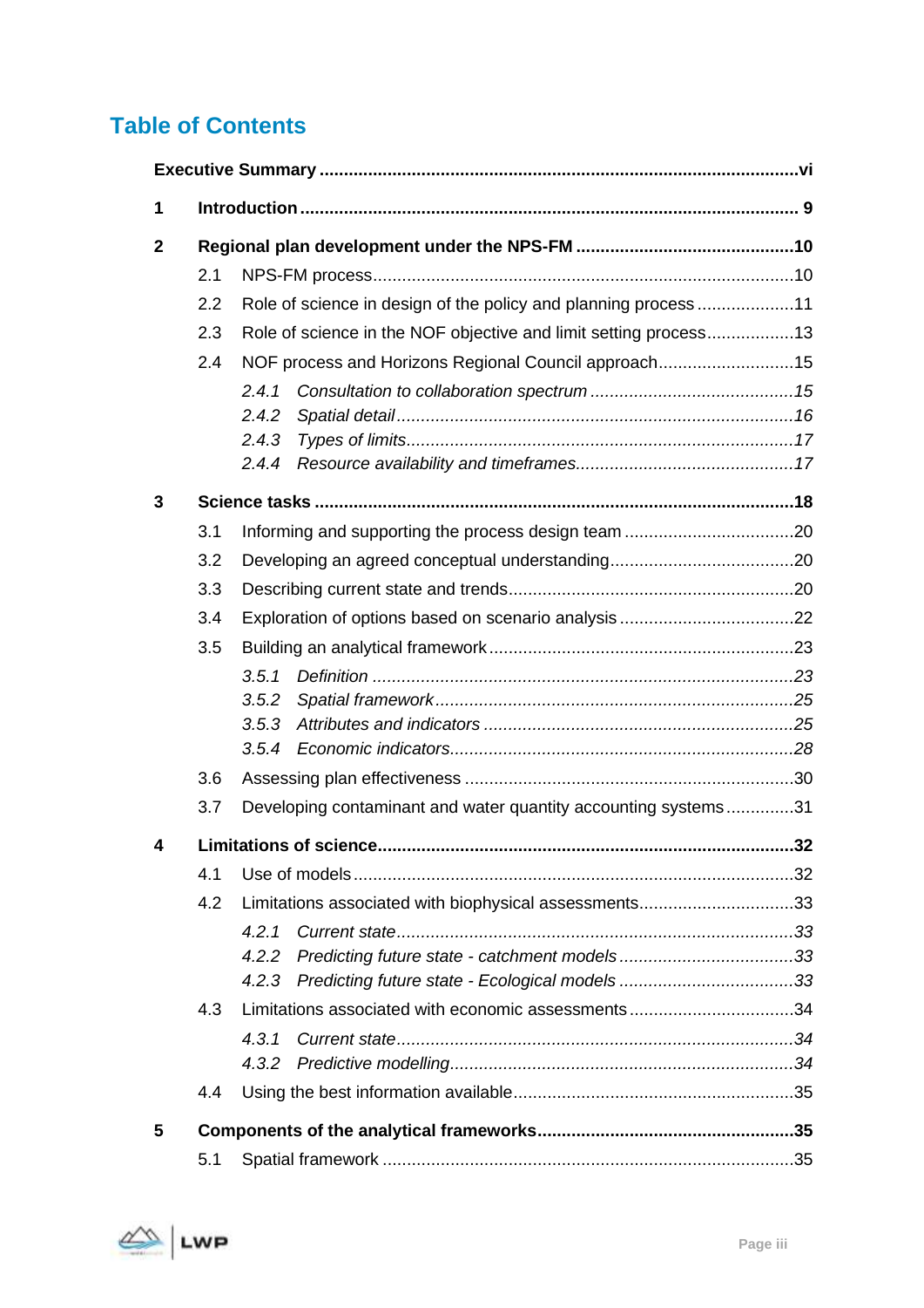# Table of Contents

**Executive Summary** .......... **vi**

**1 Introduction** .......... **9**

**2 Regional plan development under the NPS-FM** .......... **10**

- 2.1 NPS-FM process .......... 10
- 2.2 Role of science in design of the policy and planning process .......... 11
- 2.3 Role of science in the NOF objective and limit setting process .......... 13
- 2.4 NOF process and Horizons Regional Council approach .......... 15
  - *2.4.1 Consultation to collaboration spectrum .......... 15*
  - *2.4.2 Spatial detail .......... 16*
  - *2.4.3 Types of limits .......... 17*
  - *2.4.4 Resource availability and timeframes .......... 17*

**3 Science tasks** .......... **18**

- 3.1 Informing and supporting the process design team .......... 20
- 3.2 Developing an agreed conceptual understanding .......... 20
- 3.3 Describing current state and trends .......... 20
- 3.4 Exploration of options based on scenario analysis .......... 22
- 3.5 Building an analytical framework .......... 23
  - *3.5.1 Definition .......... 23*
  - *3.5.2 Spatial framework .......... 25*
  - *3.5.3 Attributes and indicators .......... 25*
  - *3.5.4 Economic indicators .......... 28*
- 3.6 Assessing plan effectiveness .......... 30
- 3.7 Developing contaminant and water quantity accounting systems .......... 31

**4 Limitations of science** .......... **32**

- 4.1 Use of models .......... 32
- 4.2 Limitations associated with biophysical assessments .......... 33
  - *4.2.1 Current state .......... 33*
  - *4.2.2 Predicting future state - catchment models .......... 33*
  - *4.2.3 Predicting future state - Ecological models .......... 33*
- 4.3 Limitations associated with economic assessments .......... 34
  - *4.3.1 Current state .......... 34*
  - *4.3.2 Predictive modelling .......... 34*
- 4.4 Using the best information available .......... 35

**5 Components of the analytical frameworks** .......... **35**

- 5.1 Spatial framework .......... 35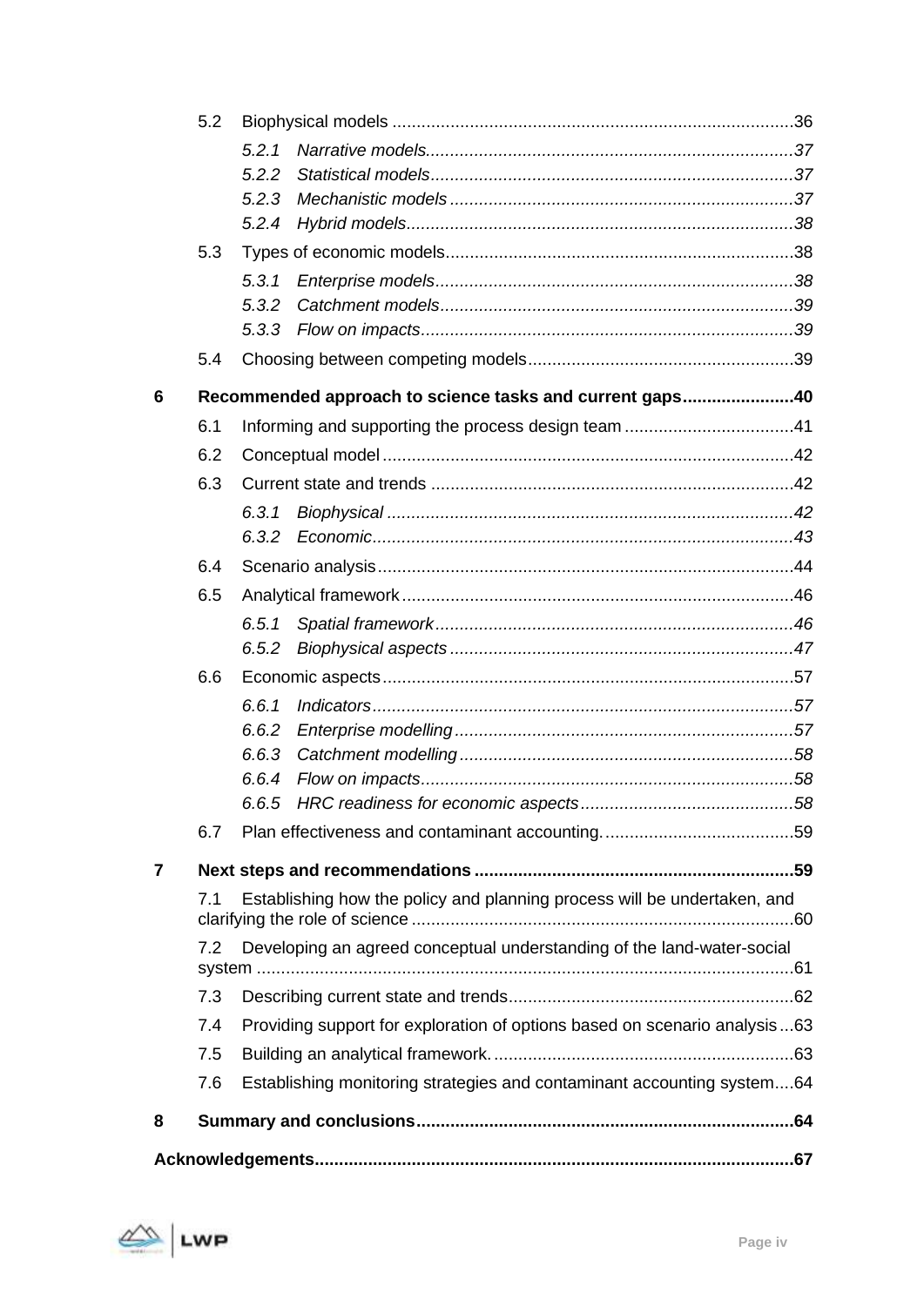- 5.2 Biophysical models ... 36
  - *5.2.1 Narrative models ... 37*
  - *5.2.2 Statistical models ... 37*
  - *5.2.3 Mechanistic models ... 37*
  - *5.2.4 Hybrid models ... 38*
- 5.3 Types of economic models ... 38
  - *5.3.1 Enterprise models ... 38*
  - *5.3.2 Catchment models ... 39*
  - *5.3.3 Flow on impacts ... 39*
- 5.4 Choosing between competing models ... 39

**6 Recommended approach to science tasks and current gaps ... 40**

- 6.1 Informing and supporting the process design team ... 41
- 6.2 Conceptual model ... 42
- 6.3 Current state and trends ... 42
  - *6.3.1 Biophysical ... 42*
  - *6.3.2 Economic ... 43*
- 6.4 Scenario analysis ... 44
- 6.5 Analytical framework ... 46
  - *6.5.1 Spatial framework ... 46*
  - *6.5.2 Biophysical aspects ... 47*
- 6.6 Economic aspects ... 57
  - *6.6.1 Indicators ... 57*
  - *6.6.2 Enterprise modelling ... 57*
  - *6.6.3 Catchment modelling ... 58*
  - *6.6.4 Flow on impacts ... 58*
  - *6.6.5 HRC readiness for economic aspects ... 58*
- 6.7 Plan effectiveness and contaminant accounting. ... 59

**7 Next steps and recommendations ... 59**

- 7.1 Establishing how the policy and planning process will be undertaken, and clarifying the role of science ... 60
- 7.2 Developing an agreed conceptual understanding of the land-water-social system ... 61
- 7.3 Describing current state and trends ... 62
- 7.4 Providing support for exploration of options based on scenario analysis ... 63
- 7.5 Building an analytical framework. ... 63
- 7.6 Establishing monitoring strategies and contaminant accounting system ... 64

**8 Summary and conclusions ... 64**

**Acknowledgements ... 67**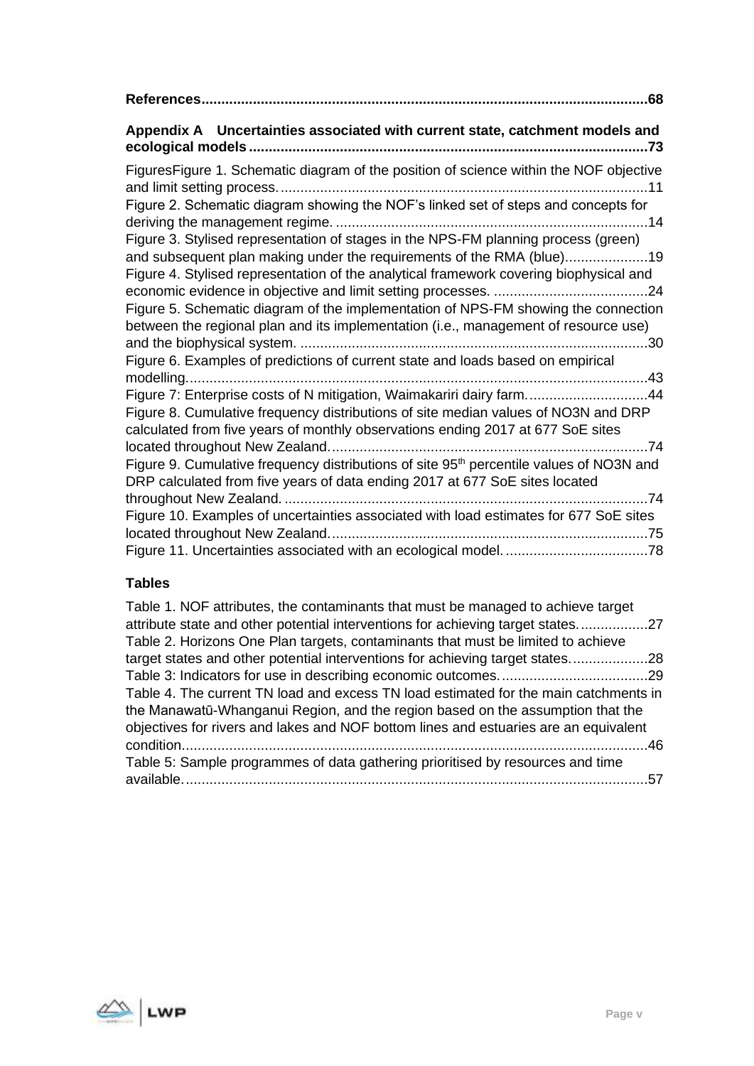**References....................................................................................................................68**

**Appendix A Uncertainties associated with current state, catchment models and ecological models....................................................................................................73**

FiguresFigure 1. Schematic diagram of the position of science within the NOF objective and limit setting process.............................................................................................11
Figure 2. Schematic diagram showing the NOF's linked set of steps and concepts for deriving the management regime. ...............................................................................14
Figure 3. Stylised representation of stages in the NPS-FM planning process (green) and subsequent plan making under the requirements of the RMA (blue).....................19
Figure 4. Stylised representation of the analytical framework covering biophysical and economic evidence in objective and limit setting processes. .......................................24
Figure 5. Schematic diagram of the implementation of NPS-FM showing the connection between the regional plan and its implementation (i.e., management of resource use) and the biophysical system. ........................................................................................30
Figure 6. Examples of predictions of current state and loads based on empirical modelling.....................................................................................................................43
Figure 7: Enterprise costs of N mitigation, Waimakariri dairy farm...............................44
Figure 8. Cumulative frequency distributions of site median values of NO3N and DRP calculated from five years of monthly observations ending 2017 at 677 SoE sites located throughout New Zealand.................................................................................74
Figure 9. Cumulative frequency distributions of site 95th percentile values of NO3N and DRP calculated from five years of data ending 2017 at 677 SoE sites located throughout New Zealand. ............................................................................................74
Figure 10. Examples of uncertainties associated with load estimates for 677 SoE sites located throughout New Zealand.................................................................................75
Figure 11. Uncertainties associated with an ecological model. ....................................78

**Tables**

Table 1. NOF attributes, the contaminants that must be managed to achieve target attribute state and other potential interventions for achieving target states..................27
Table 2. Horizons One Plan targets, contaminants that must be limited to achieve target states and other potential interventions for achieving target states....................28
Table 3: Indicators for use in describing economic outcomes......................................29
Table 4. The current TN load and excess TN load estimated for the main catchments in the Manawatū-Whanganui Region, and the region based on the assumption that the objectives for rivers and lakes and NOF bottom lines and estuaries are an equivalent condition......................................................................................................................46
Table 5: Sample programmes of data gathering prioritised by resources and time available......................................................................................................................57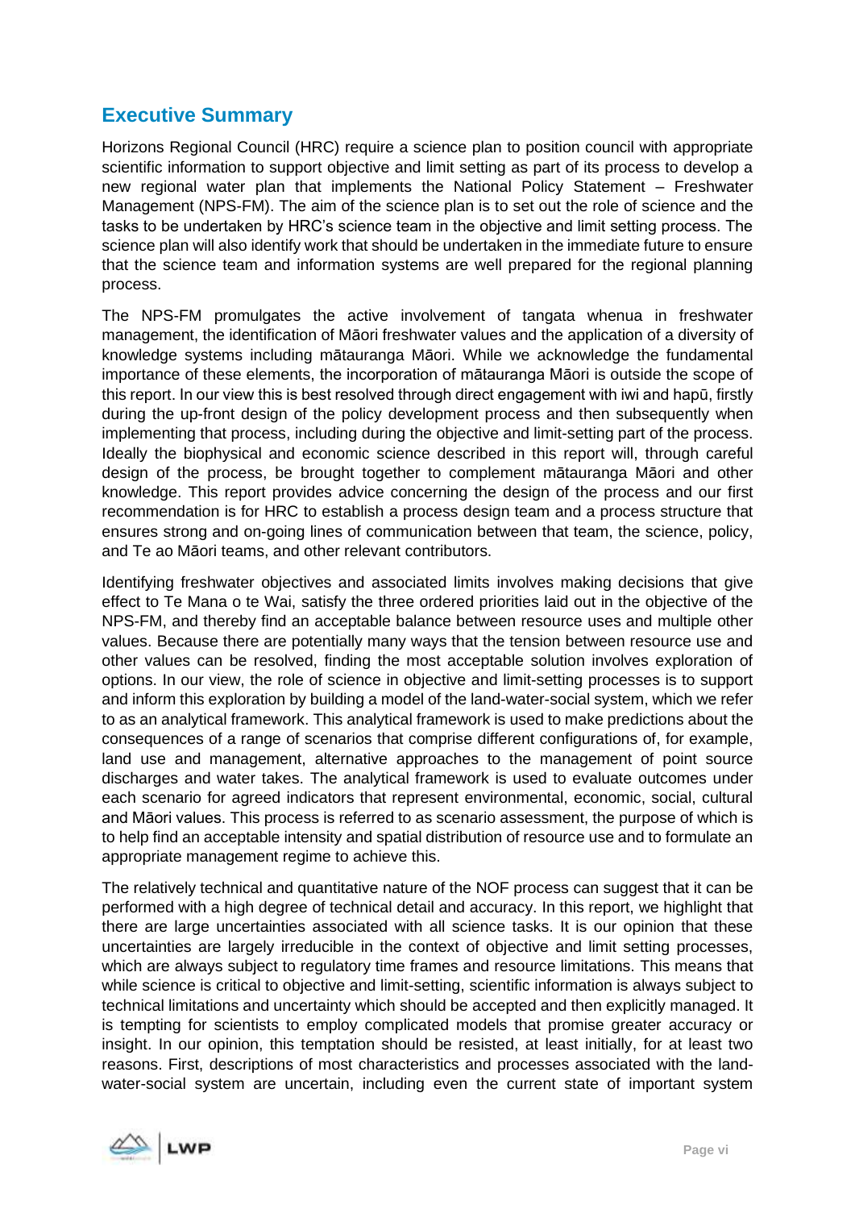## Executive Summary

Horizons Regional Council (HRC) require a science plan to position council with appropriate scientific information to support objective and limit setting as part of its process to develop a new regional water plan that implements the National Policy Statement – Freshwater Management (NPS-FM). The aim of the science plan is to set out the role of science and the tasks to be undertaken by HRC's science team in the objective and limit setting process. The science plan will also identify work that should be undertaken in the immediate future to ensure that the science team and information systems are well prepared for the regional planning process.

The NPS-FM promulgates the active involvement of tangata whenua in freshwater management, the identification of Māori freshwater values and the application of a diversity of knowledge systems including mātauranga Māori. While we acknowledge the fundamental importance of these elements, the incorporation of mātauranga Māori is outside the scope of this report. In our view this is best resolved through direct engagement with iwi and hapū, firstly during the up-front design of the policy development process and then subsequently when implementing that process, including during the objective and limit-setting part of the process. Ideally the biophysical and economic science described in this report will, through careful design of the process, be brought together to complement mātauranga Māori and other knowledge. This report provides advice concerning the design of the process and our first recommendation is for HRC to establish a process design team and a process structure that ensures strong and on-going lines of communication between that team, the science, policy, and Te ao Māori teams, and other relevant contributors.

Identifying freshwater objectives and associated limits involves making decisions that give effect to Te Mana o te Wai, satisfy the three ordered priorities laid out in the objective of the NPS-FM, and thereby find an acceptable balance between resource uses and multiple other values. Because there are potentially many ways that the tension between resource use and other values can be resolved, finding the most acceptable solution involves exploration of options. In our view, the role of science in objective and limit-setting processes is to support and inform this exploration by building a model of the land-water-social system, which we refer to as an analytical framework. This analytical framework is used to make predictions about the consequences of a range of scenarios that comprise different configurations of, for example, land use and management, alternative approaches to the management of point source discharges and water takes. The analytical framework is used to evaluate outcomes under each scenario for agreed indicators that represent environmental, economic, social, cultural and Māori values. This process is referred to as scenario assessment, the purpose of which is to help find an acceptable intensity and spatial distribution of resource use and to formulate an appropriate management regime to achieve this.

The relatively technical and quantitative nature of the NOF process can suggest that it can be performed with a high degree of technical detail and accuracy. In this report, we highlight that there are large uncertainties associated with all science tasks. It is our opinion that these uncertainties are largely irreducible in the context of objective and limit setting processes, which are always subject to regulatory time frames and resource limitations. This means that while science is critical to objective and limit-setting, scientific information is always subject to technical limitations and uncertainty which should be accepted and then explicitly managed. It is tempting for scientists to employ complicated models that promise greater accuracy or insight. In our opinion, this temptation should be resisted, at least initially, for at least two reasons. First, descriptions of most characteristics and processes associated with the land-water-social system are uncertain, including even the current state of important system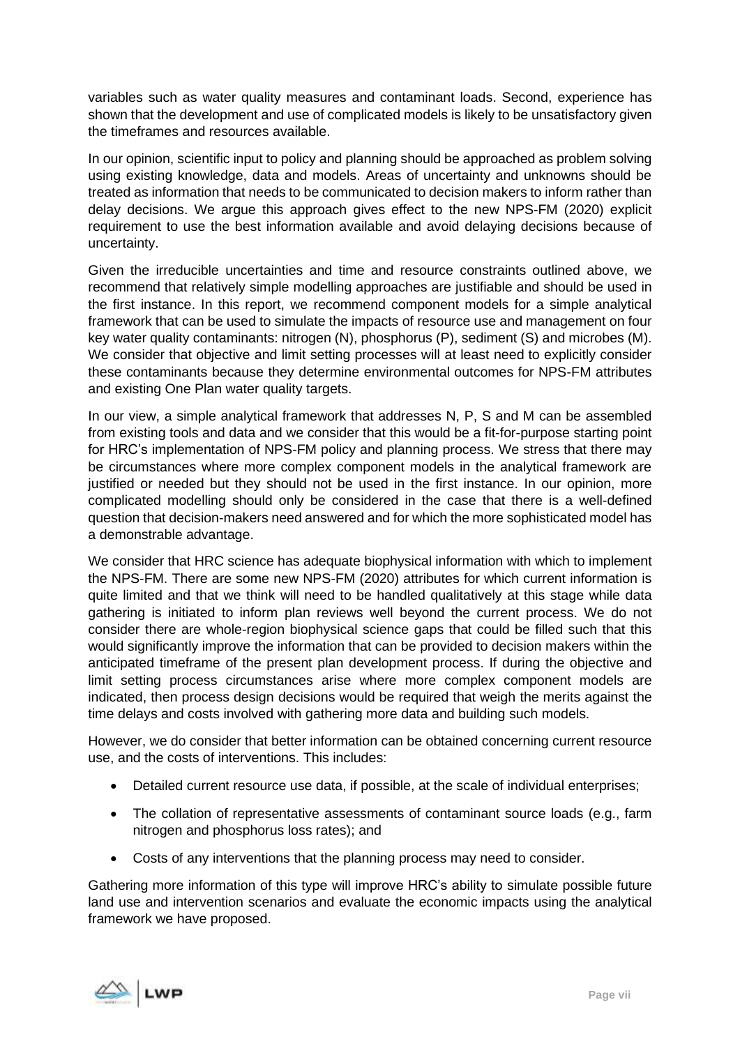variables such as water quality measures and contaminant loads. Second, experience has shown that the development and use of complicated models is likely to be unsatisfactory given the timeframes and resources available.

In our opinion, scientific input to policy and planning should be approached as problem solving using existing knowledge, data and models. Areas of uncertainty and unknowns should be treated as information that needs to be communicated to decision makers to inform rather than delay decisions. We argue this approach gives effect to the new NPS-FM (2020) explicit requirement to use the best information available and avoid delaying decisions because of uncertainty.

Given the irreducible uncertainties and time and resource constraints outlined above, we recommend that relatively simple modelling approaches are justifiable and should be used in the first instance. In this report, we recommend component models for a simple analytical framework that can be used to simulate the impacts of resource use and management on four key water quality contaminants: nitrogen (N), phosphorus (P), sediment (S) and microbes (M). We consider that objective and limit setting processes will at least need to explicitly consider these contaminants because they determine environmental outcomes for NPS-FM attributes and existing One Plan water quality targets.

In our view, a simple analytical framework that addresses N, P, S and M can be assembled from existing tools and data and we consider that this would be a fit-for-purpose starting point for HRC's implementation of NPS-FM policy and planning process. We stress that there may be circumstances where more complex component models in the analytical framework are justified or needed but they should not be used in the first instance. In our opinion, more complicated modelling should only be considered in the case that there is a well-defined question that decision-makers need answered and for which the more sophisticated model has a demonstrable advantage.

We consider that HRC science has adequate biophysical information with which to implement the NPS-FM. There are some new NPS-FM (2020) attributes for which current information is quite limited and that we think will need to be handled qualitatively at this stage while data gathering is initiated to inform plan reviews well beyond the current process. We do not consider there are whole-region biophysical science gaps that could be filled such that this would significantly improve the information that can be provided to decision makers within the anticipated timeframe of the present plan development process. If during the objective and limit setting process circumstances arise where more complex component models are indicated, then process design decisions would be required that weigh the merits against the time delays and costs involved with gathering more data and building such models.

However, we do consider that better information can be obtained concerning current resource use, and the costs of interventions. This includes:

- Detailed current resource use data, if possible, at the scale of individual enterprises;
- The collation of representative assessments of contaminant source loads (e.g., farm nitrogen and phosphorus loss rates); and
- Costs of any interventions that the planning process may need to consider.

Gathering more information of this type will improve HRC's ability to simulate possible future land use and intervention scenarios and evaluate the economic impacts using the analytical framework we have proposed.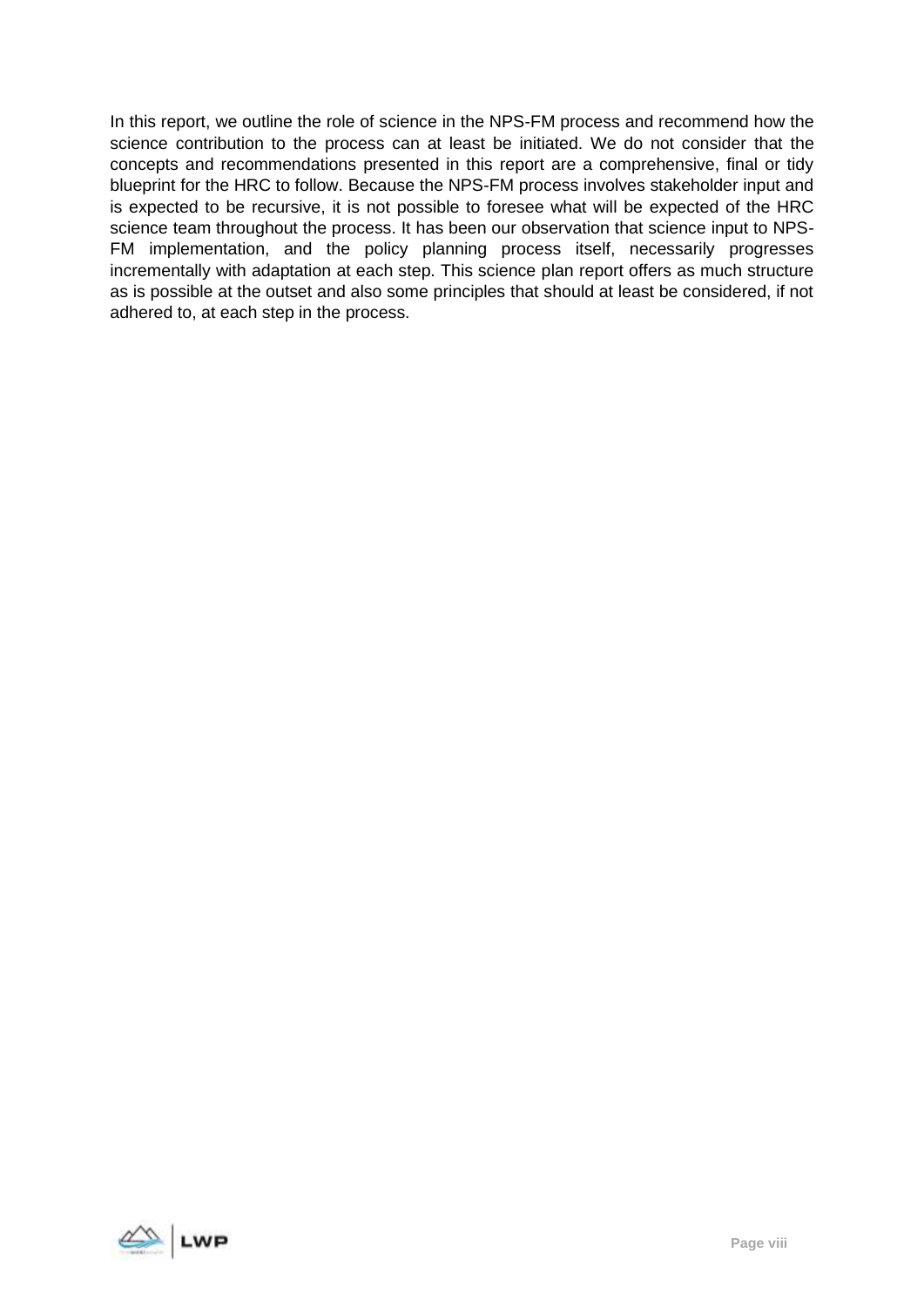In this report, we outline the role of science in the NPS-FM process and recommend how the science contribution to the process can at least be initiated. We do not consider that the concepts and recommendations presented in this report are a comprehensive, final or tidy blueprint for the HRC to follow. Because the NPS-FM process involves stakeholder input and is expected to be recursive, it is not possible to foresee what will be expected of the HRC science team throughout the process. It has been our observation that science input to NPS-FM implementation, and the policy planning process itself, necessarily progresses incrementally with adaptation at each step. This science plan report offers as much structure as is possible at the outset and also some principles that should at least be considered, if not adhered to, at each step in the process.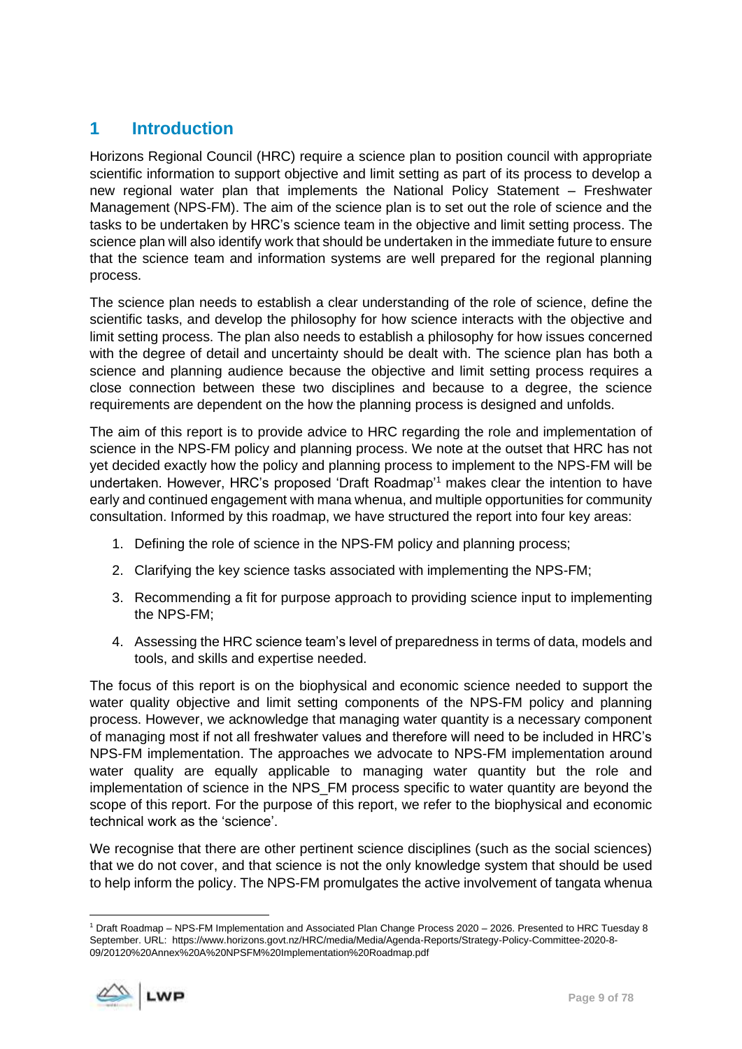# 1 Introduction

Horizons Regional Council (HRC) require a science plan to position council with appropriate scientific information to support objective and limit setting as part of its process to develop a new regional water plan that implements the National Policy Statement – Freshwater Management (NPS-FM). The aim of the science plan is to set out the role of science and the tasks to be undertaken by HRC's science team in the objective and limit setting process. The science plan will also identify work that should be undertaken in the immediate future to ensure that the science team and information systems are well prepared for the regional planning process.

The science plan needs to establish a clear understanding of the role of science, define the scientific tasks, and develop the philosophy for how science interacts with the objective and limit setting process. The plan also needs to establish a philosophy for how issues concerned with the degree of detail and uncertainty should be dealt with. The science plan has both a science and planning audience because the objective and limit setting process requires a close connection between these two disciplines and because to a degree, the science requirements are dependent on the how the planning process is designed and unfolds.

The aim of this report is to provide advice to HRC regarding the role and implementation of science in the NPS-FM policy and planning process. We note at the outset that HRC has not yet decided exactly how the policy and planning process to implement to the NPS-FM will be undertaken. However, HRC's proposed 'Draft Roadmap'[1] makes clear the intention to have early and continued engagement with mana whenua, and multiple opportunities for community consultation. Informed by this roadmap, we have structured the report into four key areas:

1. Defining the role of science in the NPS-FM policy and planning process;
2. Clarifying the key science tasks associated with implementing the NPS-FM;
3. Recommending a fit for purpose approach to providing science input to implementing the NPS-FM;
4. Assessing the HRC science team's level of preparedness in terms of data, models and tools, and skills and expertise needed.

The focus of this report is on the biophysical and economic science needed to support the water quality objective and limit setting components of the NPS-FM policy and planning process. However, we acknowledge that managing water quantity is a necessary component of managing most if not all freshwater values and therefore will need to be included in HRC's NPS-FM implementation. The approaches we advocate to NPS-FM implementation around water quality are equally applicable to managing water quantity but the role and implementation of science in the NPS_FM process specific to water quantity are beyond the scope of this report. For the purpose of this report, we refer to the biophysical and economic technical work as the 'science'.

We recognise that there are other pertinent science disciplines (such as the social sciences) that we do not cover, and that science is not the only knowledge system that should be used to help inform the policy. The NPS-FM promulgates the active involvement of tangata whenua

---

[1] Draft Roadmap – NPS-FM Implementation and Associated Plan Change Process 2020 – 2026. Presented to HRC Tuesday 8 September. URL: https://www.horizons.govt.nz/HRC/media/Media/Agenda-Reports/Strategy-Policy-Committee-2020-8-09/20120%20Annex%20A%20NPSFM%20Implementation%20Roadmap.pdf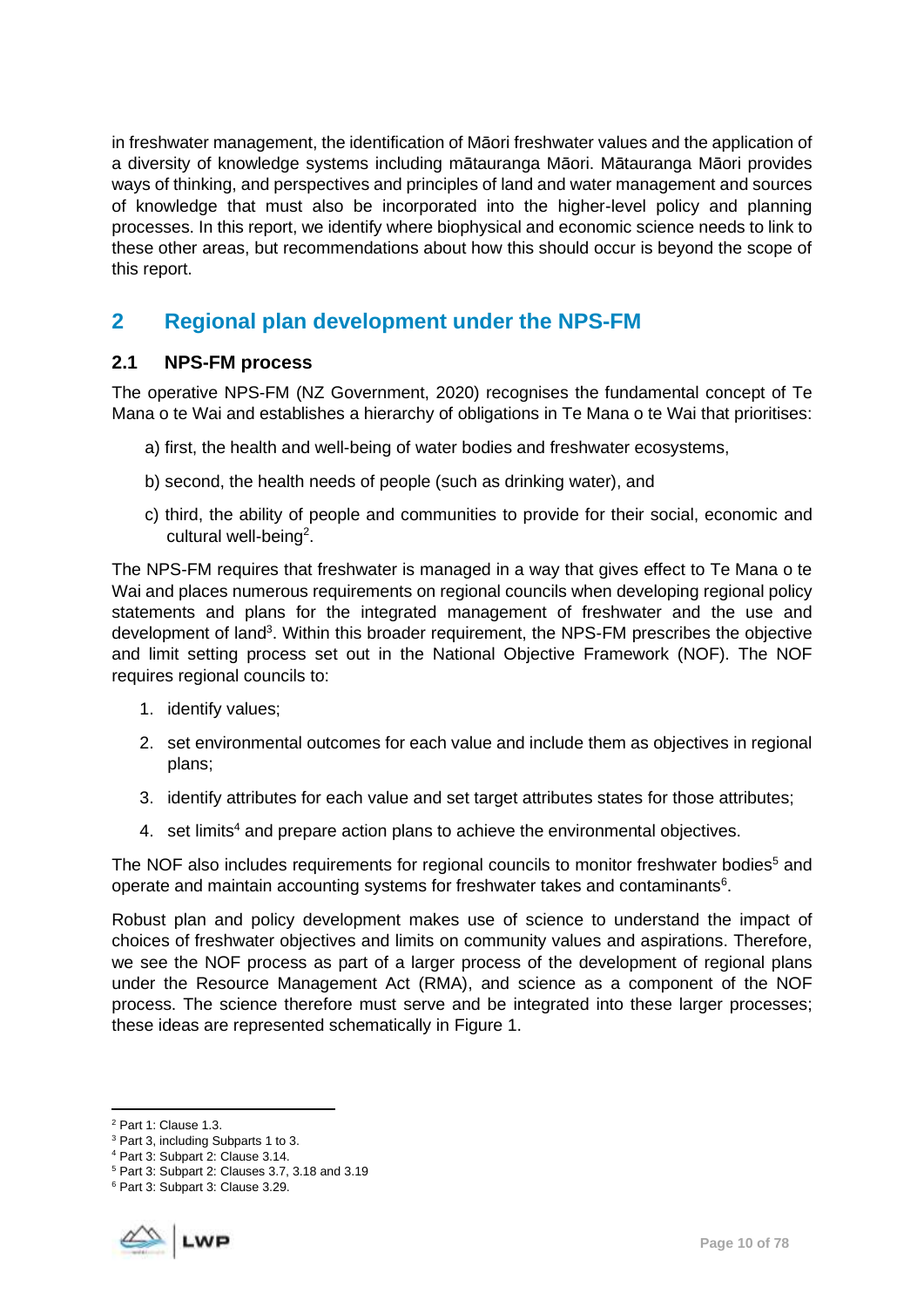in freshwater management, the identification of Māori freshwater values and the application of a diversity of knowledge systems including mātauranga Māori. Mātauranga Māori provides ways of thinking, and perspectives and principles of land and water management and sources of knowledge that must also be incorporated into the higher-level policy and planning processes. In this report, we identify where biophysical and economic science needs to link to these other areas, but recommendations about how this should occur is beyond the scope of this report.

# 2 Regional plan development under the NPS-FM

## 2.1 NPS-FM process

The operative NPS-FM (NZ Government, 2020) recognises the fundamental concept of Te Mana o te Wai and establishes a hierarchy of obligations in Te Mana o te Wai that prioritises:

a) first, the health and well-being of water bodies and freshwater ecosystems,

b) second, the health needs of people (such as drinking water), and

c) third, the ability of people and communities to provide for their social, economic and cultural well-being[2].

The NPS-FM requires that freshwater is managed in a way that gives effect to Te Mana o te Wai and places numerous requirements on regional councils when developing regional policy statements and plans for the integrated management of freshwater and the use and development of land[3]. Within this broader requirement, the NPS-FM prescribes the objective and limit setting process set out in the National Objective Framework (NOF). The NOF requires regional councils to:

1. identify values;
2. set environmental outcomes for each value and include them as objectives in regional plans;
3. identify attributes for each value and set target attributes states for those attributes;
4. set limits[4] and prepare action plans to achieve the environmental objectives.

The NOF also includes requirements for regional councils to monitor freshwater bodies[5] and operate and maintain accounting systems for freshwater takes and contaminants[6].

Robust plan and policy development makes use of science to understand the impact of choices of freshwater objectives and limits on community values and aspirations. Therefore, we see the NOF process as part of a larger process of the development of regional plans under the Resource Management Act (RMA), and science as a component of the NOF process. The science therefore must serve and be integrated into these larger processes; these ideas are represented schematically in Figure 1.

---

[2] Part 1: Clause 1.3.

[3] Part 3, including Subparts 1 to 3.

[4] Part 3: Subpart 2: Clause 3.14.

[5] Part 3: Subpart 2: Clauses 3.7, 3.18 and 3.19

[6] Part 3: Subpart 3: Clause 3.29.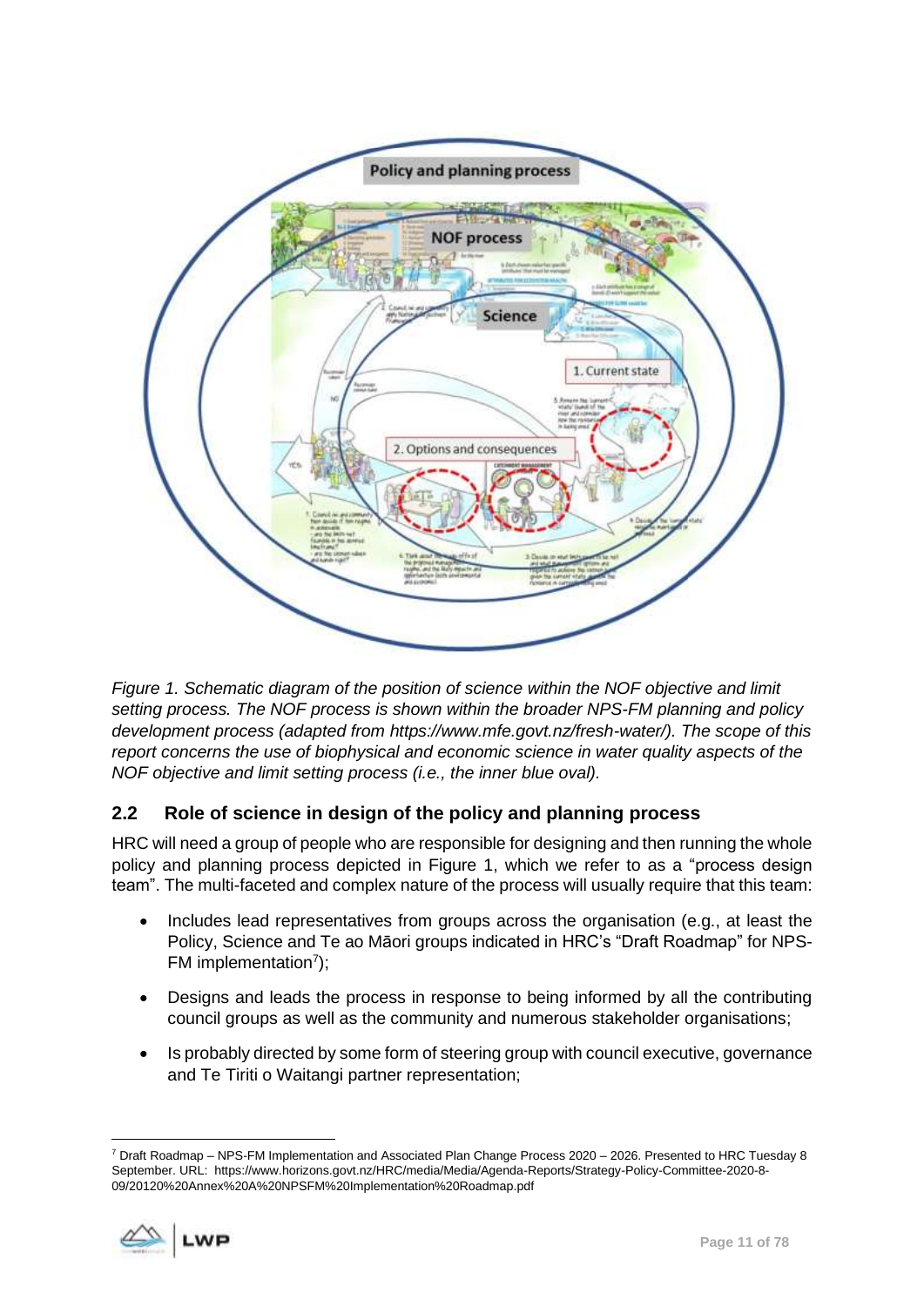*Figure 1. Schematic diagram of the position of science within the NOF objective and limit setting process. The NOF process is shown within the broader NPS-FM planning and policy development process (adapted from https://www.mfe.govt.nz/fresh-water/). The scope of this report concerns the use of biophysical and economic science in water quality aspects of the NOF objective and limit setting process (i.e., the inner blue oval).*

## 2.2 Role of science in design of the policy and planning process

HRC will need a group of people who are responsible for designing and then running the whole policy and planning process depicted in Figure 1, which we refer to as a "process design team". The multi-faceted and complex nature of the process will usually require that this team:

- Includes lead representatives from groups across the organisation (e.g., at least the Policy, Science and Te ao Māori groups indicated in HRC's "Draft Roadmap" for NPS-FM implementation[7]);
- Designs and leads the process in response to being informed by all the contributing council groups as well as the community and numerous stakeholder organisations;
- Is probably directed by some form of steering group with council executive, governance and Te Tiriti o Waitangi partner representation;

[7] Draft Roadmap – NPS-FM Implementation and Associated Plan Change Process 2020 – 2026. Presented to HRC Tuesday 8 September. URL: https://www.horizons.govt.nz/HRC/media/Media/Agenda-Reports/Strategy-Policy-Committee-2020-8-09/20120%20Annex%20A%20NPSFM%20Implementation%20Roadmap.pdf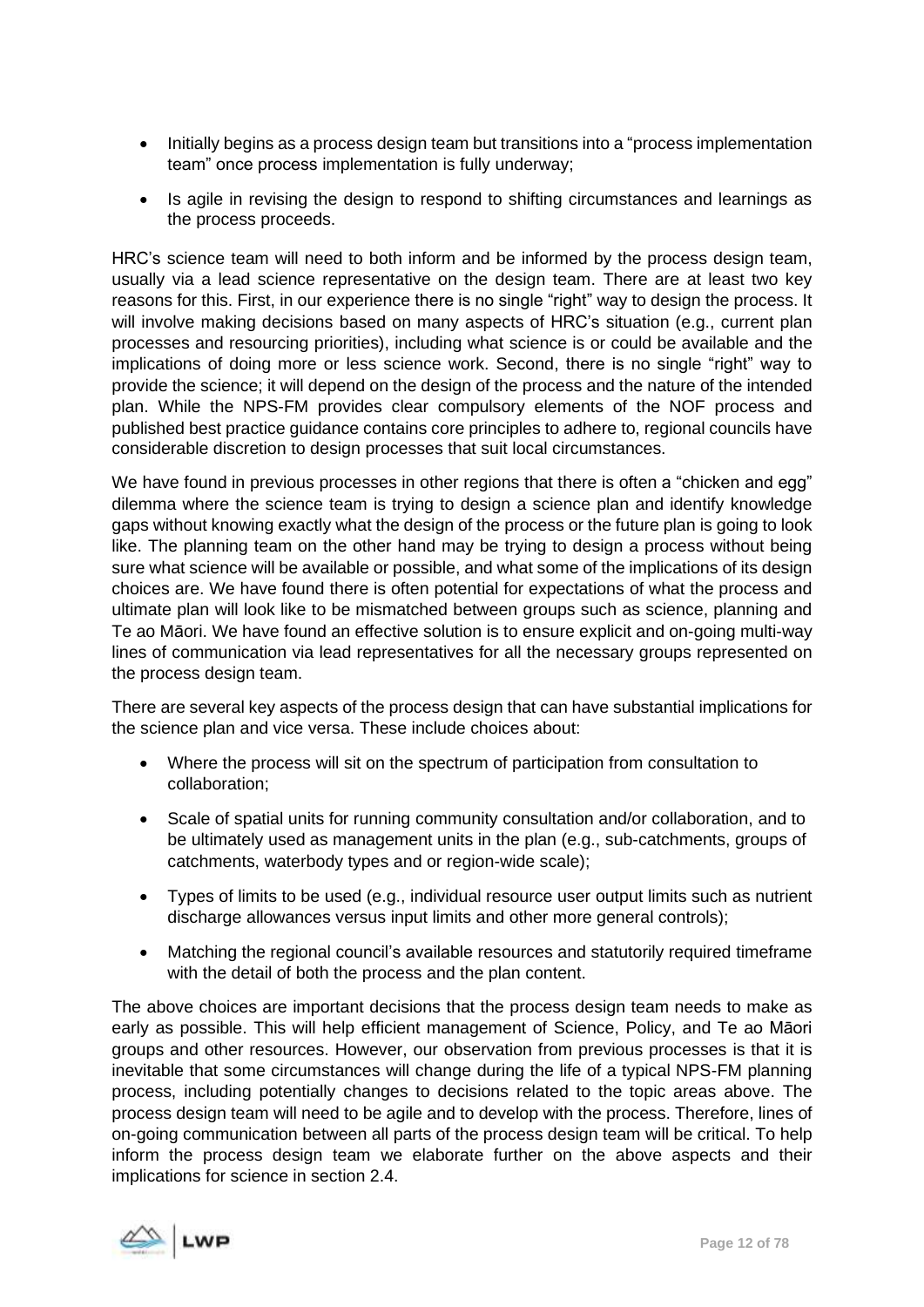- Initially begins as a process design team but transitions into a "process implementation team" once process implementation is fully underway;
- Is agile in revising the design to respond to shifting circumstances and learnings as the process proceeds.

HRC's science team will need to both inform and be informed by the process design team, usually via a lead science representative on the design team. There are at least two key reasons for this. First, in our experience there is no single "right" way to design the process. It will involve making decisions based on many aspects of HRC's situation (e.g., current plan processes and resourcing priorities), including what science is or could be available and the implications of doing more or less science work. Second, there is no single "right" way to provide the science; it will depend on the design of the process and the nature of the intended plan. While the NPS-FM provides clear compulsory elements of the NOF process and published best practice guidance contains core principles to adhere to, regional councils have considerable discretion to design processes that suit local circumstances.

We have found in previous processes in other regions that there is often a "chicken and egg" dilemma where the science team is trying to design a science plan and identify knowledge gaps without knowing exactly what the design of the process or the future plan is going to look like. The planning team on the other hand may be trying to design a process without being sure what science will be available or possible, and what some of the implications of its design choices are. We have found there is often potential for expectations of what the process and ultimate plan will look like to be mismatched between groups such as science, planning and Te ao Māori. We have found an effective solution is to ensure explicit and on-going multi-way lines of communication via lead representatives for all the necessary groups represented on the process design team.

There are several key aspects of the process design that can have substantial implications for the science plan and vice versa. These include choices about:

- Where the process will sit on the spectrum of participation from consultation to collaboration;
- Scale of spatial units for running community consultation and/or collaboration, and to be ultimately used as management units in the plan (e.g., sub-catchments, groups of catchments, waterbody types and or region-wide scale);
- Types of limits to be used (e.g., individual resource user output limits such as nutrient discharge allowances versus input limits and other more general controls);
- Matching the regional council's available resources and statutorily required timeframe with the detail of both the process and the plan content.

The above choices are important decisions that the process design team needs to make as early as possible. This will help efficient management of Science, Policy, and Te ao Māori groups and other resources. However, our observation from previous processes is that it is inevitable that some circumstances will change during the life of a typical NPS-FM planning process, including potentially changes to decisions related to the topic areas above. The process design team will need to be agile and to develop with the process. Therefore, lines of on-going communication between all parts of the process design team will be critical. To help inform the process design team we elaborate further on the above aspects and their implications for science in section 2.4.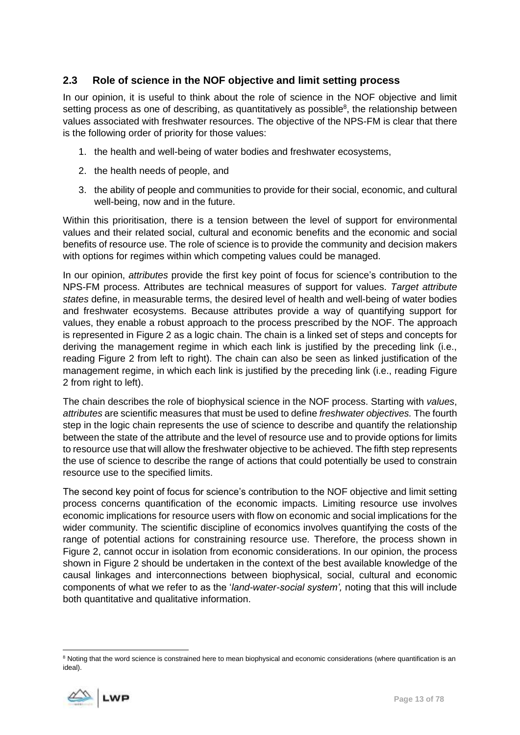## 2.3 Role of science in the NOF objective and limit setting process

In our opinion, it is useful to think about the role of science in the NOF objective and limit setting process as one of describing, as quantitatively as possible[8], the relationship between values associated with freshwater resources. The objective of the NPS-FM is clear that there is the following order of priority for those values:

1. the health and well-being of water bodies and freshwater ecosystems,
2. the health needs of people, and
3. the ability of people and communities to provide for their social, economic, and cultural well-being, now and in the future.

Within this prioritisation, there is a tension between the level of support for environmental values and their related social, cultural and economic benefits and the economic and social benefits of resource use. The role of science is to provide the community and decision makers with options for regimes within which competing values could be managed.

In our opinion, *attributes* provide the first key point of focus for science's contribution to the NPS-FM process. Attributes are technical measures of support for values. *Target attribute states* define, in measurable terms, the desired level of health and well-being of water bodies and freshwater ecosystems. Because attributes provide a way of quantifying support for values, they enable a robust approach to the process prescribed by the NOF. The approach is represented in Figure 2 as a logic chain. The chain is a linked set of steps and concepts for deriving the management regime in which each link is justified by the preceding link (i.e., reading Figure 2 from left to right). The chain can also be seen as linked justification of the management regime, in which each link is justified by the preceding link (i.e., reading Figure 2 from right to left).

The chain describes the role of biophysical science in the NOF process. Starting with *values*, *attributes* are scientific measures that must be used to define *freshwater objectives.* The fourth step in the logic chain represents the use of science to describe and quantify the relationship between the state of the attribute and the level of resource use and to provide options for limits to resource use that will allow the freshwater objective to be achieved. The fifth step represents the use of science to describe the range of actions that could potentially be used to constrain resource use to the specified limits.

The second key point of focus for science's contribution to the NOF objective and limit setting process concerns quantification of the economic impacts. Limiting resource use involves economic implications for resource users with flow on economic and social implications for the wider community. The scientific discipline of economics involves quantifying the costs of the range of potential actions for constraining resource use. Therefore, the process shown in Figure 2, cannot occur in isolation from economic considerations. In our opinion, the process shown in Figure 2 should be undertaken in the context of the best available knowledge of the causal linkages and interconnections between biophysical, social, cultural and economic components of what we refer to as the '*land-water-social system',* noting that this will include both quantitative and qualitative information.

[8] Noting that the word science is constrained here to mean biophysical and economic considerations (where quantification is an ideal).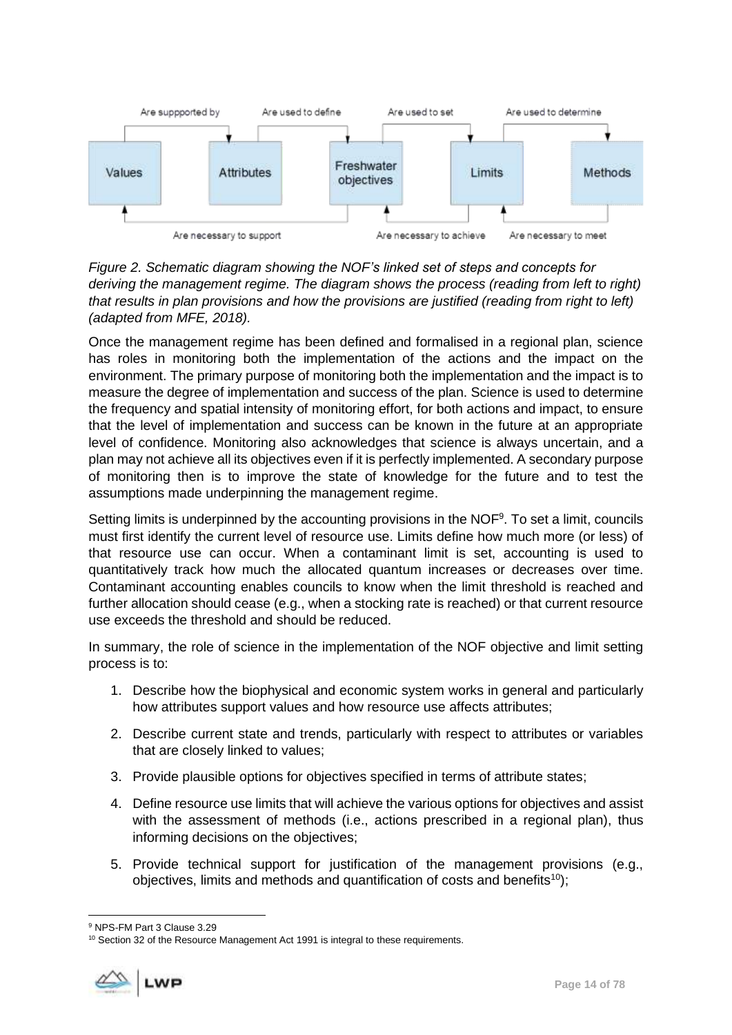*Figure 2. Schematic diagram showing the NOF's linked set of steps and concepts for deriving the management regime. The diagram shows the process (reading from left to right) that results in plan provisions and how the provisions are justified (reading from right to left) (adapted from MFE, 2018).*

Once the management regime has been defined and formalised in a regional plan, science has roles in monitoring both the implementation of the actions and the impact on the environment. The primary purpose of monitoring both the implementation and the impact is to measure the degree of implementation and success of the plan. Science is used to determine the frequency and spatial intensity of monitoring effort, for both actions and impact, to ensure that the level of implementation and success can be known in the future at an appropriate level of confidence. Monitoring also acknowledges that science is always uncertain, and a plan may not achieve all its objectives even if it is perfectly implemented. A secondary purpose of monitoring then is to improve the state of knowledge for the future and to test the assumptions made underpinning the management regime.

Setting limits is underpinned by the accounting provisions in the NOF[9]. To set a limit, councils must first identify the current level of resource use. Limits define how much more (or less) of that resource use can occur. When a contaminant limit is set, accounting is used to quantitatively track how much the allocated quantum increases or decreases over time. Contaminant accounting enables councils to know when the limit threshold is reached and further allocation should cease (e.g., when a stocking rate is reached) or that current resource use exceeds the threshold and should be reduced.

In summary, the role of science in the implementation of the NOF objective and limit setting process is to:

1. Describe how the biophysical and economic system works in general and particularly how attributes support values and how resource use affects attributes;
2. Describe current state and trends, particularly with respect to attributes or variables that are closely linked to values;
3. Provide plausible options for objectives specified in terms of attribute states;
4. Define resource use limits that will achieve the various options for objectives and assist with the assessment of methods (i.e., actions prescribed in a regional plan), thus informing decisions on the objectives;
5. Provide technical support for justification of the management provisions (e.g., objectives, limits and methods and quantification of costs and benefits[10]);

[9] NPS-FM Part 3 Clause 3.29

[10] Section 32 of the Resource Management Act 1991 is integral to these requirements.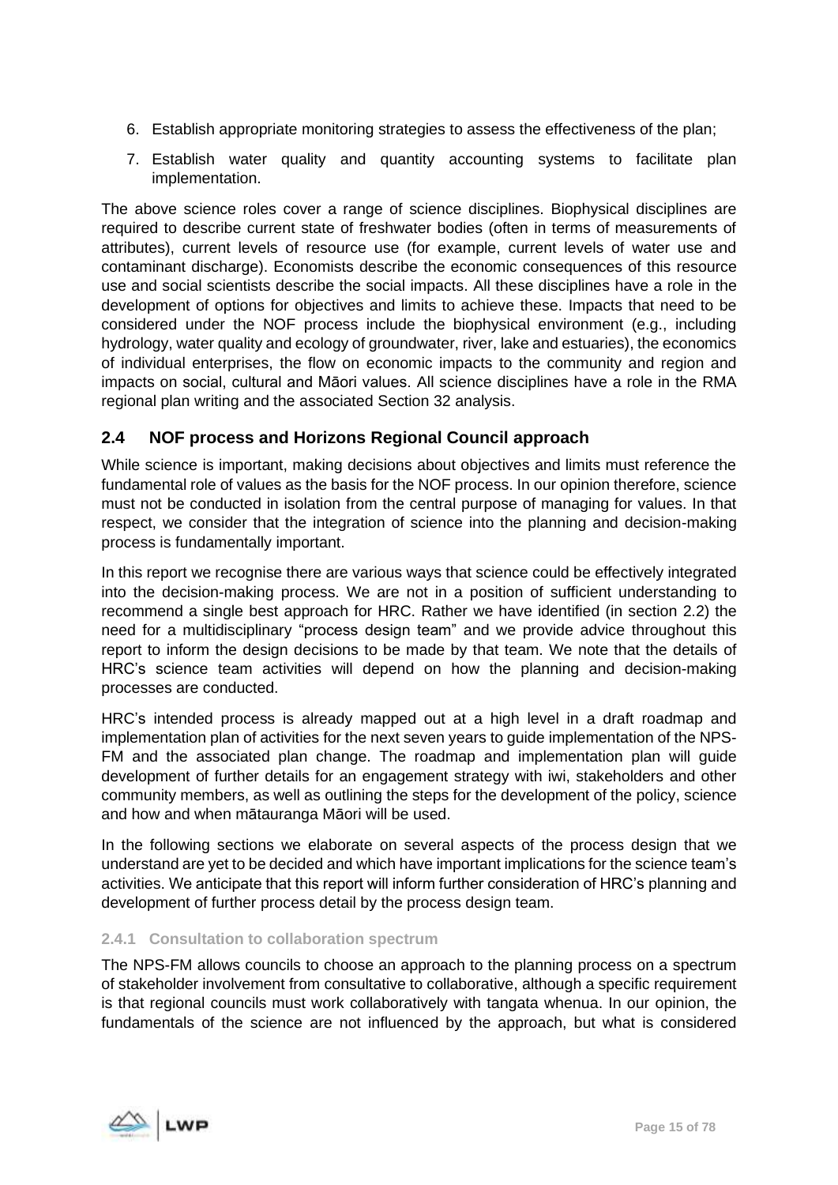6. Establish appropriate monitoring strategies to assess the effectiveness of the plan;
7. Establish water quality and quantity accounting systems to facilitate plan implementation.

The above science roles cover a range of science disciplines. Biophysical disciplines are required to describe current state of freshwater bodies (often in terms of measurements of attributes), current levels of resource use (for example, current levels of water use and contaminant discharge). Economists describe the economic consequences of this resource use and social scientists describe the social impacts. All these disciplines have a role in the development of options for objectives and limits to achieve these. Impacts that need to be considered under the NOF process include the biophysical environment (e.g., including hydrology, water quality and ecology of groundwater, river, lake and estuaries), the economics of individual enterprises, the flow on economic impacts to the community and region and impacts on social, cultural and Māori values. All science disciplines have a role in the RMA regional plan writing and the associated Section 32 analysis.

## 2.4 NOF process and Horizons Regional Council approach

While science is important, making decisions about objectives and limits must reference the fundamental role of values as the basis for the NOF process. In our opinion therefore, science must not be conducted in isolation from the central purpose of managing for values. In that respect, we consider that the integration of science into the planning and decision-making process is fundamentally important.

In this report we recognise there are various ways that science could be effectively integrated into the decision-making process. We are not in a position of sufficient understanding to recommend a single best approach for HRC. Rather we have identified (in section 2.2) the need for a multidisciplinary "process design team" and we provide advice throughout this report to inform the design decisions to be made by that team. We note that the details of HRC's science team activities will depend on how the planning and decision-making processes are conducted.

HRC's intended process is already mapped out at a high level in a draft roadmap and implementation plan of activities for the next seven years to guide implementation of the NPS-FM and the associated plan change. The roadmap and implementation plan will guide development of further details for an engagement strategy with iwi, stakeholders and other community members, as well as outlining the steps for the development of the policy, science and how and when mātauranga Māori will be used.

In the following sections we elaborate on several aspects of the process design that we understand are yet to be decided and which have important implications for the science team's activities. We anticipate that this report will inform further consideration of HRC's planning and development of further process detail by the process design team.

### 2.4.1 Consultation to collaboration spectrum

The NPS-FM allows councils to choose an approach to the planning process on a spectrum of stakeholder involvement from consultative to collaborative, although a specific requirement is that regional councils must work collaboratively with tangata whenua. In our opinion, the fundamentals of the science are not influenced by the approach, but what is considered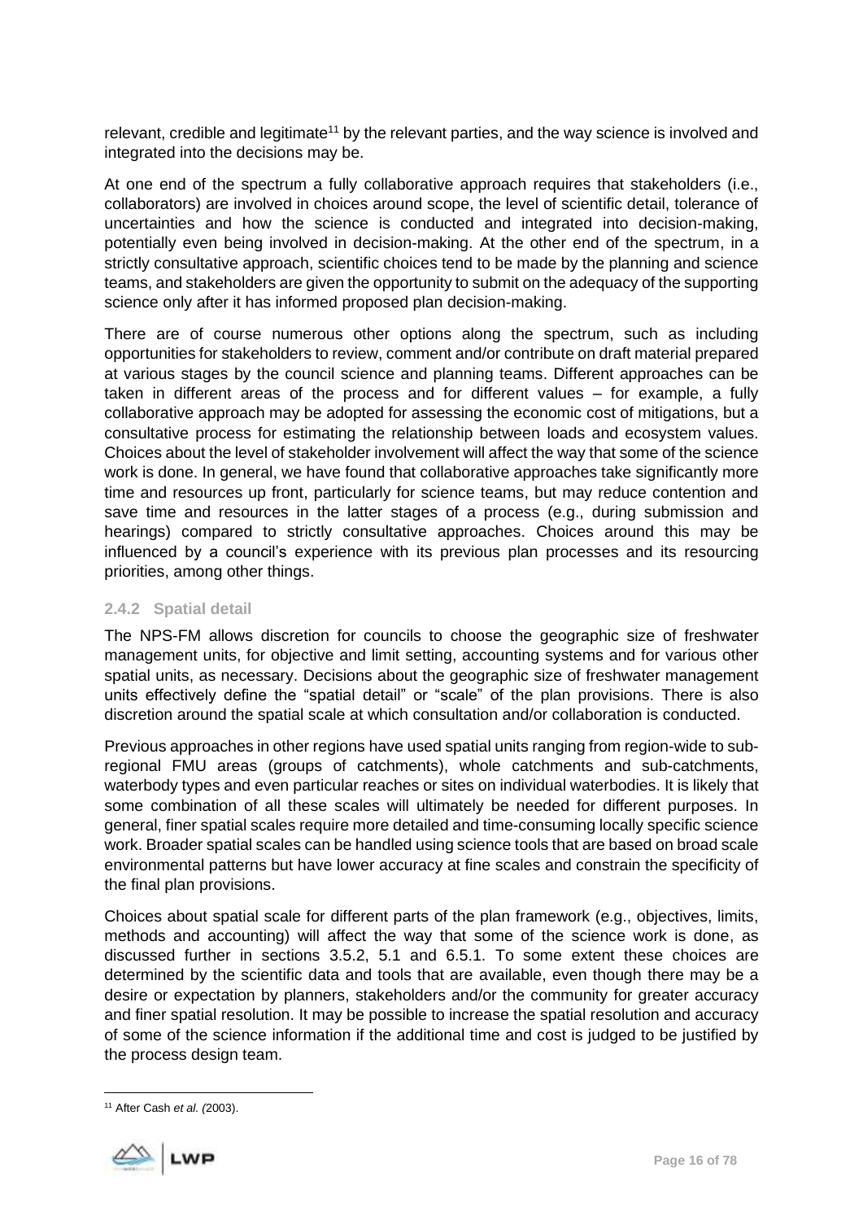relevant, credible and legitimate[11] by the relevant parties, and the way science is involved and integrated into the decisions may be.

At one end of the spectrum a fully collaborative approach requires that stakeholders (i.e., collaborators) are involved in choices around scope, the level of scientific detail, tolerance of uncertainties and how the science is conducted and integrated into decision-making, potentially even being involved in decision-making. At the other end of the spectrum, in a strictly consultative approach, scientific choices tend to be made by the planning and science teams, and stakeholders are given the opportunity to submit on the adequacy of the supporting science only after it has informed proposed plan decision-making.

There are of course numerous other options along the spectrum, such as including opportunities for stakeholders to review, comment and/or contribute on draft material prepared at various stages by the council science and planning teams. Different approaches can be taken in different areas of the process and for different values – for example, a fully collaborative approach may be adopted for assessing the economic cost of mitigations, but a consultative process for estimating the relationship between loads and ecosystem values. Choices about the level of stakeholder involvement will affect the way that some of the science work is done. In general, we have found that collaborative approaches take significantly more time and resources up front, particularly for science teams, but may reduce contention and save time and resources in the latter stages of a process (e.g., during submission and hearings) compared to strictly consultative approaches. Choices around this may be influenced by a council's experience with its previous plan processes and its resourcing priorities, among other things.

### 2.4.2 Spatial detail

The NPS-FM allows discretion for councils to choose the geographic size of freshwater management units, for objective and limit setting, accounting systems and for various other spatial units, as necessary. Decisions about the geographic size of freshwater management units effectively define the "spatial detail" or "scale" of the plan provisions. There is also discretion around the spatial scale at which consultation and/or collaboration is conducted.

Previous approaches in other regions have used spatial units ranging from region-wide to sub-regional FMU areas (groups of catchments), whole catchments and sub-catchments, waterbody types and even particular reaches or sites on individual waterbodies. It is likely that some combination of all these scales will ultimately be needed for different purposes. In general, finer spatial scales require more detailed and time-consuming locally specific science work. Broader spatial scales can be handled using science tools that are based on broad scale environmental patterns but have lower accuracy at fine scales and constrain the specificity of the final plan provisions.

Choices about spatial scale for different parts of the plan framework (e.g., objectives, limits, methods and accounting) will affect the way that some of the science work is done, as discussed further in sections 3.5.2, 5.1 and 6.5.1. To some extent these choices are determined by the scientific data and tools that are available, even though there may be a desire or expectation by planners, stakeholders and/or the community for greater accuracy and finer spatial resolution. It may be possible to increase the spatial resolution and accuracy of some of the science information if the additional time and cost is judged to be justified by the process design team.

[11] After Cash *et al.* (2003).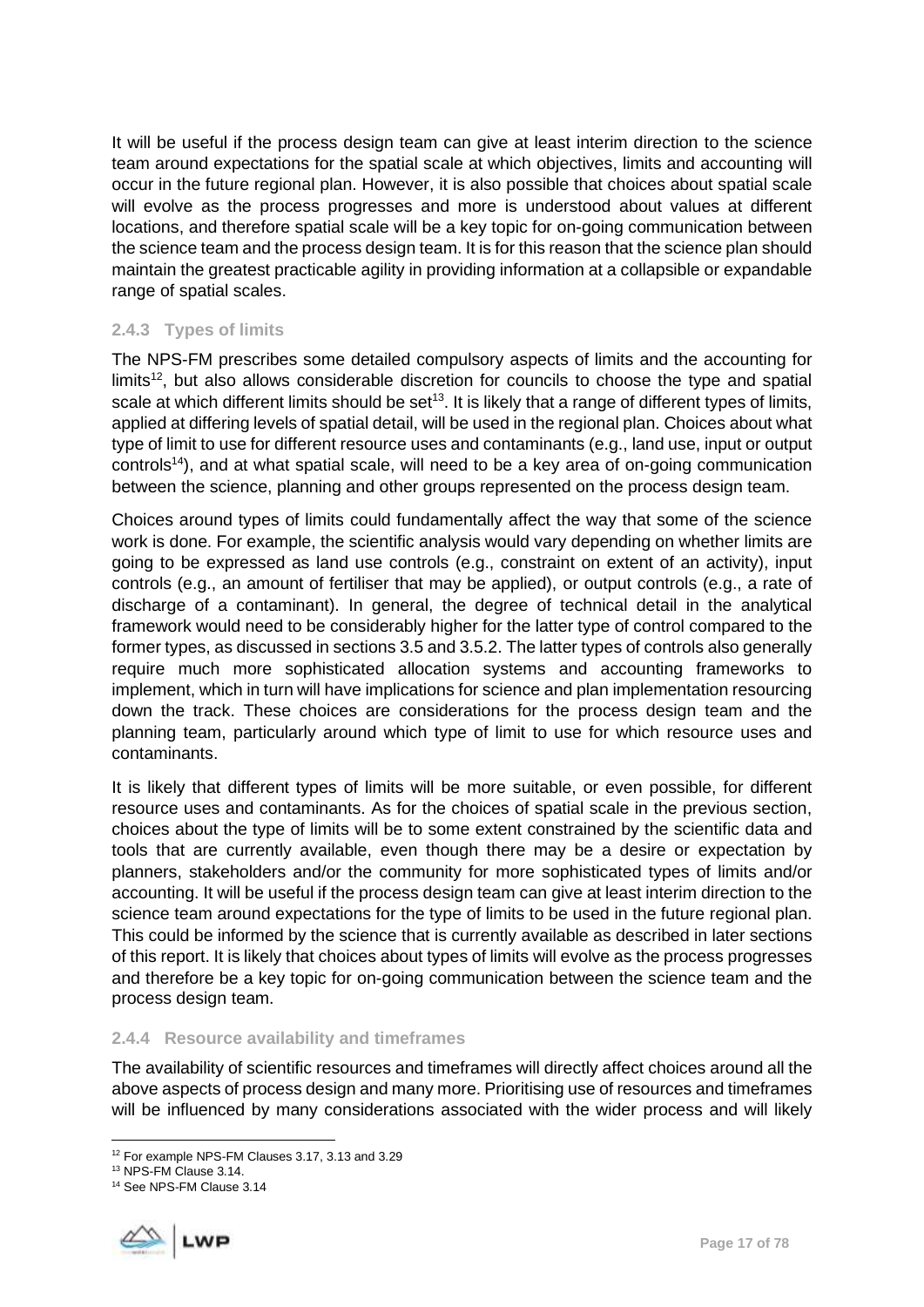It will be useful if the process design team can give at least interim direction to the science team around expectations for the spatial scale at which objectives, limits and accounting will occur in the future regional plan. However, it is also possible that choices about spatial scale will evolve as the process progresses and more is understood about values at different locations, and therefore spatial scale will be a key topic for on-going communication between the science team and the process design team. It is for this reason that the science plan should maintain the greatest practicable agility in providing information at a collapsible or expandable range of spatial scales.

### 2.4.3 Types of limits

The NPS-FM prescribes some detailed compulsory aspects of limits and the accounting for limits[12], but also allows considerable discretion for councils to choose the type and spatial scale at which different limits should be set[13]. It is likely that a range of different types of limits, applied at differing levels of spatial detail, will be used in the regional plan. Choices about what type of limit to use for different resource uses and contaminants (e.g., land use, input or output controls[14]), and at what spatial scale, will need to be a key area of on-going communication between the science, planning and other groups represented on the process design team.

Choices around types of limits could fundamentally affect the way that some of the science work is done. For example, the scientific analysis would vary depending on whether limits are going to be expressed as land use controls (e.g., constraint on extent of an activity), input controls (e.g., an amount of fertiliser that may be applied), or output controls (e.g., a rate of discharge of a contaminant). In general, the degree of technical detail in the analytical framework would need to be considerably higher for the latter type of control compared to the former types, as discussed in sections 3.5 and 3.5.2. The latter types of controls also generally require much more sophisticated allocation systems and accounting frameworks to implement, which in turn will have implications for science and plan implementation resourcing down the track. These choices are considerations for the process design team and the planning team, particularly around which type of limit to use for which resource uses and contaminants.

It is likely that different types of limits will be more suitable, or even possible, for different resource uses and contaminants. As for the choices of spatial scale in the previous section, choices about the type of limits will be to some extent constrained by the scientific data and tools that are currently available, even though there may be a desire or expectation by planners, stakeholders and/or the community for more sophisticated types of limits and/or accounting. It will be useful if the process design team can give at least interim direction to the science team around expectations for the type of limits to be used in the future regional plan. This could be informed by the science that is currently available as described in later sections of this report. It is likely that choices about types of limits will evolve as the process progresses and therefore be a key topic for on-going communication between the science team and the process design team.

### 2.4.4 Resource availability and timeframes

The availability of scientific resources and timeframes will directly affect choices around all the above aspects of process design and many more. Prioritising use of resources and timeframes will be influenced by many considerations associated with the wider process and will likely

---

[12] For example NPS-FM Clauses 3.17, 3.13 and 3.29

[13] NPS-FM Clause 3.14.

[14] See NPS-FM Clause 3.14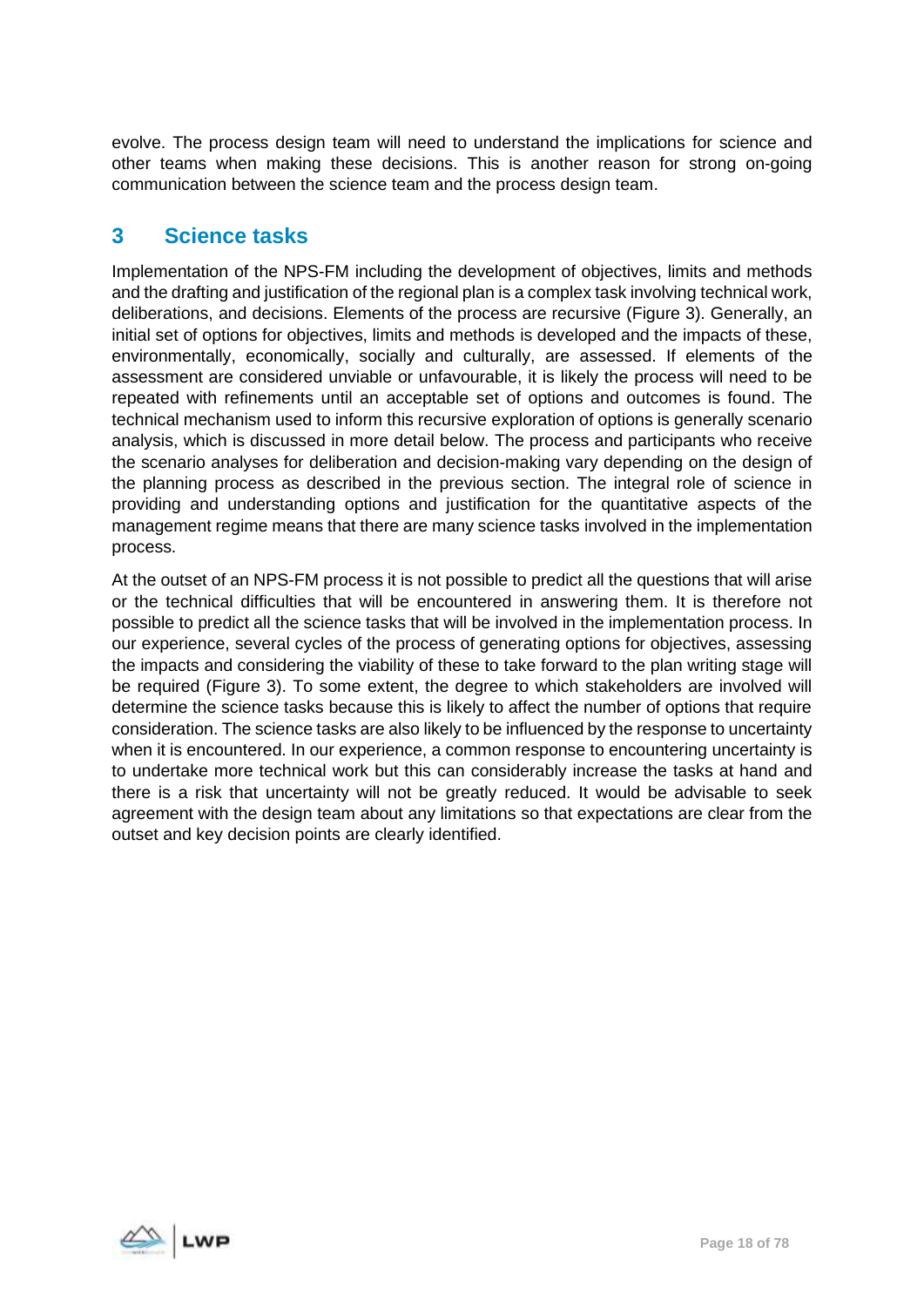evolve. The process design team will need to understand the implications for science and other teams when making these decisions. This is another reason for strong on-going communication between the science team and the process design team.

## 3 Science tasks

Implementation of the NPS-FM including the development of objectives, limits and methods and the drafting and justification of the regional plan is a complex task involving technical work, deliberations, and decisions. Elements of the process are recursive (Figure 3). Generally, an initial set of options for objectives, limits and methods is developed and the impacts of these, environmentally, economically, socially and culturally, are assessed. If elements of the assessment are considered unviable or unfavourable, it is likely the process will need to be repeated with refinements until an acceptable set of options and outcomes is found. The technical mechanism used to inform this recursive exploration of options is generally scenario analysis, which is discussed in more detail below. The process and participants who receive the scenario analyses for deliberation and decision-making vary depending on the design of the planning process as described in the previous section. The integral role of science in providing and understanding options and justification for the quantitative aspects of the management regime means that there are many science tasks involved in the implementation process.

At the outset of an NPS-FM process it is not possible to predict all the questions that will arise or the technical difficulties that will be encountered in answering them. It is therefore not possible to predict all the science tasks that will be involved in the implementation process. In our experience, several cycles of the process of generating options for objectives, assessing the impacts and considering the viability of these to take forward to the plan writing stage will be required (Figure 3). To some extent, the degree to which stakeholders are involved will determine the science tasks because this is likely to affect the number of options that require consideration. The science tasks are also likely to be influenced by the response to uncertainty when it is encountered. In our experience, a common response to encountering uncertainty is to undertake more technical work but this can considerably increase the tasks at hand and there is a risk that uncertainty will not be greatly reduced. It would be advisable to seek agreement with the design team about any limitations so that expectations are clear from the outset and key decision points are clearly identified.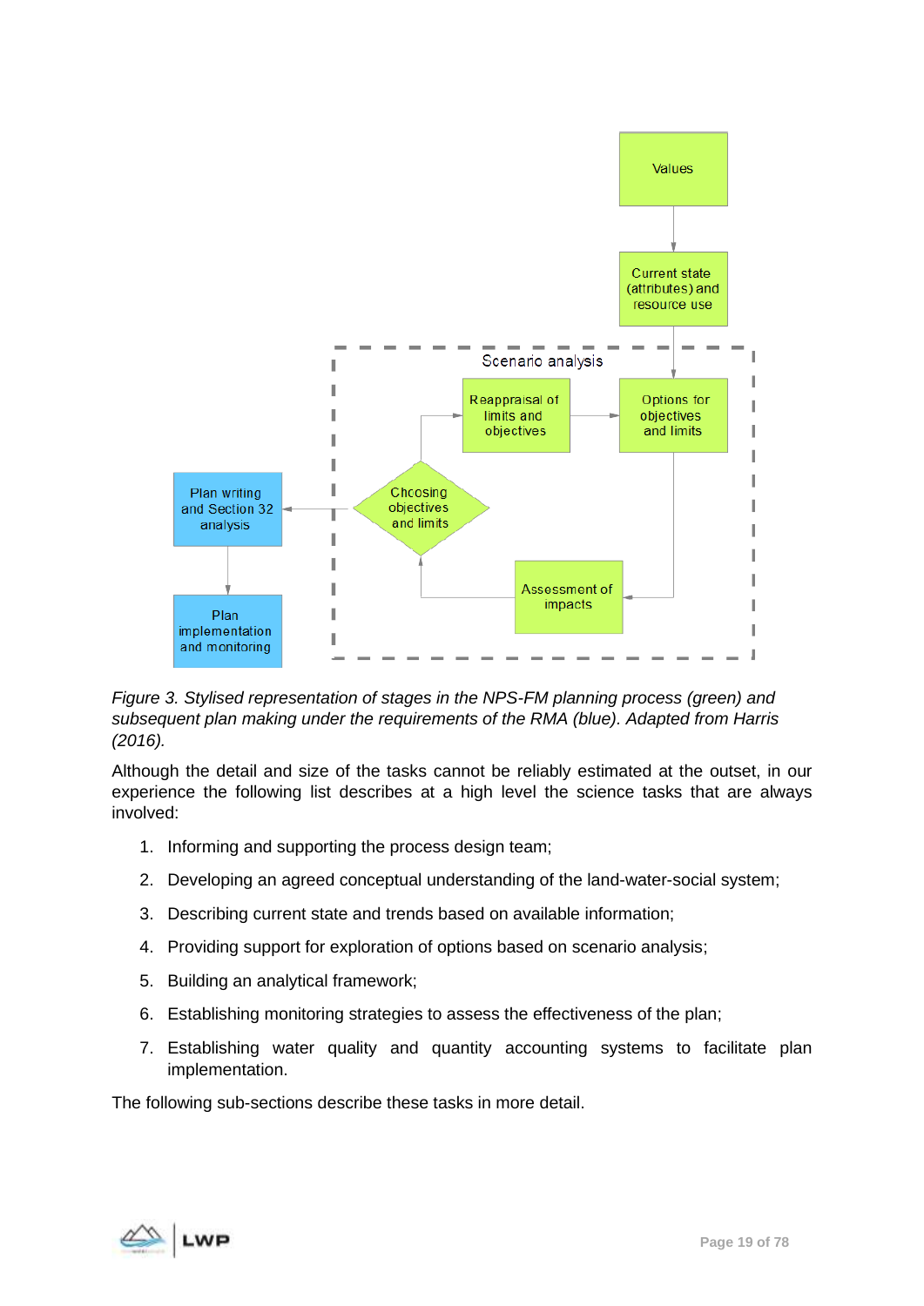*Figure 3. Stylised representation of stages in the NPS-FM planning process (green) and subsequent plan making under the requirements of the RMA (blue). Adapted from Harris (2016).*

Although the detail and size of the tasks cannot be reliably estimated at the outset, in our experience the following list describes at a high level the science tasks that are always involved:

1. Informing and supporting the process design team;
2. Developing an agreed conceptual understanding of the land-water-social system;
3. Describing current state and trends based on available information;
4. Providing support for exploration of options based on scenario analysis;
5. Building an analytical framework;
6. Establishing monitoring strategies to assess the effectiveness of the plan;
7. Establishing water quality and quantity accounting systems to facilitate plan implementation.

The following sub-sections describe these tasks in more detail.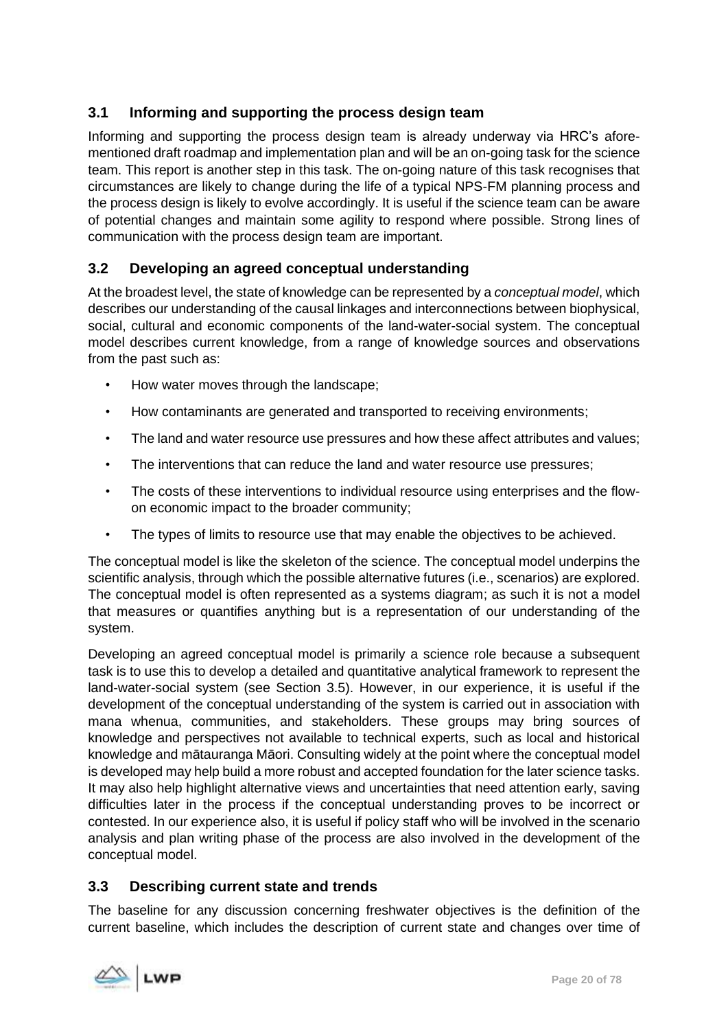## 3.1 Informing and supporting the process design team

Informing and supporting the process design team is already underway via HRC's afore-mentioned draft roadmap and implementation plan and will be an on-going task for the science team. This report is another step in this task. The on-going nature of this task recognises that circumstances are likely to change during the life of a typical NPS-FM planning process and the process design is likely to evolve accordingly. It is useful if the science team can be aware of potential changes and maintain some agility to respond where possible. Strong lines of communication with the process design team are important.

## 3.2 Developing an agreed conceptual understanding

At the broadest level, the state of knowledge can be represented by a *conceptual model*, which describes our understanding of the causal linkages and interconnections between biophysical, social, cultural and economic components of the land-water-social system. The conceptual model describes current knowledge, from a range of knowledge sources and observations from the past such as:

- How water moves through the landscape;
- How contaminants are generated and transported to receiving environments;
- The land and water resource use pressures and how these affect attributes and values;
- The interventions that can reduce the land and water resource use pressures;
- The costs of these interventions to individual resource using enterprises and the flow-on economic impact to the broader community;
- The types of limits to resource use that may enable the objectives to be achieved.

The conceptual model is like the skeleton of the science. The conceptual model underpins the scientific analysis, through which the possible alternative futures (i.e., scenarios) are explored. The conceptual model is often represented as a systems diagram; as such it is not a model that measures or quantifies anything but is a representation of our understanding of the system.

Developing an agreed conceptual model is primarily a science role because a subsequent task is to use this to develop a detailed and quantitative analytical framework to represent the land-water-social system (see Section 3.5). However, in our experience, it is useful if the development of the conceptual understanding of the system is carried out in association with mana whenua, communities, and stakeholders. These groups may bring sources of knowledge and perspectives not available to technical experts, such as local and historical knowledge and mātauranga Māori. Consulting widely at the point where the conceptual model is developed may help build a more robust and accepted foundation for the later science tasks. It may also help highlight alternative views and uncertainties that need attention early, saving difficulties later in the process if the conceptual understanding proves to be incorrect or contested. In our experience also, it is useful if policy staff who will be involved in the scenario analysis and plan writing phase of the process are also involved in the development of the conceptual model.

## 3.3 Describing current state and trends

The baseline for any discussion concerning freshwater objectives is the definition of the current baseline, which includes the description of current state and changes over time of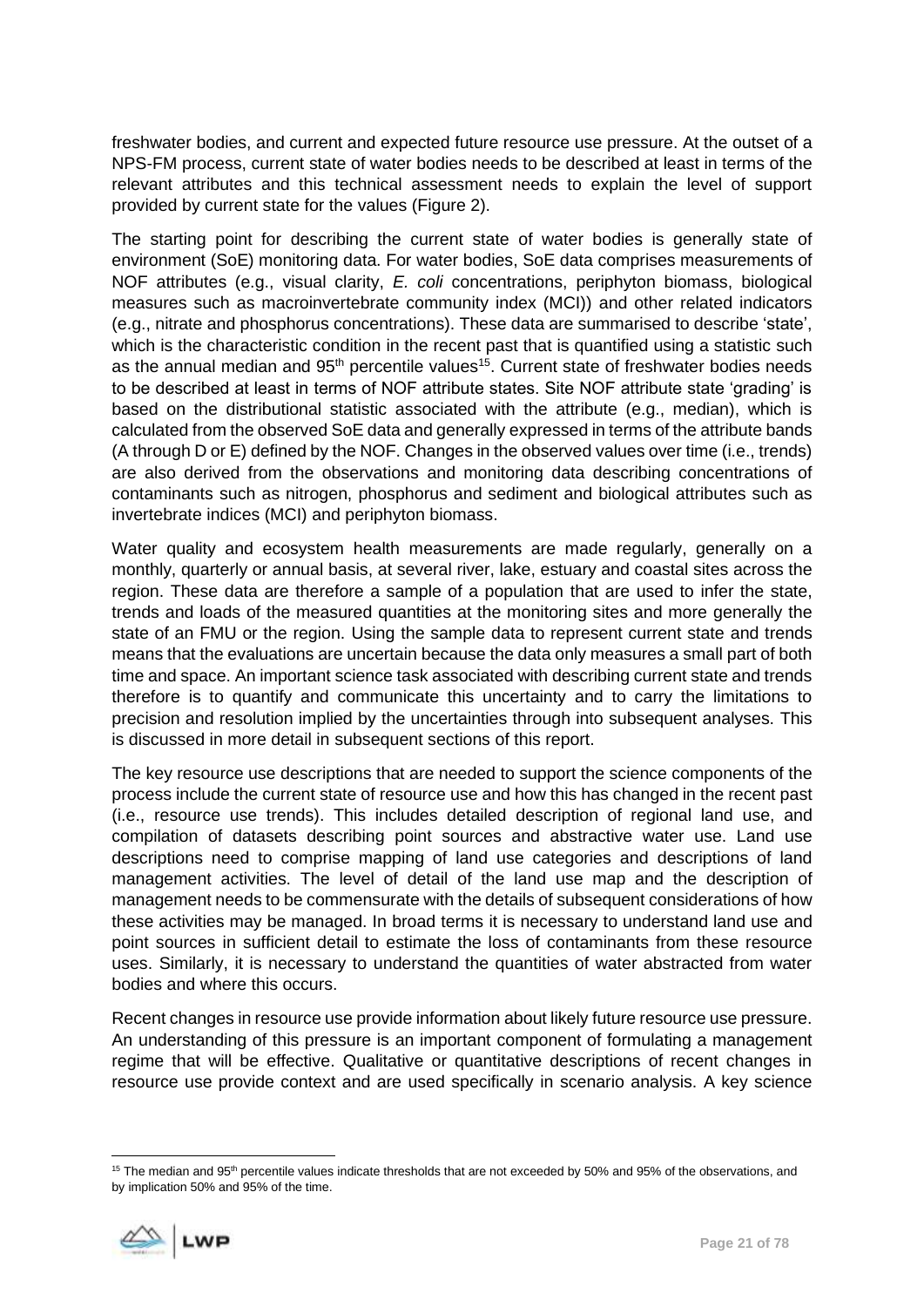freshwater bodies, and current and expected future resource use pressure. At the outset of a NPS-FM process, current state of water bodies needs to be described at least in terms of the relevant attributes and this technical assessment needs to explain the level of support provided by current state for the values (Figure 2).

The starting point for describing the current state of water bodies is generally state of environment (SoE) monitoring data. For water bodies, SoE data comprises measurements of NOF attributes (e.g., visual clarity, *E. coli* concentrations, periphyton biomass, biological measures such as macroinvertebrate community index (MCI)) and other related indicators (e.g., nitrate and phosphorus concentrations). These data are summarised to describe 'state', which is the characteristic condition in the recent past that is quantified using a statistic such as the annual median and 95th percentile values[15]. Current state of freshwater bodies needs to be described at least in terms of NOF attribute states. Site NOF attribute state 'grading' is based on the distributional statistic associated with the attribute (e.g., median), which is calculated from the observed SoE data and generally expressed in terms of the attribute bands (A through D or E) defined by the NOF. Changes in the observed values over time (i.e., trends) are also derived from the observations and monitoring data describing concentrations of contaminants such as nitrogen, phosphorus and sediment and biological attributes such as invertebrate indices (MCI) and periphyton biomass.

Water quality and ecosystem health measurements are made regularly, generally on a monthly, quarterly or annual basis, at several river, lake, estuary and coastal sites across the region. These data are therefore a sample of a population that are used to infer the state, trends and loads of the measured quantities at the monitoring sites and more generally the state of an FMU or the region. Using the sample data to represent current state and trends means that the evaluations are uncertain because the data only measures a small part of both time and space. An important science task associated with describing current state and trends therefore is to quantify and communicate this uncertainty and to carry the limitations to precision and resolution implied by the uncertainties through into subsequent analyses. This is discussed in more detail in subsequent sections of this report.

The key resource use descriptions that are needed to support the science components of the process include the current state of resource use and how this has changed in the recent past (i.e., resource use trends). This includes detailed description of regional land use, and compilation of datasets describing point sources and abstractive water use. Land use descriptions need to comprise mapping of land use categories and descriptions of land management activities. The level of detail of the land use map and the description of management needs to be commensurate with the details of subsequent considerations of how these activities may be managed. In broad terms it is necessary to understand land use and point sources in sufficient detail to estimate the loss of contaminants from these resource uses. Similarly, it is necessary to understand the quantities of water abstracted from water bodies and where this occurs.

Recent changes in resource use provide information about likely future resource use pressure. An understanding of this pressure is an important component of formulating a management regime that will be effective. Qualitative or quantitative descriptions of recent changes in resource use provide context and are used specifically in scenario analysis. A key science

---

[15] The median and 95th percentile values indicate thresholds that are not exceeded by 50% and 95% of the observations, and by implication 50% and 95% of the time.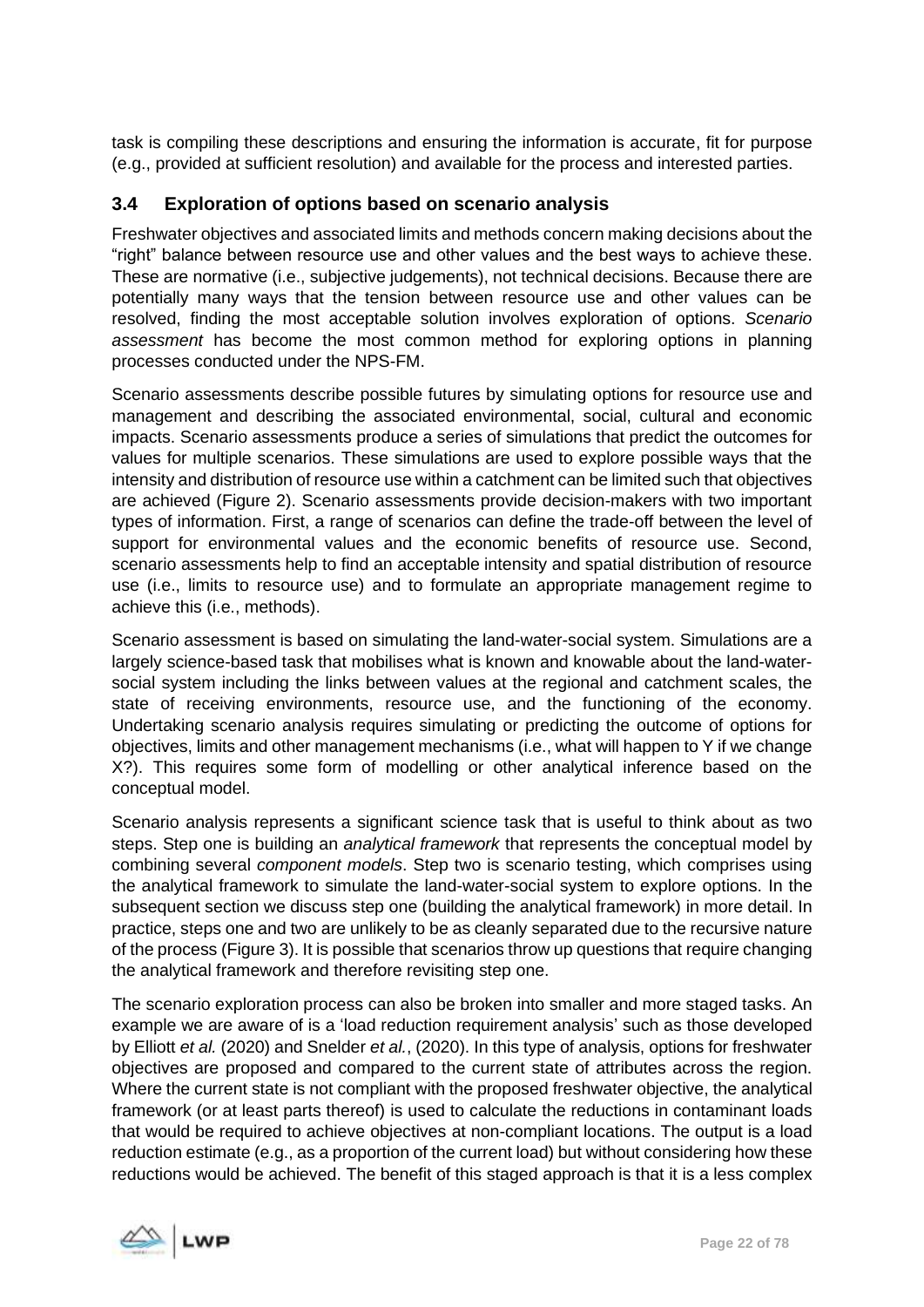task is compiling these descriptions and ensuring the information is accurate, fit for purpose (e.g., provided at sufficient resolution) and available for the process and interested parties.

### 3.4 Exploration of options based on scenario analysis

Freshwater objectives and associated limits and methods concern making decisions about the "right" balance between resource use and other values and the best ways to achieve these. These are normative (i.e., subjective judgements), not technical decisions. Because there are potentially many ways that the tension between resource use and other values can be resolved, finding the most acceptable solution involves exploration of options. *Scenario assessment* has become the most common method for exploring options in planning processes conducted under the NPS-FM.

Scenario assessments describe possible futures by simulating options for resource use and management and describing the associated environmental, social, cultural and economic impacts. Scenario assessments produce a series of simulations that predict the outcomes for values for multiple scenarios. These simulations are used to explore possible ways that the intensity and distribution of resource use within a catchment can be limited such that objectives are achieved (Figure 2). Scenario assessments provide decision-makers with two important types of information. First, a range of scenarios can define the trade-off between the level of support for environmental values and the economic benefits of resource use. Second, scenario assessments help to find an acceptable intensity and spatial distribution of resource use (i.e., limits to resource use) and to formulate an appropriate management regime to achieve this (i.e., methods).

Scenario assessment is based on simulating the land-water-social system. Simulations are a largely science-based task that mobilises what is known and knowable about the land-water-social system including the links between values at the regional and catchment scales, the state of receiving environments, resource use, and the functioning of the economy. Undertaking scenario analysis requires simulating or predicting the outcome of options for objectives, limits and other management mechanisms (i.e., what will happen to Y if we change X?). This requires some form of modelling or other analytical inference based on the conceptual model.

Scenario analysis represents a significant science task that is useful to think about as two steps. Step one is building an *analytical framework* that represents the conceptual model by combining several *component models*. Step two is scenario testing, which comprises using the analytical framework to simulate the land-water-social system to explore options. In the subsequent section we discuss step one (building the analytical framework) in more detail. In practice, steps one and two are unlikely to be as cleanly separated due to the recursive nature of the process (Figure 3). It is possible that scenarios throw up questions that require changing the analytical framework and therefore revisiting step one.

The scenario exploration process can also be broken into smaller and more staged tasks. An example we are aware of is a 'load reduction requirement analysis' such as those developed by Elliott *et al.* (2020) and Snelder *et al.*, (2020). In this type of analysis, options for freshwater objectives are proposed and compared to the current state of attributes across the region. Where the current state is not compliant with the proposed freshwater objective, the analytical framework (or at least parts thereof) is used to calculate the reductions in contaminant loads that would be required to achieve objectives at non-compliant locations. The output is a load reduction estimate (e.g., as a proportion of the current load) but without considering how these reductions would be achieved. The benefit of this staged approach is that it is a less complex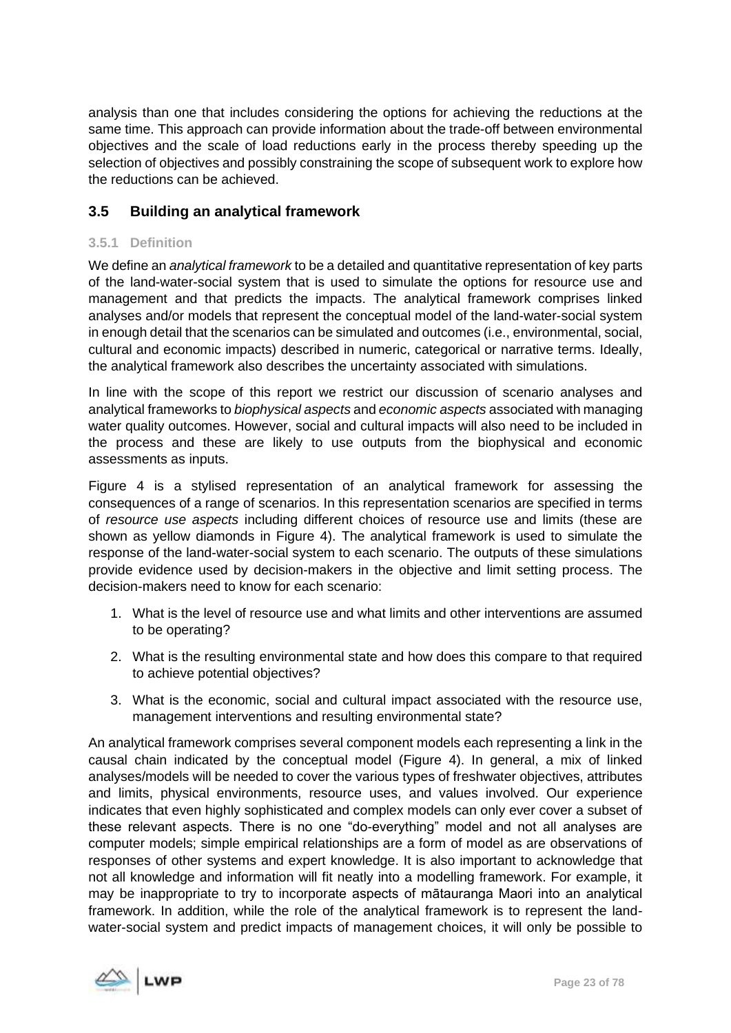analysis than one that includes considering the options for achieving the reductions at the same time. This approach can provide information about the trade-off between environmental objectives and the scale of load reductions early in the process thereby speeding up the selection of objectives and possibly constraining the scope of subsequent work to explore how the reductions can be achieved.

## 3.5 Building an analytical framework

### 3.5.1 Definition

We define an *analytical framework* to be a detailed and quantitative representation of key parts of the land-water-social system that is used to simulate the options for resource use and management and that predicts the impacts. The analytical framework comprises linked analyses and/or models that represent the conceptual model of the land-water-social system in enough detail that the scenarios can be simulated and outcomes (i.e., environmental, social, cultural and economic impacts) described in numeric, categorical or narrative terms. Ideally, the analytical framework also describes the uncertainty associated with simulations.

In line with the scope of this report we restrict our discussion of scenario analyses and analytical frameworks to *biophysical aspects* and *economic aspects* associated with managing water quality outcomes. However, social and cultural impacts will also need to be included in the process and these are likely to use outputs from the biophysical and economic assessments as inputs.

Figure 4 is a stylised representation of an analytical framework for assessing the consequences of a range of scenarios. In this representation scenarios are specified in terms of *resource use aspects* including different choices of resource use and limits (these are shown as yellow diamonds in Figure 4). The analytical framework is used to simulate the response of the land-water-social system to each scenario. The outputs of these simulations provide evidence used by decision-makers in the objective and limit setting process. The decision-makers need to know for each scenario:

1. What is the level of resource use and what limits and other interventions are assumed to be operating?
2. What is the resulting environmental state and how does this compare to that required to achieve potential objectives?
3. What is the economic, social and cultural impact associated with the resource use, management interventions and resulting environmental state?

An analytical framework comprises several component models each representing a link in the causal chain indicated by the conceptual model (Figure 4). In general, a mix of linked analyses/models will be needed to cover the various types of freshwater objectives, attributes and limits, physical environments, resource uses, and values involved. Our experience indicates that even highly sophisticated and complex models can only ever cover a subset of these relevant aspects. There is no one "do-everything" model and not all analyses are computer models; simple empirical relationships are a form of model as are observations of responses of other systems and expert knowledge. It is also important to acknowledge that not all knowledge and information will fit neatly into a modelling framework. For example, it may be inappropriate to try to incorporate aspects of mātauranga Maori into an analytical framework. In addition, while the role of the analytical framework is to represent the land-water-social system and predict impacts of management choices, it will only be possible to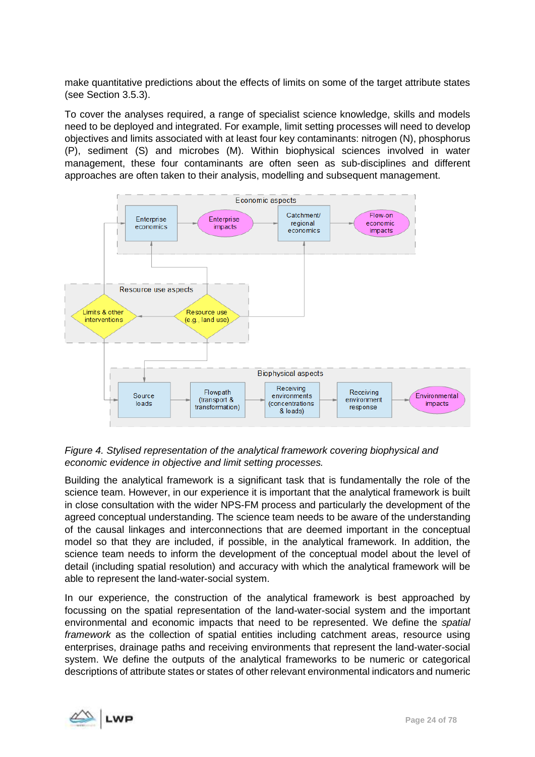make quantitative predictions about the effects of limits on some of the target attribute states (see Section 3.5.3).

To cover the analyses required, a range of specialist science knowledge, skills and models need to be deployed and integrated. For example, limit setting processes will need to develop objectives and limits associated with at least four key contaminants: nitrogen (N), phosphorus (P), sediment (S) and microbes (M). Within biophysical sciences involved in water management, these four contaminants are often seen as sub-disciplines and different approaches are often taken to their analysis, modelling and subsequent management.

*Figure 4. Stylised representation of the analytical framework covering biophysical and economic evidence in objective and limit setting processes.*

Building the analytical framework is a significant task that is fundamentally the role of the science team. However, in our experience it is important that the analytical framework is built in close consultation with the wider NPS-FM process and particularly the development of the agreed conceptual understanding. The science team needs to be aware of the understanding of the causal linkages and interconnections that are deemed important in the conceptual model so that they are included, if possible, in the analytical framework. In addition, the science team needs to inform the development of the conceptual model about the level of detail (including spatial resolution) and accuracy with which the analytical framework will be able to represent the land-water-social system.

In our experience, the construction of the analytical framework is best approached by focussing on the spatial representation of the land-water-social system and the important environmental and economic impacts that need to be represented. We define the *spatial framework* as the collection of spatial entities including catchment areas, resource using enterprises, drainage paths and receiving environments that represent the land-water-social system. We define the outputs of the analytical frameworks to be numeric or categorical descriptions of attribute states or states of other relevant environmental indicators and numeric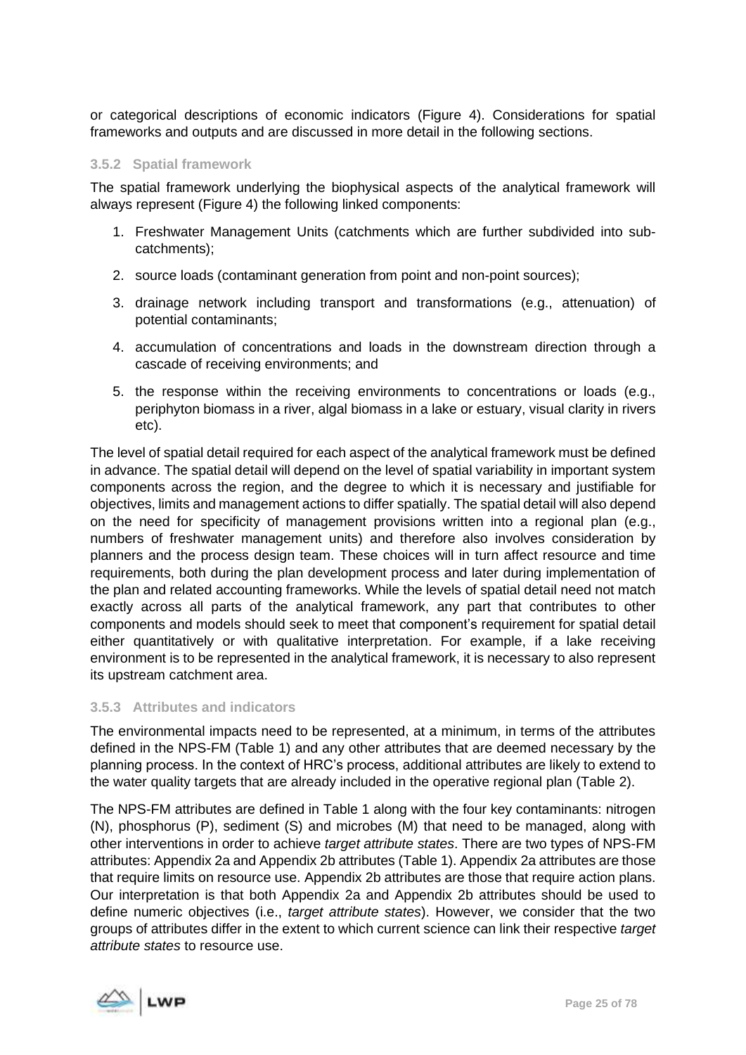or categorical descriptions of economic indicators (Figure 4). Considerations for spatial frameworks and outputs and are discussed in more detail in the following sections.

### 3.5.2 Spatial framework

The spatial framework underlying the biophysical aspects of the analytical framework will always represent (Figure 4) the following linked components:

1. Freshwater Management Units (catchments which are further subdivided into sub-catchments);
2. source loads (contaminant generation from point and non-point sources);
3. drainage network including transport and transformations (e.g., attenuation) of potential contaminants;
4. accumulation of concentrations and loads in the downstream direction through a cascade of receiving environments; and
5. the response within the receiving environments to concentrations or loads (e.g., periphyton biomass in a river, algal biomass in a lake or estuary, visual clarity in rivers etc).

The level of spatial detail required for each aspect of the analytical framework must be defined in advance. The spatial detail will depend on the level of spatial variability in important system components across the region, and the degree to which it is necessary and justifiable for objectives, limits and management actions to differ spatially. The spatial detail will also depend on the need for specificity of management provisions written into a regional plan (e.g., numbers of freshwater management units) and therefore also involves consideration by planners and the process design team. These choices will in turn affect resource and time requirements, both during the plan development process and later during implementation of the plan and related accounting frameworks. While the levels of spatial detail need not match exactly across all parts of the analytical framework, any part that contributes to other components and models should seek to meet that component's requirement for spatial detail either quantitatively or with qualitative interpretation. For example, if a lake receiving environment is to be represented in the analytical framework, it is necessary to also represent its upstream catchment area.

### 3.5.3 Attributes and indicators

The environmental impacts need to be represented, at a minimum, in terms of the attributes defined in the NPS-FM (Table 1) and any other attributes that are deemed necessary by the planning process. In the context of HRC's process, additional attributes are likely to extend to the water quality targets that are already included in the operative regional plan (Table 2).

The NPS-FM attributes are defined in Table 1 along with the four key contaminants: nitrogen (N), phosphorus (P), sediment (S) and microbes (M) that need to be managed, along with other interventions in order to achieve *target attribute states*. There are two types of NPS-FM attributes: Appendix 2a and Appendix 2b attributes (Table 1). Appendix 2a attributes are those that require limits on resource use. Appendix 2b attributes are those that require action plans. Our interpretation is that both Appendix 2a and Appendix 2b attributes should be used to define numeric objectives (i.e., *target attribute states*). However, we consider that the two groups of attributes differ in the extent to which current science can link their respective *target attribute states* to resource use.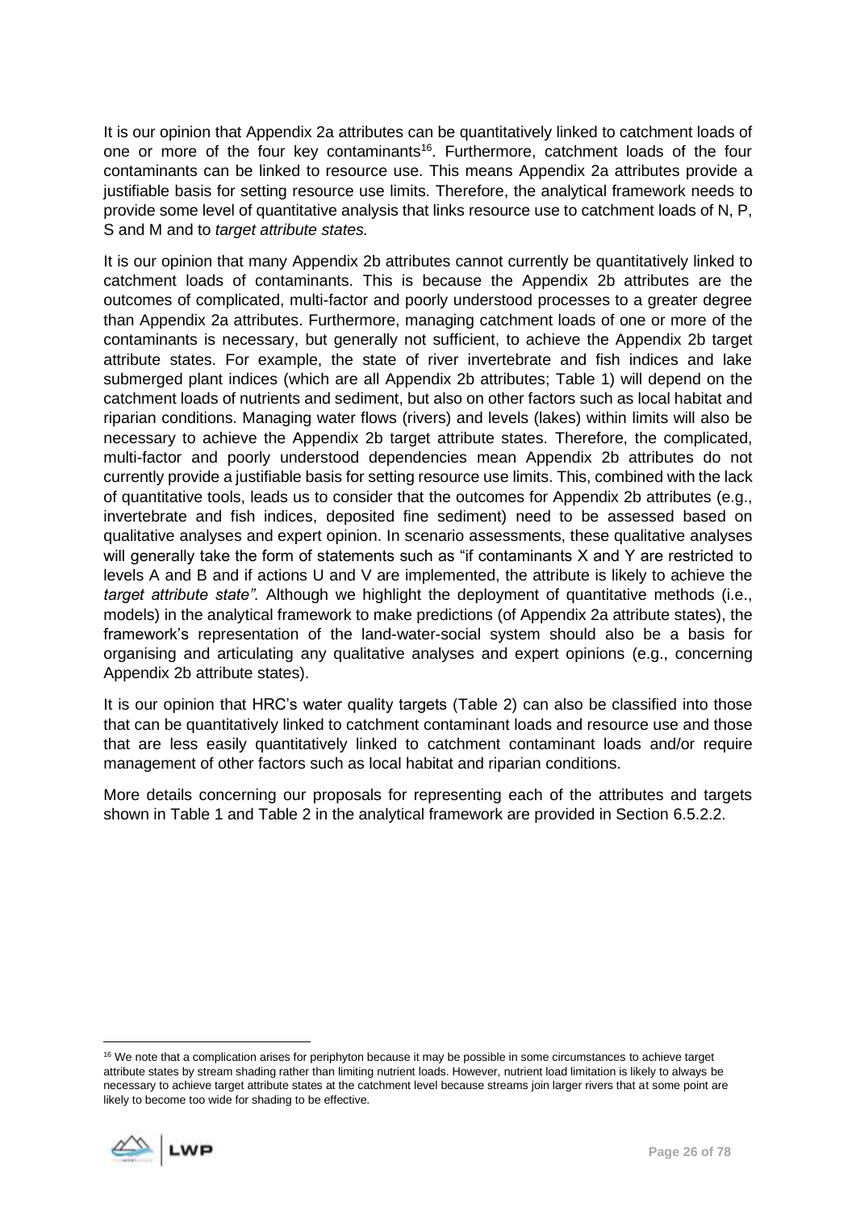It is our opinion that Appendix 2a attributes can be quantitatively linked to catchment loads of one or more of the four key contaminants[16]. Furthermore, catchment loads of the four contaminants can be linked to resource use. This means Appendix 2a attributes provide a justifiable basis for setting resource use limits. Therefore, the analytical framework needs to provide some level of quantitative analysis that links resource use to catchment loads of N, P, S and M and to *target attribute states.*

It is our opinion that many Appendix 2b attributes cannot currently be quantitatively linked to catchment loads of contaminants. This is because the Appendix 2b attributes are the outcomes of complicated, multi-factor and poorly understood processes to a greater degree than Appendix 2a attributes. Furthermore, managing catchment loads of one or more of the contaminants is necessary, but generally not sufficient, to achieve the Appendix 2b target attribute states. For example, the state of river invertebrate and fish indices and lake submerged plant indices (which are all Appendix 2b attributes; Table 1) will depend on the catchment loads of nutrients and sediment, but also on other factors such as local habitat and riparian conditions. Managing water flows (rivers) and levels (lakes) within limits will also be necessary to achieve the Appendix 2b target attribute states. Therefore, the complicated, multi-factor and poorly understood dependencies mean Appendix 2b attributes do not currently provide a justifiable basis for setting resource use limits. This, combined with the lack of quantitative tools, leads us to consider that the outcomes for Appendix 2b attributes (e.g., invertebrate and fish indices, deposited fine sediment) need to be assessed based on qualitative analyses and expert opinion. In scenario assessments, these qualitative analyses will generally take the form of statements such as "if contaminants X and Y are restricted to levels A and B and if actions U and V are implemented, the attribute is likely to achieve the *target attribute state"*. Although we highlight the deployment of quantitative methods (i.e., models) in the analytical framework to make predictions (of Appendix 2a attribute states), the framework's representation of the land-water-social system should also be a basis for organising and articulating any qualitative analyses and expert opinions (e.g., concerning Appendix 2b attribute states).

It is our opinion that HRC's water quality targets (Table 2) can also be classified into those that can be quantitatively linked to catchment contaminant loads and resource use and those that are less easily quantitatively linked to catchment contaminant loads and/or require management of other factors such as local habitat and riparian conditions.

More details concerning our proposals for representing each of the attributes and targets shown in Table 1 and Table 2 in the analytical framework are provided in Section 6.5.2.2.

[16] We note that a complication arises for periphyton because it may be possible in some circumstances to achieve target attribute states by stream shading rather than limiting nutrient loads. However, nutrient load limitation is likely to always be necessary to achieve target attribute states at the catchment level because streams join larger rivers that at some point are likely to become too wide for shading to be effective.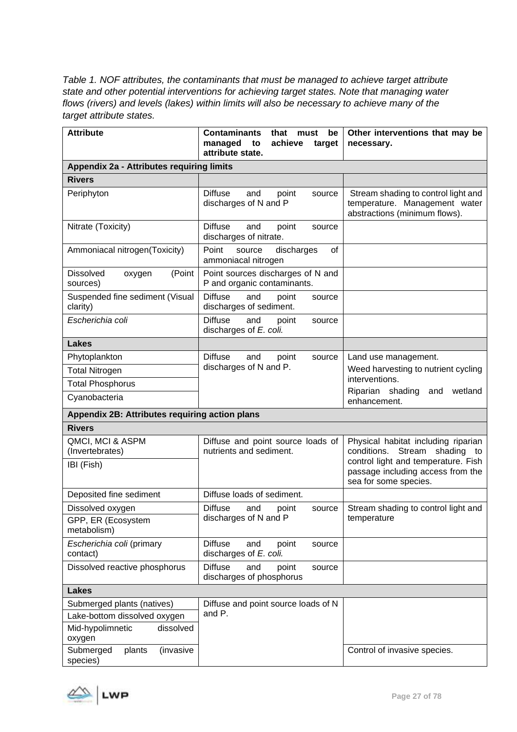*Table 1. NOF attributes, the contaminants that must be managed to achieve target attribute state and other potential interventions for achieving target states. Note that managing water flows (rivers) and levels (lakes) within limits will also be necessary to achieve many of the target attribute states.*

| Attribute | Contaminants that must be managed to achieve target attribute state. | Other interventions that may be necessary. |
|---|---|---|
| **Appendix 2a - Attributes requiring limits** | | |
| **Rivers** | | |
| Periphyton | Diffuse and point source discharges of N and P | Stream shading to control light and temperature. Management water abstractions (minimum flows). |
| Nitrate (Toxicity) | Diffuse and point source discharges of nitrate. | |
| Ammoniacal nitrogen(Toxicity) | Point source discharges of ammoniacal nitrogen | |
| Dissolved oxygen (Point sources) | Point sources discharges of N and P and organic contaminants. | |
| Suspended fine sediment (Visual clarity) | Diffuse and point source discharges of sediment. | |
| *Escherichia coli* | Diffuse and point source discharges of *E. coli.* | |
| **Lakes** | | |
| Phytoplankton | Diffuse and point source discharges of N and P. | Land use management. |
| Total Nitrogen | | Weed harvesting to nutrient cycling interventions. |
| Total Phosphorus | | Riparian shading and wetland enhancement. |
| Cyanobacteria | | |
| **Appendix 2B: Attributes requiring action plans** | | |
| **Rivers** | | |
| QMCI, MCI & ASPM (Invertebrates) | Diffuse and point source loads of nutrients and sediment. | Physical habitat including riparian conditions. Stream shading to control light and temperature. Fish passage including access from the sea for some species. |
| IBI (Fish) | | |
| Deposited fine sediment | Diffuse loads of sediment. | |
| Dissolved oxygen | Diffuse and point source discharges of N and P | Stream shading to control light and temperature |
| GPP, ER (Ecosystem metabolism) | | |
| *Escherichia coli* (primary contact) | Diffuse and point source discharges of *E. coli.* | |
| Dissolved reactive phosphorus | Diffuse and point source discharges of phosphorus | |
| **Lakes** | | |
| Submerged plants (natives) | Diffuse and point source loads of N and P. | |
| Lake-bottom dissolved oxygen | | |
| Mid-hypolimnetic dissolved oxygen | | |
| Submerged plants (invasive species) | | Control of invasive species. |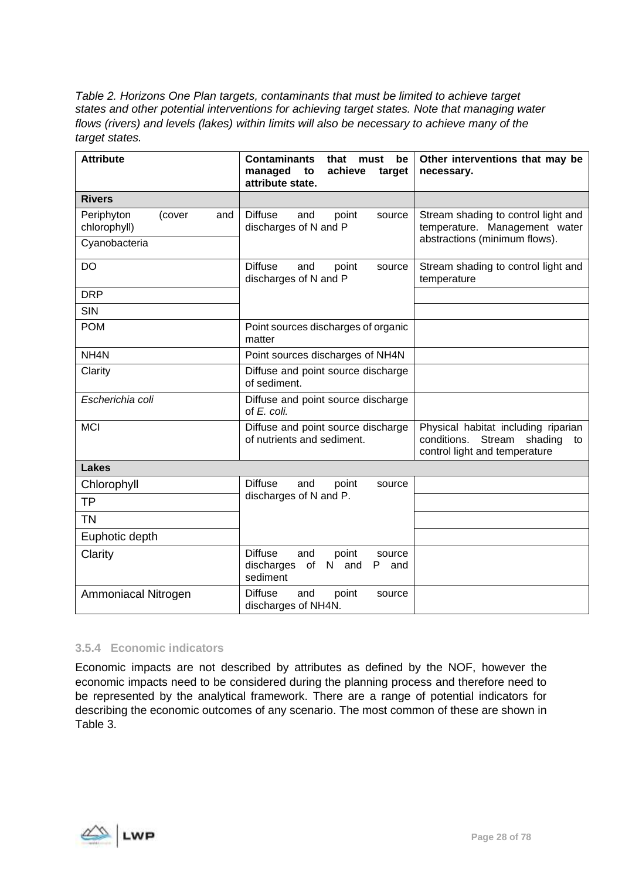*Table 2. Horizons One Plan targets, contaminants that must be limited to achieve target states and other potential interventions for achieving target states. Note that managing water flows (rivers) and levels (lakes) within limits will also be necessary to achieve many of the target states.*

| Attribute | Contaminants that must be managed to achieve target attribute state. | Other interventions that may be necessary. |
|---|---|---|
| **Rivers** | | |
| Periphyton (cover and chlorophyll) | Diffuse and point source discharges of N and P | Stream shading to control light and temperature. Management water abstractions (minimum flows). |
| Cyanobacteria | | |
| DO | Diffuse and point source discharges of N and P | Stream shading to control light and temperature |
| DRP | | |
| SIN | | |
| POM | Point sources discharges of organic matter | |
| NH4N | Point sources discharges of NH4N | |
| Clarity | Diffuse and point source discharge of sediment. | |
| *Escherichia coli* | Diffuse and point source discharge of *E. coli.* | |
| MCI | Diffuse and point source discharge of nutrients and sediment. | Physical habitat including riparian conditions. Stream shading to control light and temperature |
| **Lakes** | | |
| Chlorophyll | Diffuse and point source discharges of N and P. | |
| TP | | |
| TN | | |
| Euphotic depth | | |
| Clarity | Diffuse and point source discharges of N and P and sediment | |
| Ammoniacal Nitrogen | Diffuse and point source discharges of NH4N. | |

### 3.5.4 Economic indicators

Economic impacts are not described by attributes as defined by the NOF, however the economic impacts need to be considered during the planning process and therefore need to be represented by the analytical framework. There are a range of potential indicators for describing the economic outcomes of any scenario. The most common of these are shown in Table 3.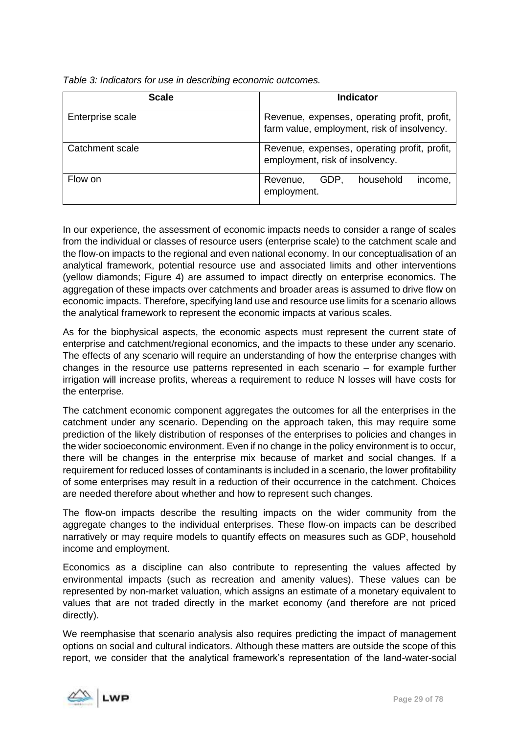*Table 3: Indicators for use in describing economic outcomes.*

| Scale | Indicator |
|---|---|
| Enterprise scale | Revenue, expenses, operating profit, profit, farm value, employment, risk of insolvency. |
| Catchment scale | Revenue, expenses, operating profit, profit, employment, risk of insolvency. |
| Flow on | Revenue, GDP, household income, employment. |

In our experience, the assessment of economic impacts needs to consider a range of scales from the individual or classes of resource users (enterprise scale) to the catchment scale and the flow-on impacts to the regional and even national economy. In our conceptualisation of an analytical framework, potential resource use and associated limits and other interventions (yellow diamonds; Figure 4) are assumed to impact directly on enterprise economics. The aggregation of these impacts over catchments and broader areas is assumed to drive flow on economic impacts. Therefore, specifying land use and resource use limits for a scenario allows the analytical framework to represent the economic impacts at various scales.

As for the biophysical aspects, the economic aspects must represent the current state of enterprise and catchment/regional economics, and the impacts to these under any scenario. The effects of any scenario will require an understanding of how the enterprise changes with changes in the resource use patterns represented in each scenario – for example further irrigation will increase profits, whereas a requirement to reduce N losses will have costs for the enterprise.

The catchment economic component aggregates the outcomes for all the enterprises in the catchment under any scenario. Depending on the approach taken, this may require some prediction of the likely distribution of responses of the enterprises to policies and changes in the wider socioeconomic environment. Even if no change in the policy environment is to occur, there will be changes in the enterprise mix because of market and social changes. If a requirement for reduced losses of contaminants is included in a scenario, the lower profitability of some enterprises may result in a reduction of their occurrence in the catchment. Choices are needed therefore about whether and how to represent such changes.

The flow-on impacts describe the resulting impacts on the wider community from the aggregate changes to the individual enterprises. These flow-on impacts can be described narratively or may require models to quantify effects on measures such as GDP, household income and employment.

Economics as a discipline can also contribute to representing the values affected by environmental impacts (such as recreation and amenity values). These values can be represented by non-market valuation, which assigns an estimate of a monetary equivalent to values that are not traded directly in the market economy (and therefore are not priced directly).

We reemphasise that scenario analysis also requires predicting the impact of management options on social and cultural indicators. Although these matters are outside the scope of this report, we consider that the analytical framework's representation of the land-water-social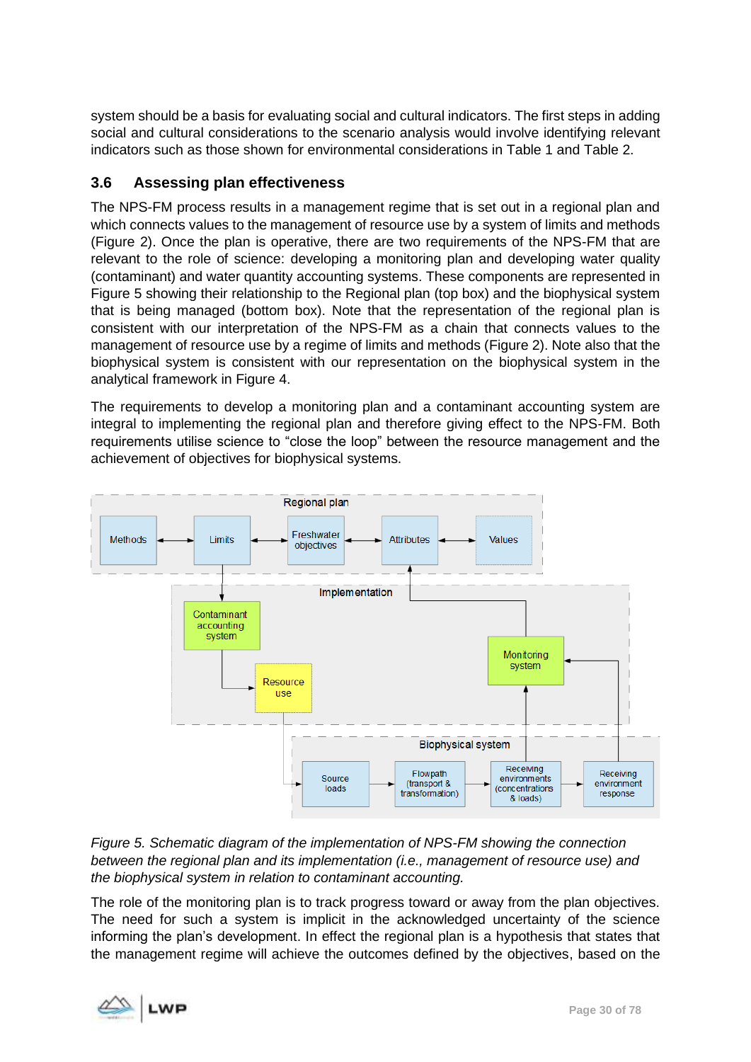system should be a basis for evaluating social and cultural indicators. The first steps in adding social and cultural considerations to the scenario analysis would involve identifying relevant indicators such as those shown for environmental considerations in Table 1 and Table 2.

## 3.6 Assessing plan effectiveness

The NPS-FM process results in a management regime that is set out in a regional plan and which connects values to the management of resource use by a system of limits and methods (Figure 2). Once the plan is operative, there are two requirements of the NPS-FM that are relevant to the role of science: developing a monitoring plan and developing water quality (contaminant) and water quantity accounting systems. These components are represented in Figure 5 showing their relationship to the Regional plan (top box) and the biophysical system that is being managed (bottom box). Note that the representation of the regional plan is consistent with our interpretation of the NPS-FM as a chain that connects values to the management of resource use by a regime of limits and methods (Figure 2). Note also that the biophysical system is consistent with our representation on the biophysical system in the analytical framework in Figure 4.

The requirements to develop a monitoring plan and a contaminant accounting system are integral to implementing the regional plan and therefore giving effect to the NPS-FM. Both requirements utilise science to “close the loop” between the resource management and the achievement of objectives for biophysical systems.

*Figure 5. Schematic diagram of the implementation of NPS-FM showing the connection between the regional plan and its implementation (i.e., management of resource use) and the biophysical system in relation to contaminant accounting.*

The role of the monitoring plan is to track progress toward or away from the plan objectives. The need for such a system is implicit in the acknowledged uncertainty of the science informing the plan’s development. In effect the regional plan is a hypothesis that states that the management regime will achieve the outcomes defined by the objectives, based on the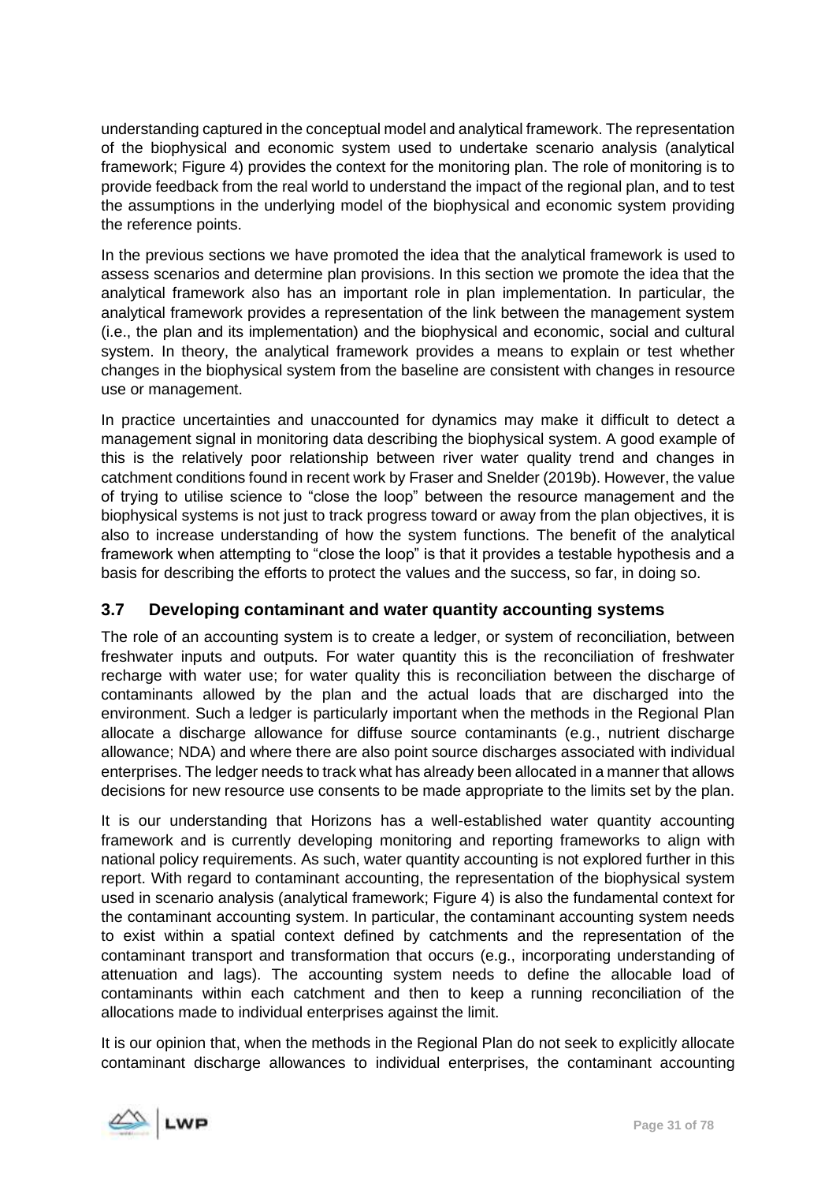understanding captured in the conceptual model and analytical framework. The representation of the biophysical and economic system used to undertake scenario analysis (analytical framework; Figure 4) provides the context for the monitoring plan. The role of monitoring is to provide feedback from the real world to understand the impact of the regional plan, and to test the assumptions in the underlying model of the biophysical and economic system providing the reference points.

In the previous sections we have promoted the idea that the analytical framework is used to assess scenarios and determine plan provisions. In this section we promote the idea that the analytical framework also has an important role in plan implementation. In particular, the analytical framework provides a representation of the link between the management system (i.e., the plan and its implementation) and the biophysical and economic, social and cultural system. In theory, the analytical framework provides a means to explain or test whether changes in the biophysical system from the baseline are consistent with changes in resource use or management.

In practice uncertainties and unaccounted for dynamics may make it difficult to detect a management signal in monitoring data describing the biophysical system. A good example of this is the relatively poor relationship between river water quality trend and changes in catchment conditions found in recent work by Fraser and Snelder (2019b). However, the value of trying to utilise science to "close the loop" between the resource management and the biophysical systems is not just to track progress toward or away from the plan objectives, it is also to increase understanding of how the system functions. The benefit of the analytical framework when attempting to "close the loop" is that it provides a testable hypothesis and a basis for describing the efforts to protect the values and the success, so far, in doing so.

### 3.7 Developing contaminant and water quantity accounting systems

The role of an accounting system is to create a ledger, or system of reconciliation, between freshwater inputs and outputs. For water quantity this is the reconciliation of freshwater recharge with water use; for water quality this is reconciliation between the discharge of contaminants allowed by the plan and the actual loads that are discharged into the environment. Such a ledger is particularly important when the methods in the Regional Plan allocate a discharge allowance for diffuse source contaminants (e.g., nutrient discharge allowance; NDA) and where there are also point source discharges associated with individual enterprises. The ledger needs to track what has already been allocated in a manner that allows decisions for new resource use consents to be made appropriate to the limits set by the plan.

It is our understanding that Horizons has a well-established water quantity accounting framework and is currently developing monitoring and reporting frameworks to align with national policy requirements. As such, water quantity accounting is not explored further in this report. With regard to contaminant accounting, the representation of the biophysical system used in scenario analysis (analytical framework; Figure 4) is also the fundamental context for the contaminant accounting system. In particular, the contaminant accounting system needs to exist within a spatial context defined by catchments and the representation of the contaminant transport and transformation that occurs (e.g., incorporating understanding of attenuation and lags). The accounting system needs to define the allocable load of contaminants within each catchment and then to keep a running reconciliation of the allocations made to individual enterprises against the limit.

It is our opinion that, when the methods in the Regional Plan do not seek to explicitly allocate contaminant discharge allowances to individual enterprises, the contaminant accounting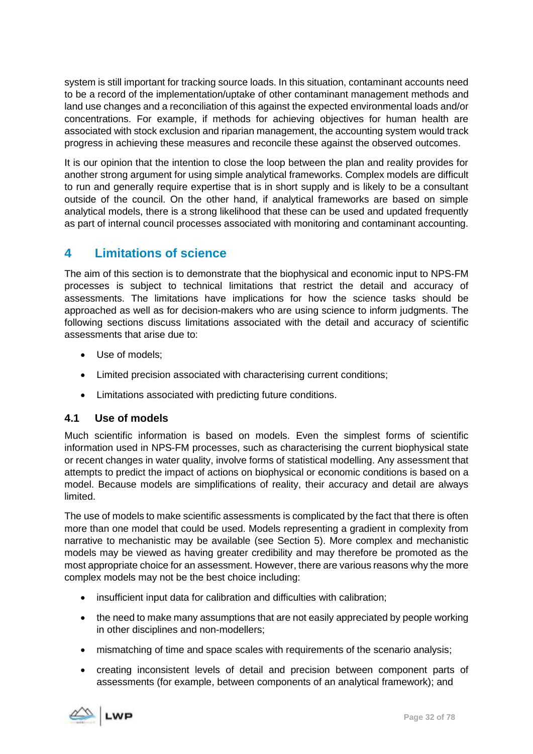system is still important for tracking source loads. In this situation, contaminant accounts need to be a record of the implementation/uptake of other contaminant management methods and land use changes and a reconciliation of this against the expected environmental loads and/or concentrations. For example, if methods for achieving objectives for human health are associated with stock exclusion and riparian management, the accounting system would track progress in achieving these measures and reconcile these against the observed outcomes.

It is our opinion that the intention to close the loop between the plan and reality provides for another strong argument for using simple analytical frameworks. Complex models are difficult to run and generally require expertise that is in short supply and is likely to be a consultant outside of the council. On the other hand, if analytical frameworks are based on simple analytical models, there is a strong likelihood that these can be used and updated frequently as part of internal council processes associated with monitoring and contaminant accounting.

# 4 Limitations of science

The aim of this section is to demonstrate that the biophysical and economic input to NPS-FM processes is subject to technical limitations that restrict the detail and accuracy of assessments. The limitations have implications for how the science tasks should be approached as well as for decision-makers who are using science to inform judgments. The following sections discuss limitations associated with the detail and accuracy of scientific assessments that arise due to:

- Use of models;
- Limited precision associated with characterising current conditions;
- Limitations associated with predicting future conditions.

## 4.1 Use of models

Much scientific information is based on models. Even the simplest forms of scientific information used in NPS-FM processes, such as characterising the current biophysical state or recent changes in water quality, involve forms of statistical modelling. Any assessment that attempts to predict the impact of actions on biophysical or economic conditions is based on a model. Because models are simplifications of reality, their accuracy and detail are always limited.

The use of models to make scientific assessments is complicated by the fact that there is often more than one model that could be used. Models representing a gradient in complexity from narrative to mechanistic may be available (see Section 5). More complex and mechanistic models may be viewed as having greater credibility and may therefore be promoted as the most appropriate choice for an assessment. However, there are various reasons why the more complex models may not be the best choice including:

- insufficient input data for calibration and difficulties with calibration;
- the need to make many assumptions that are not easily appreciated by people working in other disciplines and non-modellers;
- mismatching of time and space scales with requirements of the scenario analysis;
- creating inconsistent levels of detail and precision between component parts of assessments (for example, between components of an analytical framework); and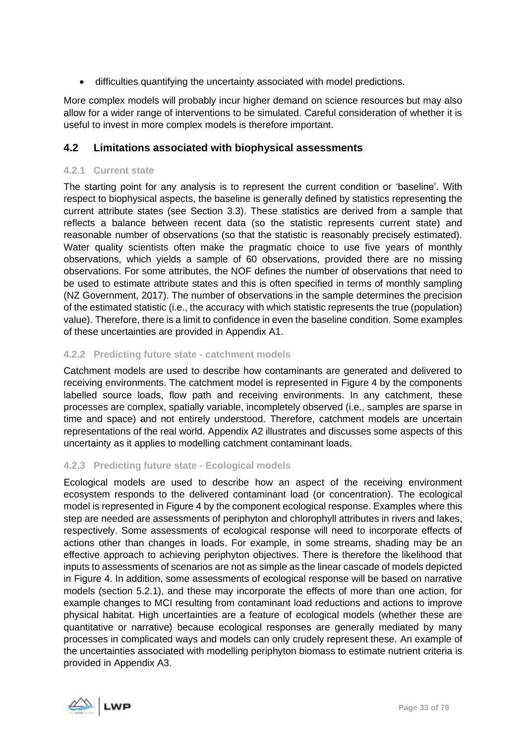- difficulties quantifying the uncertainty associated with model predictions.

More complex models will probably incur higher demand on science resources but may also allow for a wider range of interventions to be simulated. Careful consideration of whether it is useful to invest in more complex models is therefore important.

## 4.2 Limitations associated with biophysical assessments

### 4.2.1 Current state

The starting point for any analysis is to represent the current condition or 'baseline'. With respect to biophysical aspects, the baseline is generally defined by statistics representing the current attribute states (see Section 3.3). These statistics are derived from a sample that reflects a balance between recent data (so the statistic represents current state) and reasonable number of observations (so that the statistic is reasonably precisely estimated). Water quality scientists often make the pragmatic choice to use five years of monthly observations, which yields a sample of 60 observations, provided there are no missing observations. For some attributes, the NOF defines the number of observations that need to be used to estimate attribute states and this is often specified in terms of monthly sampling (NZ Government, 2017). The number of observations in the sample determines the precision of the estimated statistic (i.e., the accuracy with which statistic represents the true (population) value). Therefore, there is a limit to confidence in even the baseline condition. Some examples of these uncertainties are provided in Appendix A1.

### 4.2.2 Predicting future state - catchment models

Catchment models are used to describe how contaminants are generated and delivered to receiving environments. The catchment model is represented in Figure 4 by the components labelled source loads, flow path and receiving environments. In any catchment, these processes are complex, spatially variable, incompletely observed (i.e., samples are sparse in time and space) and not entirely understood. Therefore, catchment models are uncertain representations of the real world. Appendix A2 illustrates and discusses some aspects of this uncertainty as it applies to modelling catchment contaminant loads.

### 4.2.3 Predicting future state - Ecological models

Ecological models are used to describe how an aspect of the receiving environment ecosystem responds to the delivered contaminant load (or concentration). The ecological model is represented in Figure 4 by the component ecological response. Examples where this step are needed are assessments of periphyton and chlorophyll attributes in rivers and lakes, respectively. Some assessments of ecological response will need to incorporate effects of actions other than changes in loads. For example, in some streams, shading may be an effective approach to achieving periphyton objectives. There is therefore the likelihood that inputs to assessments of scenarios are not as simple as the linear cascade of models depicted in Figure 4. In addition, some assessments of ecological response will be based on narrative models (section 5.2.1), and these may incorporate the effects of more than one action, for example changes to MCI resulting from contaminant load reductions and actions to improve physical habitat. High uncertainties are a feature of ecological models (whether these are quantitative or narrative) because ecological responses are generally mediated by many processes in complicated ways and models can only crudely represent these. An example of the uncertainties associated with modelling periphyton biomass to estimate nutrient criteria is provided in Appendix A3.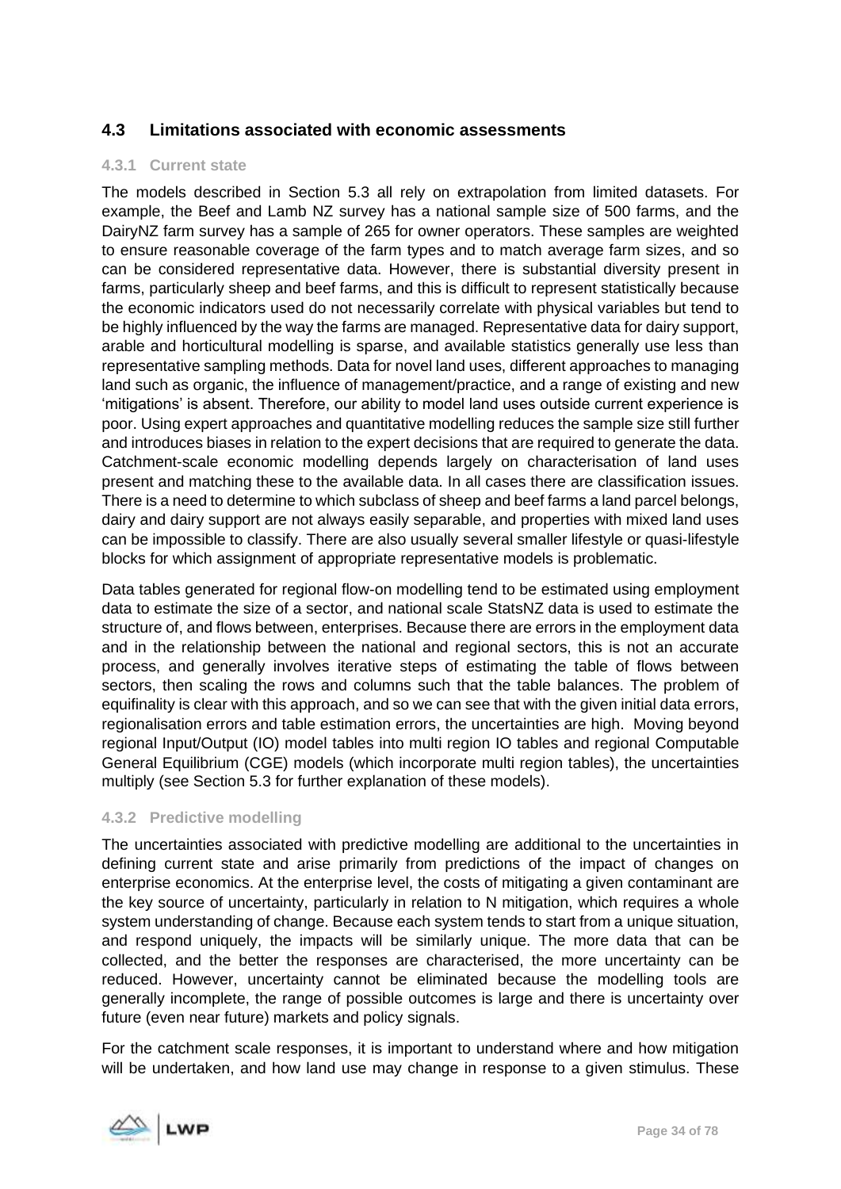## 4.3 Limitations associated with economic assessments

### 4.3.1 Current state

The models described in Section 5.3 all rely on extrapolation from limited datasets. For example, the Beef and Lamb NZ survey has a national sample size of 500 farms, and the DairyNZ farm survey has a sample of 265 for owner operators. These samples are weighted to ensure reasonable coverage of the farm types and to match average farm sizes, and so can be considered representative data. However, there is substantial diversity present in farms, particularly sheep and beef farms, and this is difficult to represent statistically because the economic indicators used do not necessarily correlate with physical variables but tend to be highly influenced by the way the farms are managed. Representative data for dairy support, arable and horticultural modelling is sparse, and available statistics generally use less than representative sampling methods. Data for novel land uses, different approaches to managing land such as organic, the influence of management/practice, and a range of existing and new 'mitigations' is absent. Therefore, our ability to model land uses outside current experience is poor. Using expert approaches and quantitative modelling reduces the sample size still further and introduces biases in relation to the expert decisions that are required to generate the data. Catchment-scale economic modelling depends largely on characterisation of land uses present and matching these to the available data. In all cases there are classification issues. There is a need to determine to which subclass of sheep and beef farms a land parcel belongs, dairy and dairy support are not always easily separable, and properties with mixed land uses can be impossible to classify. There are also usually several smaller lifestyle or quasi-lifestyle blocks for which assignment of appropriate representative models is problematic.

Data tables generated for regional flow-on modelling tend to be estimated using employment data to estimate the size of a sector, and national scale StatsNZ data is used to estimate the structure of, and flows between, enterprises. Because there are errors in the employment data and in the relationship between the national and regional sectors, this is not an accurate process, and generally involves iterative steps of estimating the table of flows between sectors, then scaling the rows and columns such that the table balances. The problem of equifinality is clear with this approach, and so we can see that with the given initial data errors, regionalisation errors and table estimation errors, the uncertainties are high. Moving beyond regional Input/Output (IO) model tables into multi region IO tables and regional Computable General Equilibrium (CGE) models (which incorporate multi region tables), the uncertainties multiply (see Section 5.3 for further explanation of these models).

### 4.3.2 Predictive modelling

The uncertainties associated with predictive modelling are additional to the uncertainties in defining current state and arise primarily from predictions of the impact of changes on enterprise economics. At the enterprise level, the costs of mitigating a given contaminant are the key source of uncertainty, particularly in relation to N mitigation, which requires a whole system understanding of change. Because each system tends to start from a unique situation, and respond uniquely, the impacts will be similarly unique. The more data that can be collected, and the better the responses are characterised, the more uncertainty can be reduced. However, uncertainty cannot be eliminated because the modelling tools are generally incomplete, the range of possible outcomes is large and there is uncertainty over future (even near future) markets and policy signals.

For the catchment scale responses, it is important to understand where and how mitigation will be undertaken, and how land use may change in response to a given stimulus. These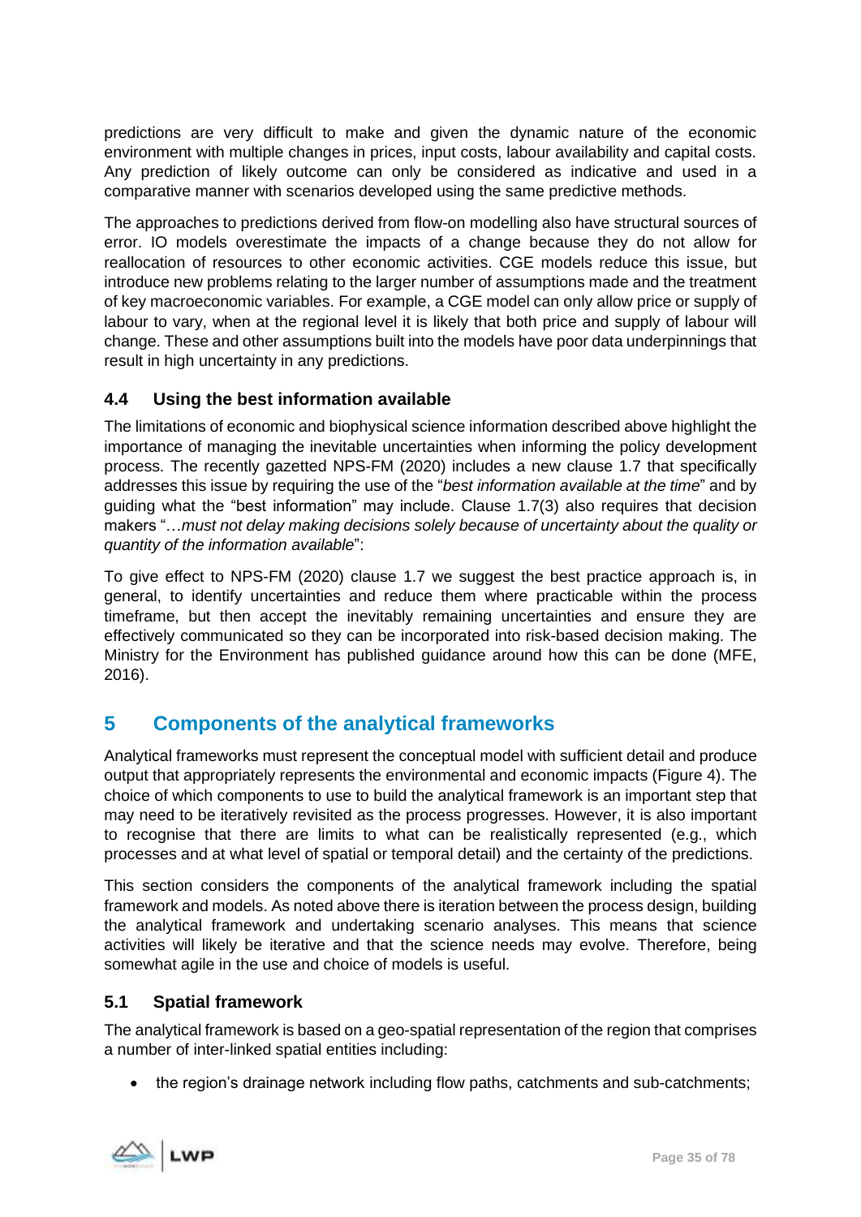predictions are very difficult to make and given the dynamic nature of the economic environment with multiple changes in prices, input costs, labour availability and capital costs. Any prediction of likely outcome can only be considered as indicative and used in a comparative manner with scenarios developed using the same predictive methods.

The approaches to predictions derived from flow-on modelling also have structural sources of error. IO models overestimate the impacts of a change because they do not allow for reallocation of resources to other economic activities. CGE models reduce this issue, but introduce new problems relating to the larger number of assumptions made and the treatment of key macroeconomic variables. For example, a CGE model can only allow price or supply of labour to vary, when at the regional level it is likely that both price and supply of labour will change. These and other assumptions built into the models have poor data underpinnings that result in high uncertainty in any predictions.

### 4.4 Using the best information available

The limitations of economic and biophysical science information described above highlight the importance of managing the inevitable uncertainties when informing the policy development process. The recently gazetted NPS-FM (2020) includes a new clause 1.7 that specifically addresses this issue by requiring the use of the "*best information available at the time*" and by guiding what the "best information" may include. Clause 1.7(3) also requires that decision makers "…*must not delay making decisions solely because of uncertainty about the quality or quantity of the information available*":

To give effect to NPS-FM (2020) clause 1.7 we suggest the best practice approach is, in general, to identify uncertainties and reduce them where practicable within the process timeframe, but then accept the inevitably remaining uncertainties and ensure they are effectively communicated so they can be incorporated into risk-based decision making. The Ministry for the Environment has published guidance around how this can be done (MFE, 2016).

## 5 Components of the analytical frameworks

Analytical frameworks must represent the conceptual model with sufficient detail and produce output that appropriately represents the environmental and economic impacts (Figure 4). The choice of which components to use to build the analytical framework is an important step that may need to be iteratively revisited as the process progresses. However, it is also important to recognise that there are limits to what can be realistically represented (e.g., which processes and at what level of spatial or temporal detail) and the certainty of the predictions.

This section considers the components of the analytical framework including the spatial framework and models. As noted above there is iteration between the process design, building the analytical framework and undertaking scenario analyses. This means that science activities will likely be iterative and that the science needs may evolve. Therefore, being somewhat agile in the use and choice of models is useful.

### 5.1 Spatial framework

The analytical framework is based on a geo-spatial representation of the region that comprises a number of inter-linked spatial entities including:

- the region's drainage network including flow paths, catchments and sub-catchments;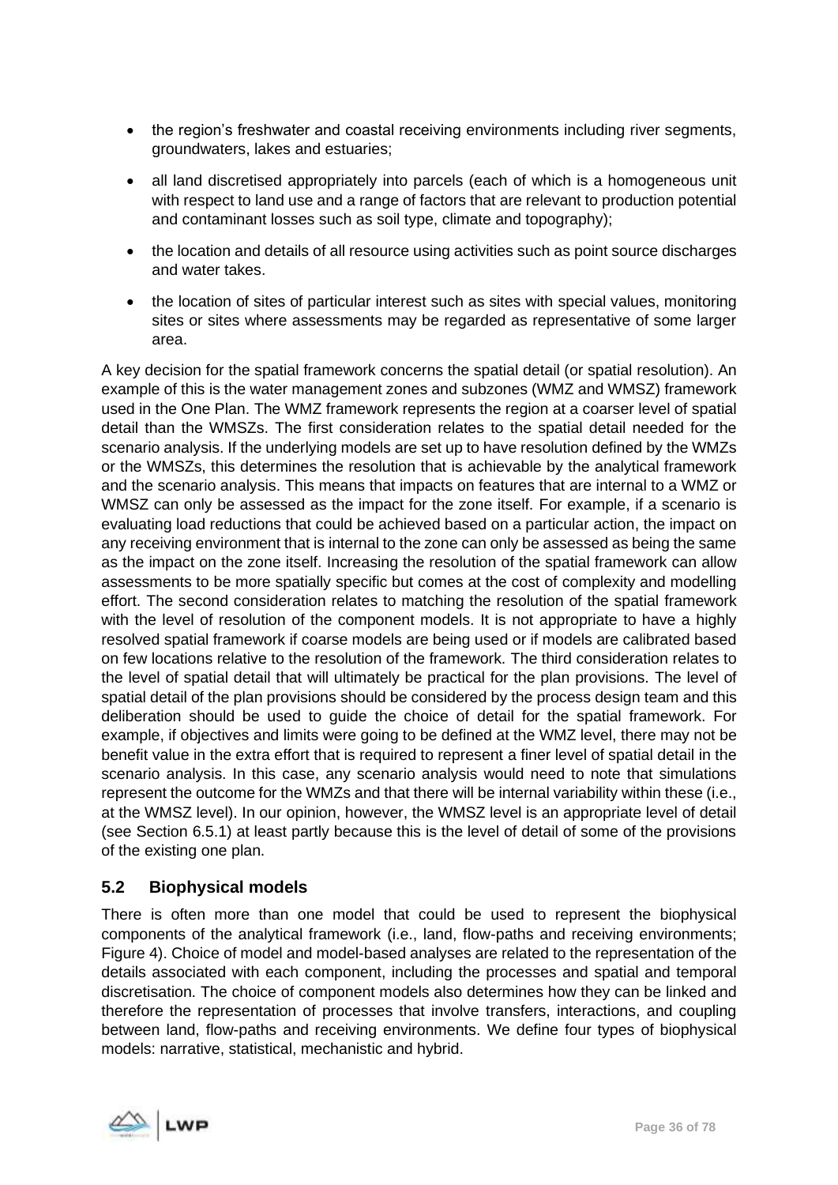- the region's freshwater and coastal receiving environments including river segments, groundwaters, lakes and estuaries;
- all land discretised appropriately into parcels (each of which is a homogeneous unit with respect to land use and a range of factors that are relevant to production potential and contaminant losses such as soil type, climate and topography);
- the location and details of all resource using activities such as point source discharges and water takes.
- the location of sites of particular interest such as sites with special values, monitoring sites or sites where assessments may be regarded as representative of some larger area.

A key decision for the spatial framework concerns the spatial detail (or spatial resolution). An example of this is the water management zones and subzones (WMZ and WMSZ) framework used in the One Plan. The WMZ framework represents the region at a coarser level of spatial detail than the WMSZs. The first consideration relates to the spatial detail needed for the scenario analysis. If the underlying models are set up to have resolution defined by the WMZs or the WMSZs, this determines the resolution that is achievable by the analytical framework and the scenario analysis. This means that impacts on features that are internal to a WMZ or WMSZ can only be assessed as the impact for the zone itself. For example, if a scenario is evaluating load reductions that could be achieved based on a particular action, the impact on any receiving environment that is internal to the zone can only be assessed as being the same as the impact on the zone itself. Increasing the resolution of the spatial framework can allow assessments to be more spatially specific but comes at the cost of complexity and modelling effort. The second consideration relates to matching the resolution of the spatial framework with the level of resolution of the component models. It is not appropriate to have a highly resolved spatial framework if coarse models are being used or if models are calibrated based on few locations relative to the resolution of the framework. The third consideration relates to the level of spatial detail that will ultimately be practical for the plan provisions. The level of spatial detail of the plan provisions should be considered by the process design team and this deliberation should be used to guide the choice of detail for the spatial framework. For example, if objectives and limits were going to be defined at the WMZ level, there may not be benefit value in the extra effort that is required to represent a finer level of spatial detail in the scenario analysis. In this case, any scenario analysis would need to note that simulations represent the outcome for the WMZs and that there will be internal variability within these (i.e., at the WMSZ level). In our opinion, however, the WMSZ level is an appropriate level of detail (see Section 6.5.1) at least partly because this is the level of detail of some of the provisions of the existing one plan.

## 5.2 Biophysical models

There is often more than one model that could be used to represent the biophysical components of the analytical framework (i.e., land, flow-paths and receiving environments; Figure 4). Choice of model and model-based analyses are related to the representation of the details associated with each component, including the processes and spatial and temporal discretisation. The choice of component models also determines how they can be linked and therefore the representation of processes that involve transfers, interactions, and coupling between land, flow-paths and receiving environments. We define four types of biophysical models: narrative, statistical, mechanistic and hybrid.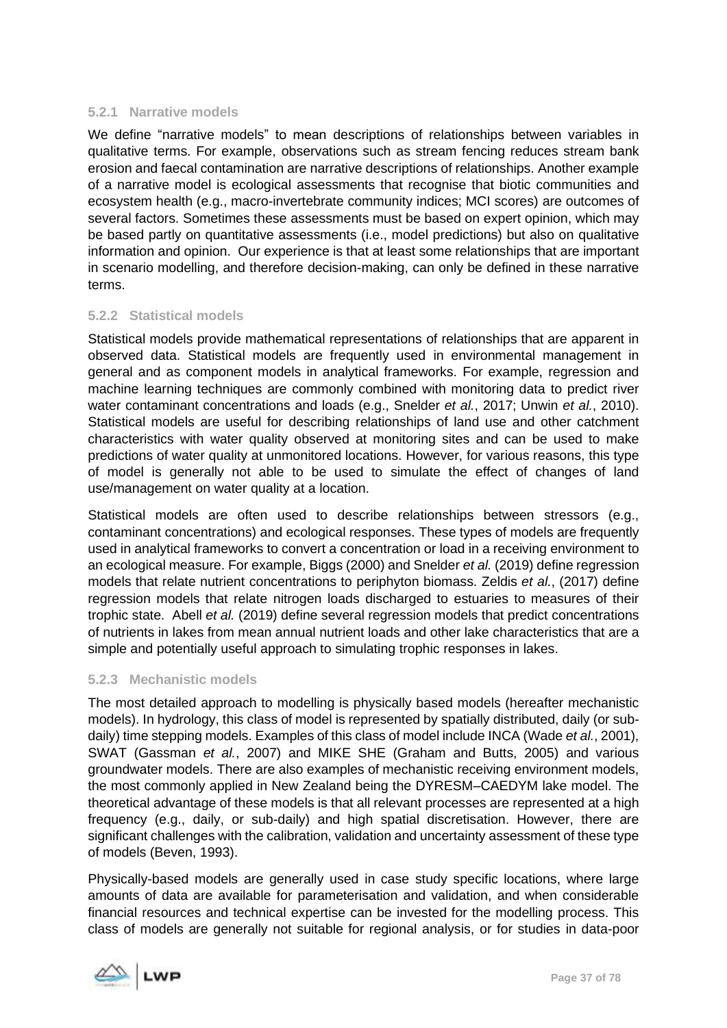### 5.2.1 Narrative models

We define "narrative models" to mean descriptions of relationships between variables in qualitative terms. For example, observations such as stream fencing reduces stream bank erosion and faecal contamination are narrative descriptions of relationships. Another example of a narrative model is ecological assessments that recognise that biotic communities and ecosystem health (e.g., macro-invertebrate community indices; MCI scores) are outcomes of several factors. Sometimes these assessments must be based on expert opinion, which may be based partly on quantitative assessments (i.e., model predictions) but also on qualitative information and opinion. Our experience is that at least some relationships that are important in scenario modelling, and therefore decision-making, can only be defined in these narrative terms.

### 5.2.2 Statistical models

Statistical models provide mathematical representations of relationships that are apparent in observed data. Statistical models are frequently used in environmental management in general and as component models in analytical frameworks. For example, regression and machine learning techniques are commonly combined with monitoring data to predict river water contaminant concentrations and loads (e.g., Snelder *et al.*, 2017; Unwin *et al.*, 2010). Statistical models are useful for describing relationships of land use and other catchment characteristics with water quality observed at monitoring sites and can be used to make predictions of water quality at unmonitored locations. However, for various reasons, this type of model is generally not able to be used to simulate the effect of changes of land use/management on water quality at a location.

Statistical models are often used to describe relationships between stressors (e.g., contaminant concentrations) and ecological responses. These types of models are frequently used in analytical frameworks to convert a concentration or load in a receiving environment to an ecological measure. For example, Biggs (2000) and Snelder *et al.* (2019) define regression models that relate nutrient concentrations to periphyton biomass. Zeldis *et al.*, (2017) define regression models that relate nitrogen loads discharged to estuaries to measures of their trophic state. Abell *et al.* (2019) define several regression models that predict concentrations of nutrients in lakes from mean annual nutrient loads and other lake characteristics that are a simple and potentially useful approach to simulating trophic responses in lakes.

### 5.2.3 Mechanistic models

The most detailed approach to modelling is physically based models (hereafter mechanistic models). In hydrology, this class of model is represented by spatially distributed, daily (or sub-daily) time stepping models. Examples of this class of model include INCA (Wade *et al.*, 2001), SWAT (Gassman *et al.*, 2007) and MIKE SHE (Graham and Butts, 2005) and various groundwater models. There are also examples of mechanistic receiving environment models, the most commonly applied in New Zealand being the DYRESM–CAEDYM lake model. The theoretical advantage of these models is that all relevant processes are represented at a high frequency (e.g., daily, or sub-daily) and high spatial discretisation. However, there are significant challenges with the calibration, validation and uncertainty assessment of these type of models (Beven, 1993).

Physically-based models are generally used in case study specific locations, where large amounts of data are available for parameterisation and validation, and when considerable financial resources and technical expertise can be invested for the modelling process. This class of models are generally not suitable for regional analysis, or for studies in data-poor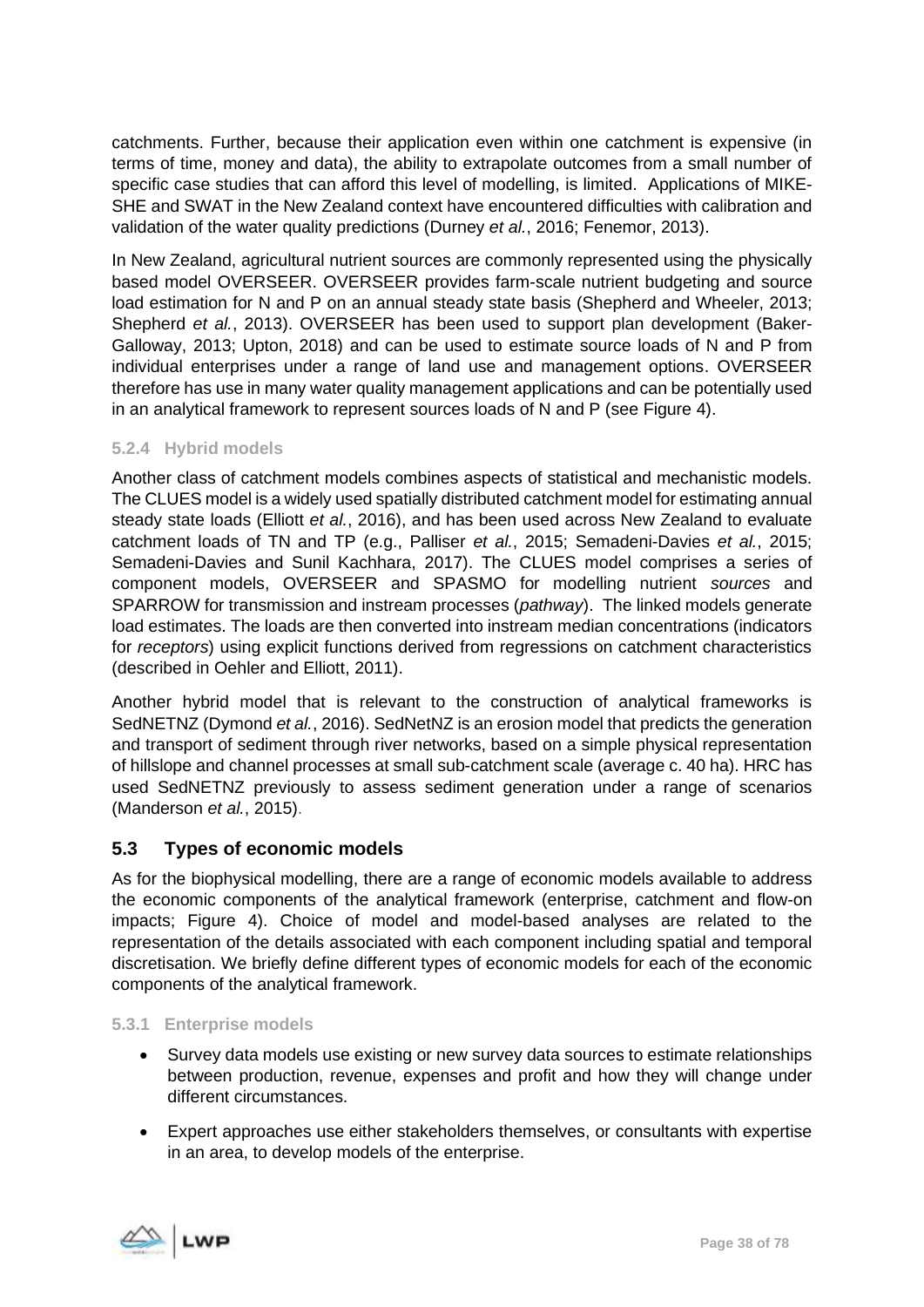catchments. Further, because their application even within one catchment is expensive (in terms of time, money and data), the ability to extrapolate outcomes from a small number of specific case studies that can afford this level of modelling, is limited. Applications of MIKE-SHE and SWAT in the New Zealand context have encountered difficulties with calibration and validation of the water quality predictions (Durney *et al.*, 2016; Fenemor, 2013).

In New Zealand, agricultural nutrient sources are commonly represented using the physically based model OVERSEER. OVERSEER provides farm-scale nutrient budgeting and source load estimation for N and P on an annual steady state basis (Shepherd and Wheeler, 2013; Shepherd *et al.*, 2013). OVERSEER has been used to support plan development (Baker-Galloway, 2013; Upton, 2018) and can be used to estimate source loads of N and P from individual enterprises under a range of land use and management options. OVERSEER therefore has use in many water quality management applications and can be potentially used in an analytical framework to represent sources loads of N and P (see Figure 4).

### 5.2.4 Hybrid models

Another class of catchment models combines aspects of statistical and mechanistic models. The CLUES model is a widely used spatially distributed catchment model for estimating annual steady state loads (Elliott *et al.*, 2016), and has been used across New Zealand to evaluate catchment loads of TN and TP (e.g., Palliser *et al.*, 2015; Semadeni-Davies *et al.*, 2015; Semadeni-Davies and Sunil Kachhara, 2017). The CLUES model comprises a series of component models, OVERSEER and SPASMO for modelling nutrient *sources* and SPARROW for transmission and instream processes (*pathway*). The linked models generate load estimates. The loads are then converted into instream median concentrations (indicators for *receptors*) using explicit functions derived from regressions on catchment characteristics (described in Oehler and Elliott, 2011).

Another hybrid model that is relevant to the construction of analytical frameworks is SedNETNZ (Dymond *et al.*, 2016). SedNetNZ is an erosion model that predicts the generation and transport of sediment through river networks, based on a simple physical representation of hillslope and channel processes at small sub-catchment scale (average c. 40 ha). HRC has used SedNETNZ previously to assess sediment generation under a range of scenarios (Manderson *et al.*, 2015).

## 5.3 Types of economic models

As for the biophysical modelling, there are a range of economic models available to address the economic components of the analytical framework (enterprise, catchment and flow-on impacts; Figure 4). Choice of model and model-based analyses are related to the representation of the details associated with each component including spatial and temporal discretisation. We briefly define different types of economic models for each of the economic components of the analytical framework.

### 5.3.1 Enterprise models

- Survey data models use existing or new survey data sources to estimate relationships between production, revenue, expenses and profit and how they will change under different circumstances.
- Expert approaches use either stakeholders themselves, or consultants with expertise in an area, to develop models of the enterprise.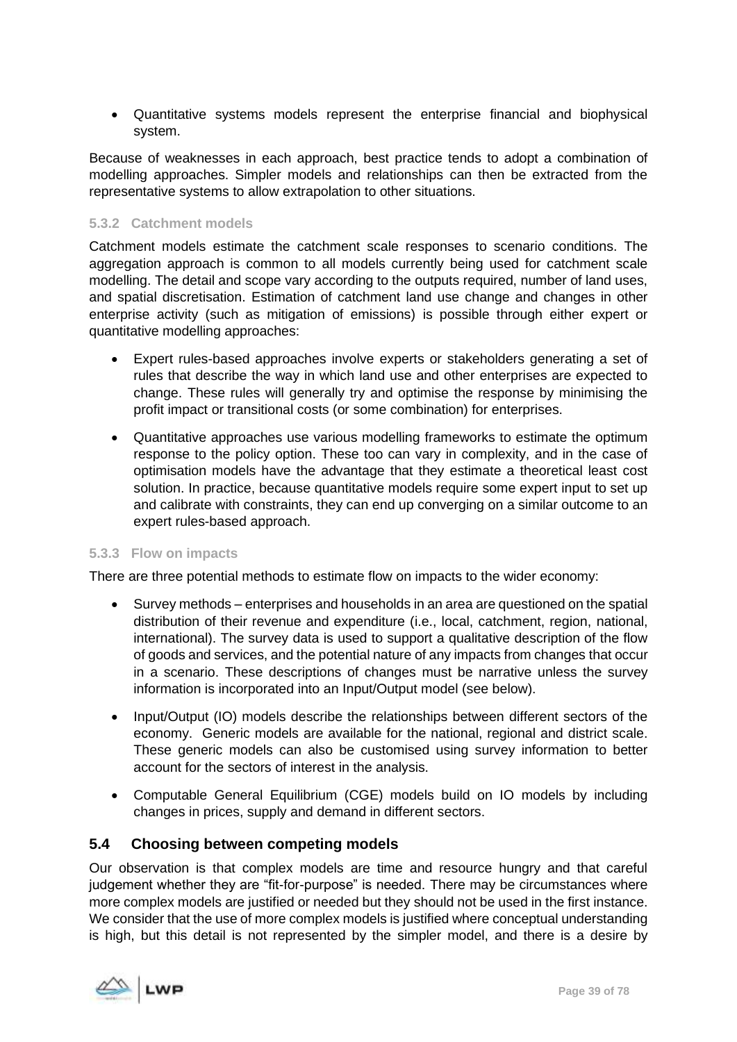- Quantitative systems models represent the enterprise financial and biophysical system.

Because of weaknesses in each approach, best practice tends to adopt a combination of modelling approaches. Simpler models and relationships can then be extracted from the representative systems to allow extrapolation to other situations.

#### 5.3.2 Catchment models

Catchment models estimate the catchment scale responses to scenario conditions. The aggregation approach is common to all models currently being used for catchment scale modelling. The detail and scope vary according to the outputs required, number of land uses, and spatial discretisation. Estimation of catchment land use change and changes in other enterprise activity (such as mitigation of emissions) is possible through either expert or quantitative modelling approaches:

- Expert rules-based approaches involve experts or stakeholders generating a set of rules that describe the way in which land use and other enterprises are expected to change. These rules will generally try and optimise the response by minimising the profit impact or transitional costs (or some combination) for enterprises.

- Quantitative approaches use various modelling frameworks to estimate the optimum response to the policy option. These too can vary in complexity, and in the case of optimisation models have the advantage that they estimate a theoretical least cost solution. In practice, because quantitative models require some expert input to set up and calibrate with constraints, they can end up converging on a similar outcome to an expert rules-based approach.

#### 5.3.3 Flow on impacts

There are three potential methods to estimate flow on impacts to the wider economy:

- Survey methods – enterprises and households in an area are questioned on the spatial distribution of their revenue and expenditure (i.e., local, catchment, region, national, international). The survey data is used to support a qualitative description of the flow of goods and services, and the potential nature of any impacts from changes that occur in a scenario. These descriptions of changes must be narrative unless the survey information is incorporated into an Input/Output model (see below).

- Input/Output (IO) models describe the relationships between different sectors of the economy. Generic models are available for the national, regional and district scale. These generic models can also be customised using survey information to better account for the sectors of interest in the analysis.

- Computable General Equilibrium (CGE) models build on IO models by including changes in prices, supply and demand in different sectors.

### 5.4 Choosing between competing models

Our observation is that complex models are time and resource hungry and that careful judgement whether they are "fit-for-purpose" is needed. There may be circumstances where more complex models are justified or needed but they should not be used in the first instance. We consider that the use of more complex models is justified where conceptual understanding is high, but this detail is not represented by the simpler model, and there is a desire by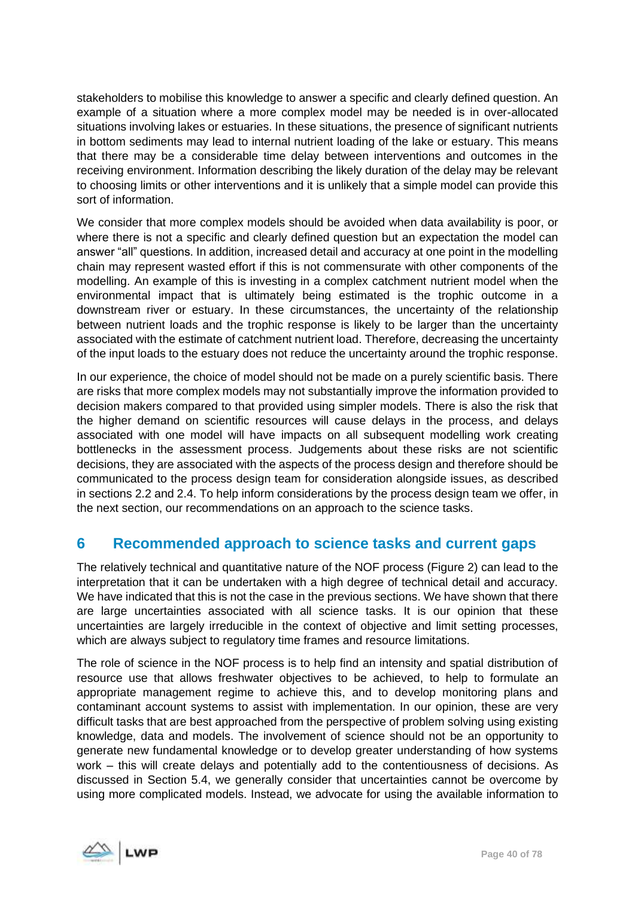stakeholders to mobilise this knowledge to answer a specific and clearly defined question. An example of a situation where a more complex model may be needed is in over-allocated situations involving lakes or estuaries. In these situations, the presence of significant nutrients in bottom sediments may lead to internal nutrient loading of the lake or estuary. This means that there may be a considerable time delay between interventions and outcomes in the receiving environment. Information describing the likely duration of the delay may be relevant to choosing limits or other interventions and it is unlikely that a simple model can provide this sort of information.

We consider that more complex models should be avoided when data availability is poor, or where there is not a specific and clearly defined question but an expectation the model can answer "all" questions. In addition, increased detail and accuracy at one point in the modelling chain may represent wasted effort if this is not commensurate with other components of the modelling. An example of this is investing in a complex catchment nutrient model when the environmental impact that is ultimately being estimated is the trophic outcome in a downstream river or estuary. In these circumstances, the uncertainty of the relationship between nutrient loads and the trophic response is likely to be larger than the uncertainty associated with the estimate of catchment nutrient load. Therefore, decreasing the uncertainty of the input loads to the estuary does not reduce the uncertainty around the trophic response.

In our experience, the choice of model should not be made on a purely scientific basis. There are risks that more complex models may not substantially improve the information provided to decision makers compared to that provided using simpler models. There is also the risk that the higher demand on scientific resources will cause delays in the process, and delays associated with one model will have impacts on all subsequent modelling work creating bottlenecks in the assessment process. Judgements about these risks are not scientific decisions, they are associated with the aspects of the process design and therefore should be communicated to the process design team for consideration alongside issues, as described in sections 2.2 and 2.4. To help inform considerations by the process design team we offer, in the next section, our recommendations on an approach to the science tasks.

# 6 Recommended approach to science tasks and current gaps

The relatively technical and quantitative nature of the NOF process (Figure 2) can lead to the interpretation that it can be undertaken with a high degree of technical detail and accuracy. We have indicated that this is not the case in the previous sections. We have shown that there are large uncertainties associated with all science tasks. It is our opinion that these uncertainties are largely irreducible in the context of objective and limit setting processes, which are always subject to regulatory time frames and resource limitations.

The role of science in the NOF process is to help find an intensity and spatial distribution of resource use that allows freshwater objectives to be achieved, to help to formulate an appropriate management regime to achieve this, and to develop monitoring plans and contaminant account systems to assist with implementation. In our opinion, these are very difficult tasks that are best approached from the perspective of problem solving using existing knowledge, data and models. The involvement of science should not be an opportunity to generate new fundamental knowledge or to develop greater understanding of how systems work – this will create delays and potentially add to the contentiousness of decisions. As discussed in Section 5.4, we generally consider that uncertainties cannot be overcome by using more complicated models. Instead, we advocate for using the available information to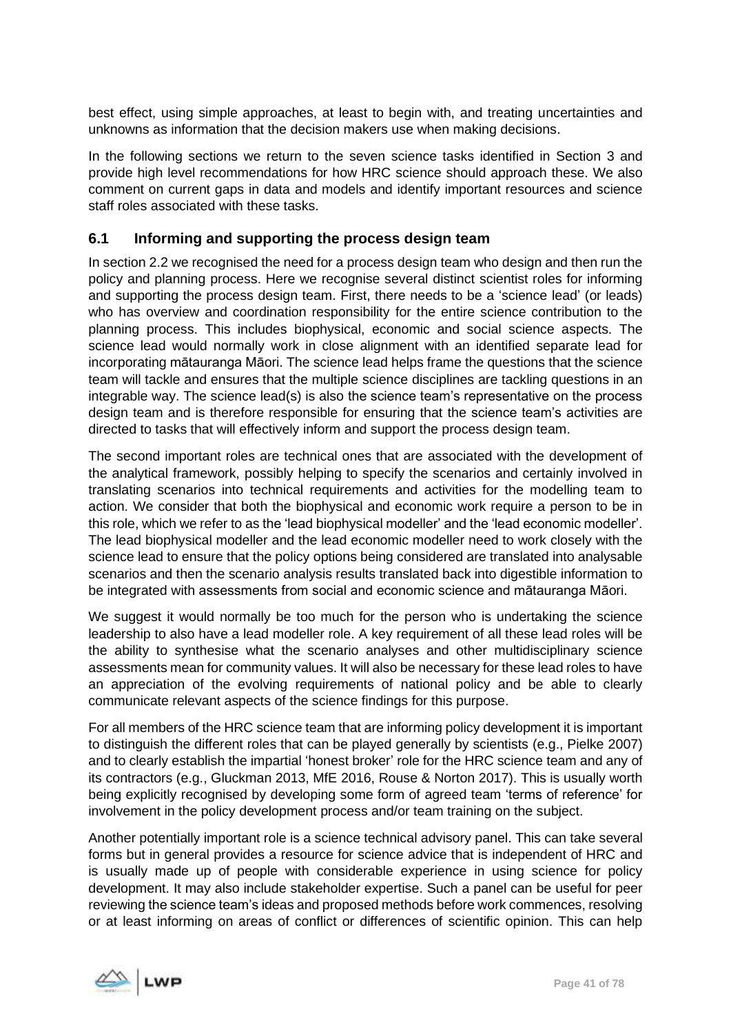best effect, using simple approaches, at least to begin with, and treating uncertainties and unknowns as information that the decision makers use when making decisions.

In the following sections we return to the seven science tasks identified in Section 3 and provide high level recommendations for how HRC science should approach these. We also comment on current gaps in data and models and identify important resources and science staff roles associated with these tasks.

## 6.1 Informing and supporting the process design team

In section 2.2 we recognised the need for a process design team who design and then run the policy and planning process. Here we recognise several distinct scientist roles for informing and supporting the process design team. First, there needs to be a 'science lead' (or leads) who has overview and coordination responsibility for the entire science contribution to the planning process. This includes biophysical, economic and social science aspects. The science lead would normally work in close alignment with an identified separate lead for incorporating mātauranga Māori. The science lead helps frame the questions that the science team will tackle and ensures that the multiple science disciplines are tackling questions in an integrable way. The science lead(s) is also the science team's representative on the process design team and is therefore responsible for ensuring that the science team's activities are directed to tasks that will effectively inform and support the process design team.

The second important roles are technical ones that are associated with the development of the analytical framework, possibly helping to specify the scenarios and certainly involved in translating scenarios into technical requirements and activities for the modelling team to action. We consider that both the biophysical and economic work require a person to be in this role, which we refer to as the 'lead biophysical modeller' and the 'lead economic modeller'. The lead biophysical modeller and the lead economic modeller need to work closely with the science lead to ensure that the policy options being considered are translated into analysable scenarios and then the scenario analysis results translated back into digestible information to be integrated with assessments from social and economic science and mātauranga Māori.

We suggest it would normally be too much for the person who is undertaking the science leadership to also have a lead modeller role. A key requirement of all these lead roles will be the ability to synthesise what the scenario analyses and other multidisciplinary science assessments mean for community values. It will also be necessary for these lead roles to have an appreciation of the evolving requirements of national policy and be able to clearly communicate relevant aspects of the science findings for this purpose.

For all members of the HRC science team that are informing policy development it is important to distinguish the different roles that can be played generally by scientists (e.g., Pielke 2007) and to clearly establish the impartial 'honest broker' role for the HRC science team and any of its contractors (e.g., Gluckman 2013, MfE 2016, Rouse & Norton 2017). This is usually worth being explicitly recognised by developing some form of agreed team 'terms of reference' for involvement in the policy development process and/or team training on the subject.

Another potentially important role is a science technical advisory panel. This can take several forms but in general provides a resource for science advice that is independent of HRC and is usually made up of people with considerable experience in using science for policy development. It may also include stakeholder expertise. Such a panel can be useful for peer reviewing the science team's ideas and proposed methods before work commences, resolving or at least informing on areas of conflict or differences of scientific opinion. This can help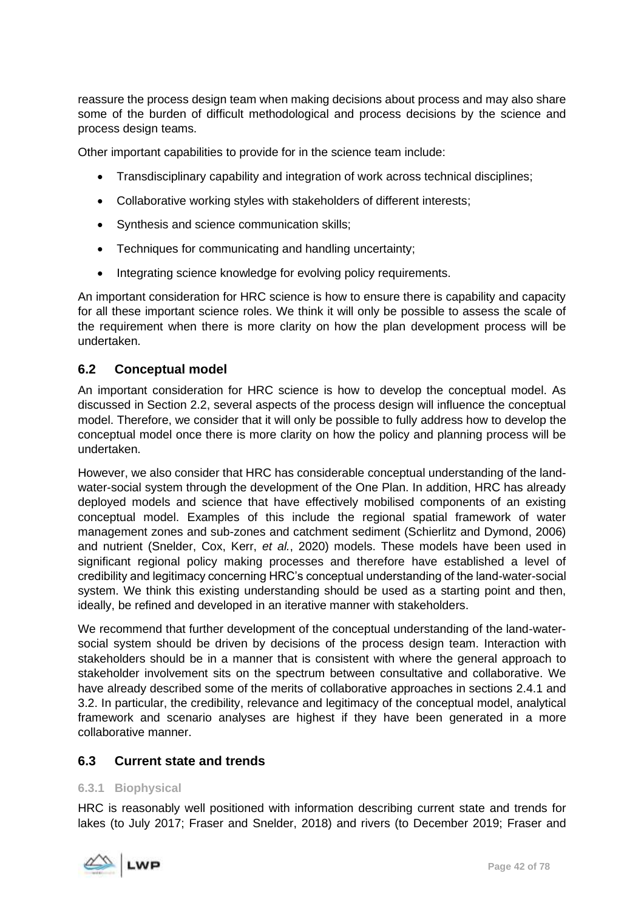reassure the process design team when making decisions about process and may also share some of the burden of difficult methodological and process decisions by the science and process design teams.

Other important capabilities to provide for in the science team include:

- Transdisciplinary capability and integration of work across technical disciplines;
- Collaborative working styles with stakeholders of different interests;
- Synthesis and science communication skills;
- Techniques for communicating and handling uncertainty;
- Integrating science knowledge for evolving policy requirements.

An important consideration for HRC science is how to ensure there is capability and capacity for all these important science roles. We think it will only be possible to assess the scale of the requirement when there is more clarity on how the plan development process will be undertaken.

## 6.2 Conceptual model

An important consideration for HRC science is how to develop the conceptual model. As discussed in Section 2.2, several aspects of the process design will influence the conceptual model. Therefore, we consider that it will only be possible to fully address how to develop the conceptual model once there is more clarity on how the policy and planning process will be undertaken.

However, we also consider that HRC has considerable conceptual understanding of the land-water-social system through the development of the One Plan. In addition, HRC has already deployed models and science that have effectively mobilised components of an existing conceptual model. Examples of this include the regional spatial framework of water management zones and sub-zones and catchment sediment (Schierlitz and Dymond, 2006) and nutrient (Snelder, Cox, Kerr, *et al.*, 2020) models. These models have been used in significant regional policy making processes and therefore have established a level of credibility and legitimacy concerning HRC's conceptual understanding of the land-water-social system. We think this existing understanding should be used as a starting point and then, ideally, be refined and developed in an iterative manner with stakeholders.

We recommend that further development of the conceptual understanding of the land-water-social system should be driven by decisions of the process design team. Interaction with stakeholders should be in a manner that is consistent with where the general approach to stakeholder involvement sits on the spectrum between consultative and collaborative. We have already described some of the merits of collaborative approaches in sections 2.4.1 and 3.2. In particular, the credibility, relevance and legitimacy of the conceptual model, analytical framework and scenario analyses are highest if they have been generated in a more collaborative manner.

## 6.3 Current state and trends

### 6.3.1 Biophysical

HRC is reasonably well positioned with information describing current state and trends for lakes (to July 2017; Fraser and Snelder, 2018) and rivers (to December 2019; Fraser and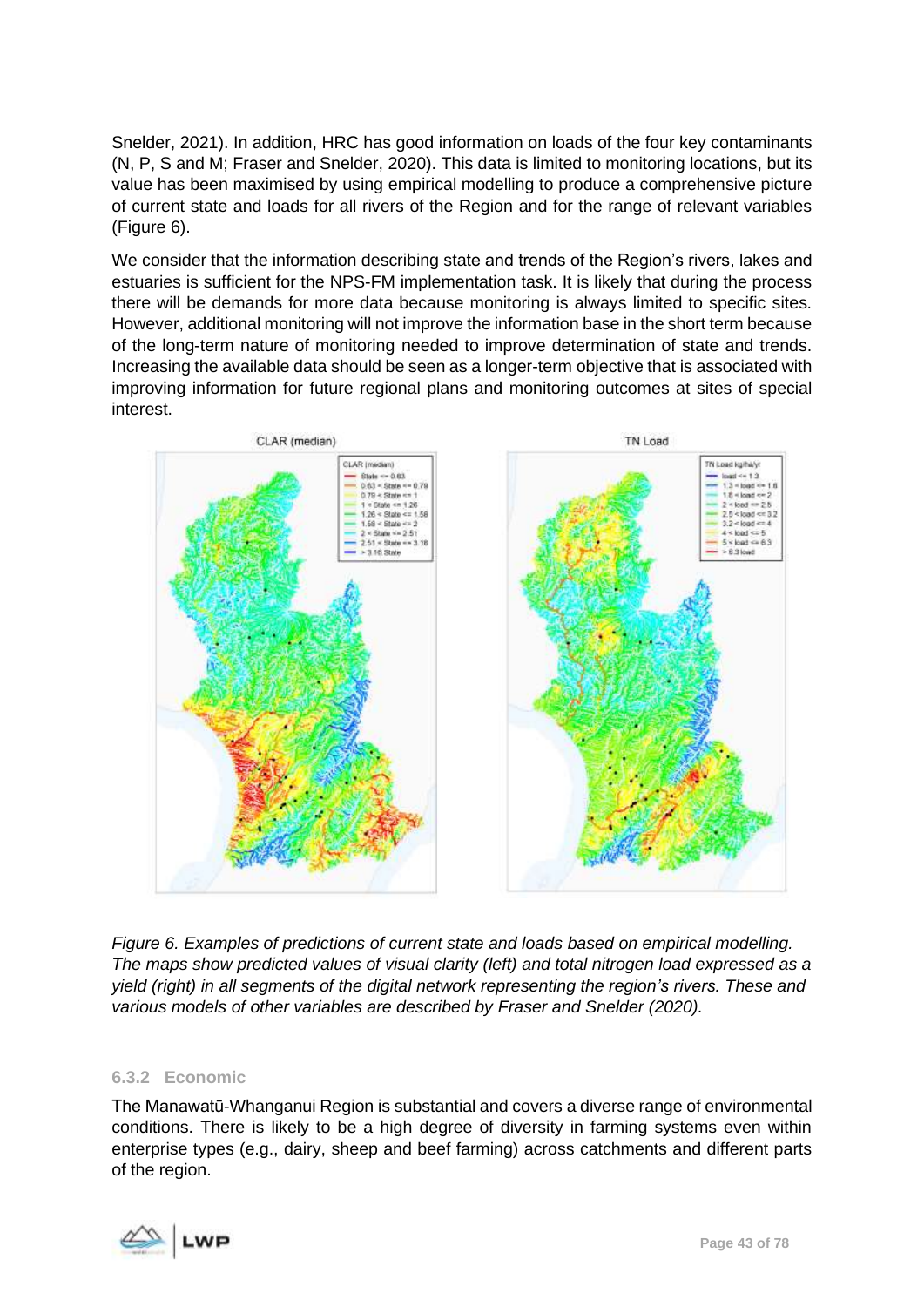Snelder, 2021). In addition, HRC has good information on loads of the four key contaminants (N, P, S and M; Fraser and Snelder, 2020). This data is limited to monitoring locations, but its value has been maximised by using empirical modelling to produce a comprehensive picture of current state and loads for all rivers of the Region and for the range of relevant variables (Figure 6).

We consider that the information describing state and trends of the Region's rivers, lakes and estuaries is sufficient for the NPS-FM implementation task. It is likely that during the process there will be demands for more data because monitoring is always limited to specific sites. However, additional monitoring will not improve the information base in the short term because of the long-term nature of monitoring needed to improve determination of state and trends. Increasing the available data should be seen as a longer-term objective that is associated with improving information for future regional plans and monitoring outcomes at sites of special interest.

*Figure 6. Examples of predictions of current state and loads based on empirical modelling. The maps show predicted values of visual clarity (left) and total nitrogen load expressed as a yield (right) in all segments of the digital network representing the region's rivers. These and various models of other variables are described by Fraser and Snelder (2020).*

### 6.3.2 Economic

The Manawatū-Whanganui Region is substantial and covers a diverse range of environmental conditions. There is likely to be a high degree of diversity in farming systems even within enterprise types (e.g., dairy, sheep and beef farming) across catchments and different parts of the region.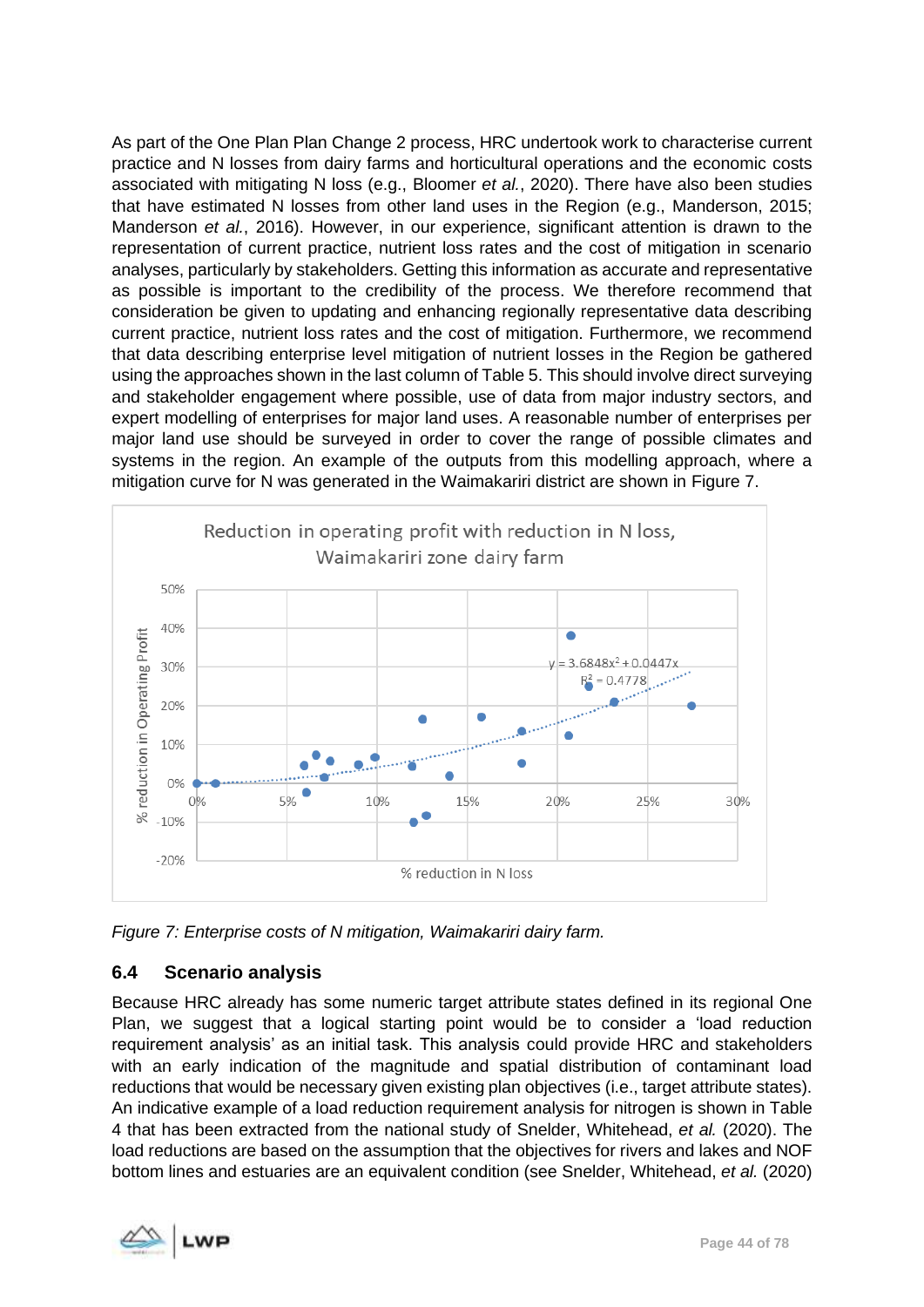As part of the One Plan Plan Change 2 process, HRC undertook work to characterise current practice and N losses from dairy farms and horticultural operations and the economic costs associated with mitigating N loss (e.g., Bloomer *et al.*, 2020). There have also been studies that have estimated N losses from other land uses in the Region (e.g., Manderson, 2015; Manderson *et al.*, 2016). However, in our experience, significant attention is drawn to the representation of current practice, nutrient loss rates and the cost of mitigation in scenario analyses, particularly by stakeholders. Getting this information as accurate and representative as possible is important to the credibility of the process. We therefore recommend that consideration be given to updating and enhancing regionally representative data describing current practice, nutrient loss rates and the cost of mitigation. Furthermore, we recommend that data describing enterprise level mitigation of nutrient losses in the Region be gathered using the approaches shown in the last column of Table 5. This should involve direct surveying and stakeholder engagement where possible, use of data from major industry sectors, and expert modelling of enterprises for major land uses. A reasonable number of enterprises per major land use should be surveyed in order to cover the range of possible climates and systems in the region. An example of the outputs from this modelling approach, where a mitigation curve for N was generated in the Waimakariri district are shown in Figure 7.

Reduction in operating profit with reduction in N loss, Waimakariri zone dairy farm

$y = 3.6848x^2 + 0.0447x$

$R^2 = 0.4778$

*Figure 7: Enterprise costs of N mitigation, Waimakariri dairy farm.*

## 6.4 Scenario analysis

Because HRC already has some numeric target attribute states defined in its regional One Plan, we suggest that a logical starting point would be to consider a 'load reduction requirement analysis' as an initial task. This analysis could provide HRC and stakeholders with an early indication of the magnitude and spatial distribution of contaminant load reductions that would be necessary given existing plan objectives (i.e., target attribute states). An indicative example of a load reduction requirement analysis for nitrogen is shown in Table 4 that has been extracted from the national study of Snelder, Whitehead, *et al.* (2020). The load reductions are based on the assumption that the objectives for rivers and lakes and NOF bottom lines and estuaries are an equivalent condition (see Snelder, Whitehead, *et al.* (2020)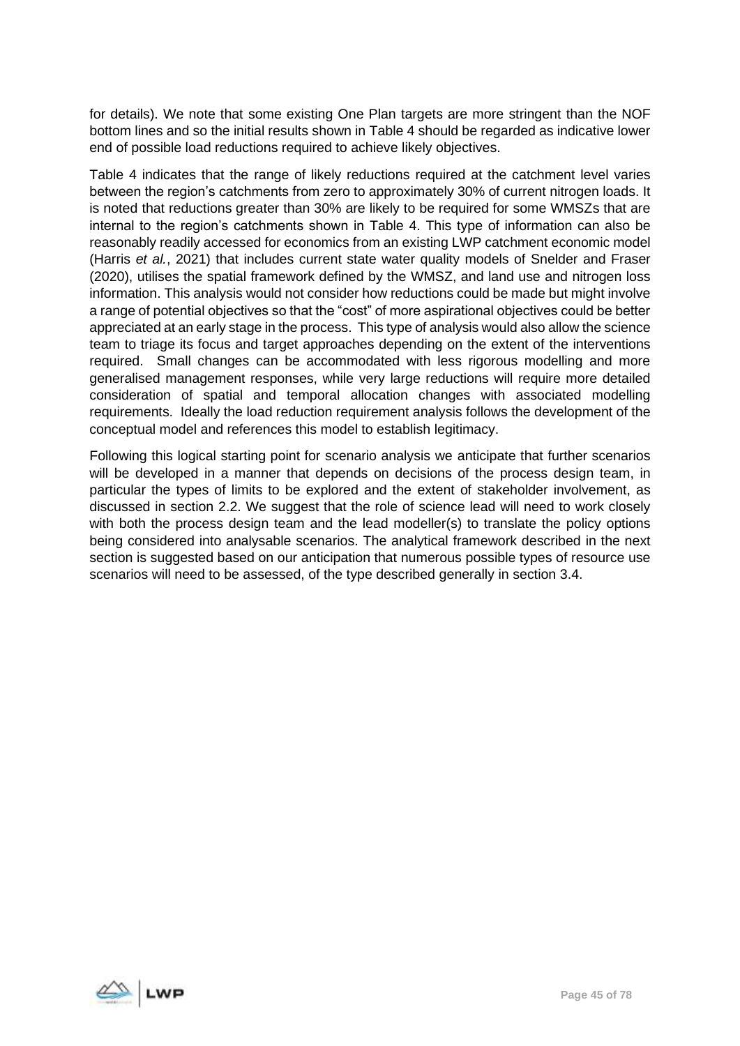for details). We note that some existing One Plan targets are more stringent than the NOF bottom lines and so the initial results shown in Table 4 should be regarded as indicative lower end of possible load reductions required to achieve likely objectives.

Table 4 indicates that the range of likely reductions required at the catchment level varies between the region's catchments from zero to approximately 30% of current nitrogen loads. It is noted that reductions greater than 30% are likely to be required for some WMSZs that are internal to the region's catchments shown in Table 4. This type of information can also be reasonably readily accessed for economics from an existing LWP catchment economic model (Harris *et al.*, 2021) that includes current state water quality models of Snelder and Fraser (2020), utilises the spatial framework defined by the WMSZ, and land use and nitrogen loss information. This analysis would not consider how reductions could be made but might involve a range of potential objectives so that the "cost" of more aspirational objectives could be better appreciated at an early stage in the process. This type of analysis would also allow the science team to triage its focus and target approaches depending on the extent of the interventions required. Small changes can be accommodated with less rigorous modelling and more generalised management responses, while very large reductions will require more detailed consideration of spatial and temporal allocation changes with associated modelling requirements. Ideally the load reduction requirement analysis follows the development of the conceptual model and references this model to establish legitimacy.

Following this logical starting point for scenario analysis we anticipate that further scenarios will be developed in a manner that depends on decisions of the process design team, in particular the types of limits to be explored and the extent of stakeholder involvement, as discussed in section 2.2. We suggest that the role of science lead will need to work closely with both the process design team and the lead modeller(s) to translate the policy options being considered into analysable scenarios. The analytical framework described in the next section is suggested based on our anticipation that numerous possible types of resource use scenarios will need to be assessed, of the type described generally in section 3.4.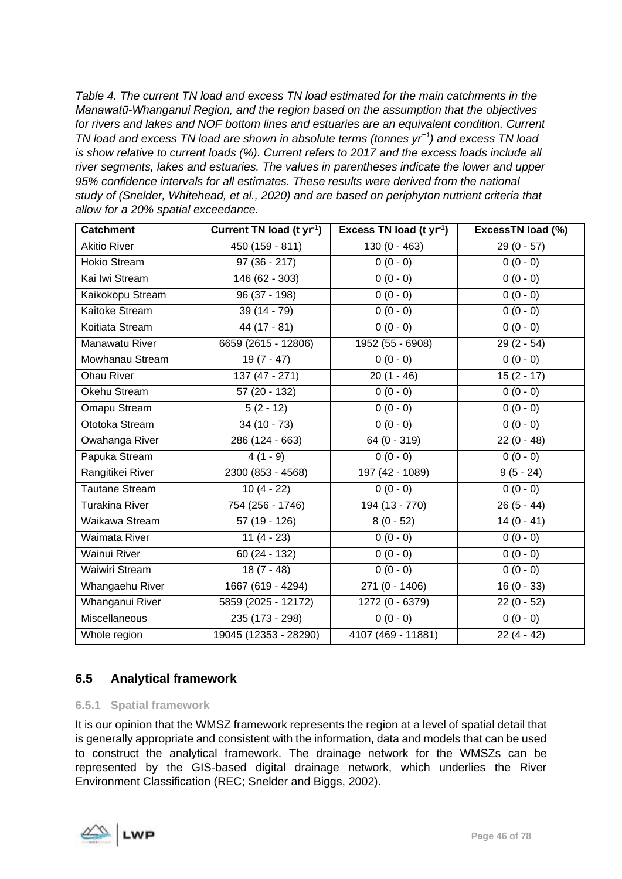*Table 4. The current TN load and excess TN load estimated for the main catchments in the Manawatū-Whanganui Region, and the region based on the assumption that the objectives for rivers and lakes and NOF bottom lines and estuaries are an equivalent condition. Current TN load and excess TN load are shown in absolute terms (tonnes $yr^{-1}$) and excess TN load is show relative to current loads (%). Current refers to 2017 and the excess loads include all river segments, lakes and estuaries. The values in parentheses indicate the lower and upper 95% confidence intervals for all estimates. These results were derived from the national study of (Snelder, Whitehead, et al., 2020) and are based on periphyton nutrient criteria that allow for a 20% spatial exceedance.*

| Catchment | Current TN load (t $yr^{-1}$) | Excess TN load (t $yr^{-1}$) | ExcessTN load (%) |
|---|---|---|---|
| Akitio River | 450 (159 - 811) | 130 (0 - 463) | 29 (0 - 57) |
| Hokio Stream | 97 (36 - 217) | 0 (0 - 0) | 0 (0 - 0) |
| Kai Iwi Stream | 146 (62 - 303) | 0 (0 - 0) | 0 (0 - 0) |
| Kaikokopu Stream | 96 (37 - 198) | 0 (0 - 0) | 0 (0 - 0) |
| Kaitoke Stream | 39 (14 - 79) | 0 (0 - 0) | 0 (0 - 0) |
| Koitiata Stream | 44 (17 - 81) | 0 (0 - 0) | 0 (0 - 0) |
| Manawatu River | 6659 (2615 - 12806) | 1952 (55 - 6908) | 29 (2 - 54) |
| Mowhanau Stream | 19 (7 - 47) | 0 (0 - 0) | 0 (0 - 0) |
| Ohau River | 137 (47 - 271) | 20 (1 - 46) | 15 (2 - 17) |
| Okehu Stream | 57 (20 - 132) | 0 (0 - 0) | 0 (0 - 0) |
| Omapu Stream | 5 (2 - 12) | 0 (0 - 0) | 0 (0 - 0) |
| Ototoka Stream | 34 (10 - 73) | 0 (0 - 0) | 0 (0 - 0) |
| Owahanga River | 286 (124 - 663) | 64 (0 - 319) | 22 (0 - 48) |
| Papuka Stream | 4 (1 - 9) | 0 (0 - 0) | 0 (0 - 0) |
| Rangitikei River | 2300 (853 - 4568) | 197 (42 - 1089) | 9 (5 - 24) |
| Tautane Stream | 10 (4 - 22) | 0 (0 - 0) | 0 (0 - 0) |
| Turakina River | 754 (256 - 1746) | 194 (13 - 770) | 26 (5 - 44) |
| Waikawa Stream | 57 (19 - 126) | 8 (0 - 52) | 14 (0 - 41) |
| Waimata River | 11 (4 - 23) | 0 (0 - 0) | 0 (0 - 0) |
| Wainui River | 60 (24 - 132) | 0 (0 - 0) | 0 (0 - 0) |
| Waiwiri Stream | 18 (7 - 48) | 0 (0 - 0) | 0 (0 - 0) |
| Whangaehu River | 1667 (619 - 4294) | 271 (0 - 1406) | 16 (0 - 33) |
| Whanganui River | 5859 (2025 - 12172) | 1272 (0 - 6379) | 22 (0 - 52) |
| Miscellaneous | 235 (173 - 298) | 0 (0 - 0) | 0 (0 - 0) |
| Whole region | 19045 (12353 - 28290) | 4107 (469 - 11881) | 22 (4 - 42) |

## 6.5 Analytical framework

### 6.5.1 Spatial framework

It is our opinion that the WMSZ framework represents the region at a level of spatial detail that is generally appropriate and consistent with the information, data and models that can be used to construct the analytical framework. The drainage network for the WMSZs can be represented by the GIS-based digital drainage network, which underlies the River Environment Classification (REC; Snelder and Biggs, 2002).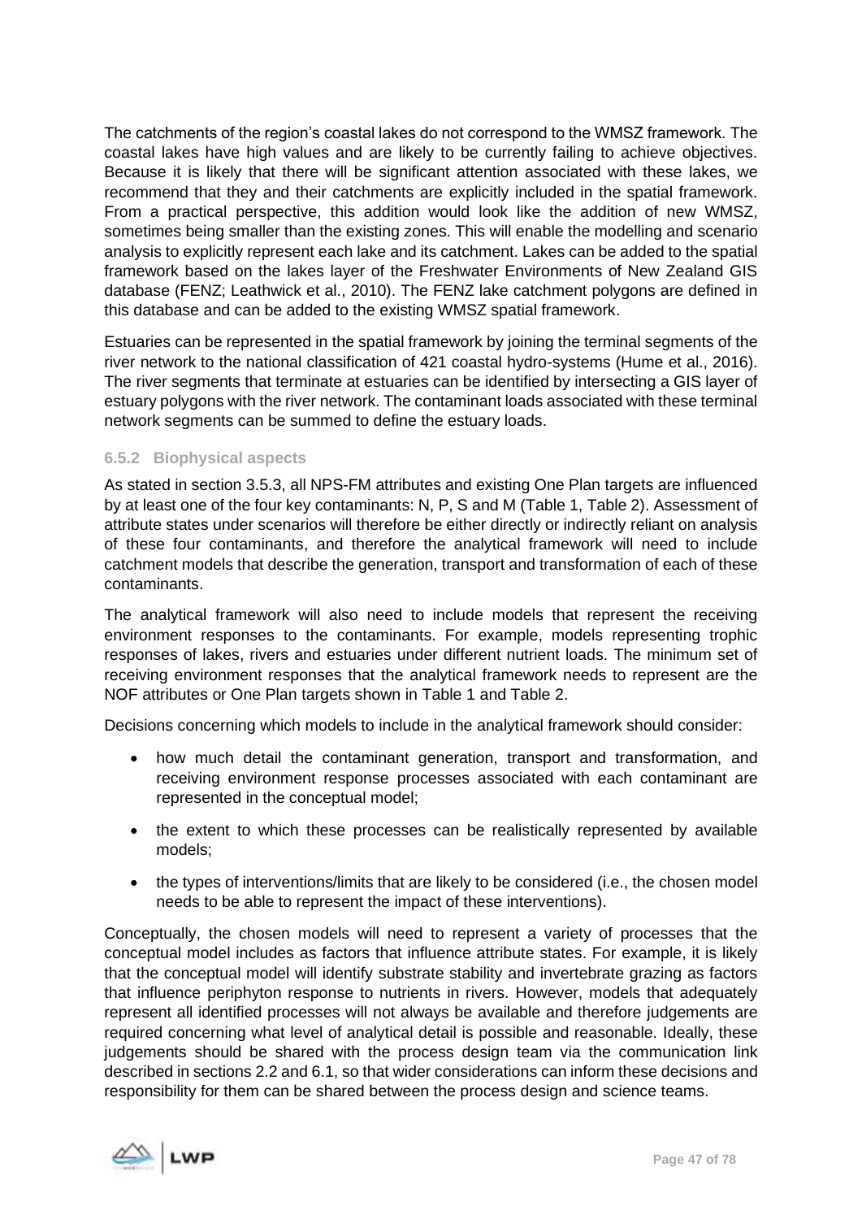The catchments of the region's coastal lakes do not correspond to the WMSZ framework. The coastal lakes have high values and are likely to be currently failing to achieve objectives. Because it is likely that there will be significant attention associated with these lakes, we recommend that they and their catchments are explicitly included in the spatial framework. From a practical perspective, this addition would look like the addition of new WMSZ, sometimes being smaller than the existing zones. This will enable the modelling and scenario analysis to explicitly represent each lake and its catchment. Lakes can be added to the spatial framework based on the lakes layer of the Freshwater Environments of New Zealand GIS database (FENZ; Leathwick et al., 2010). The FENZ lake catchment polygons are defined in this database and can be added to the existing WMSZ spatial framework.

Estuaries can be represented in the spatial framework by joining the terminal segments of the river network to the national classification of 421 coastal hydro-systems (Hume et al., 2016). The river segments that terminate at estuaries can be identified by intersecting a GIS layer of estuary polygons with the river network. The contaminant loads associated with these terminal network segments can be summed to define the estuary loads.

### 6.5.2 Biophysical aspects

As stated in section 3.5.3, all NPS-FM attributes and existing One Plan targets are influenced by at least one of the four key contaminants: N, P, S and M (Table 1, Table 2). Assessment of attribute states under scenarios will therefore be either directly or indirectly reliant on analysis of these four contaminants, and therefore the analytical framework will need to include catchment models that describe the generation, transport and transformation of each of these contaminants.

The analytical framework will also need to include models that represent the receiving environment responses to the contaminants. For example, models representing trophic responses of lakes, rivers and estuaries under different nutrient loads. The minimum set of receiving environment responses that the analytical framework needs to represent are the NOF attributes or One Plan targets shown in Table 1 and Table 2.

Decisions concerning which models to include in the analytical framework should consider:

- how much detail the contaminant generation, transport and transformation, and receiving environment response processes associated with each contaminant are represented in the conceptual model;
- the extent to which these processes can be realistically represented by available models;
- the types of interventions/limits that are likely to be considered (i.e., the chosen model needs to be able to represent the impact of these interventions).

Conceptually, the chosen models will need to represent a variety of processes that the conceptual model includes as factors that influence attribute states. For example, it is likely that the conceptual model will identify substrate stability and invertebrate grazing as factors that influence periphyton response to nutrients in rivers. However, models that adequately represent all identified processes will not always be available and therefore judgements are required concerning what level of analytical detail is possible and reasonable. Ideally, these judgements should be shared with the process design team via the communication link described in sections 2.2 and 6.1, so that wider considerations can inform these decisions and responsibility for them can be shared between the process design and science teams.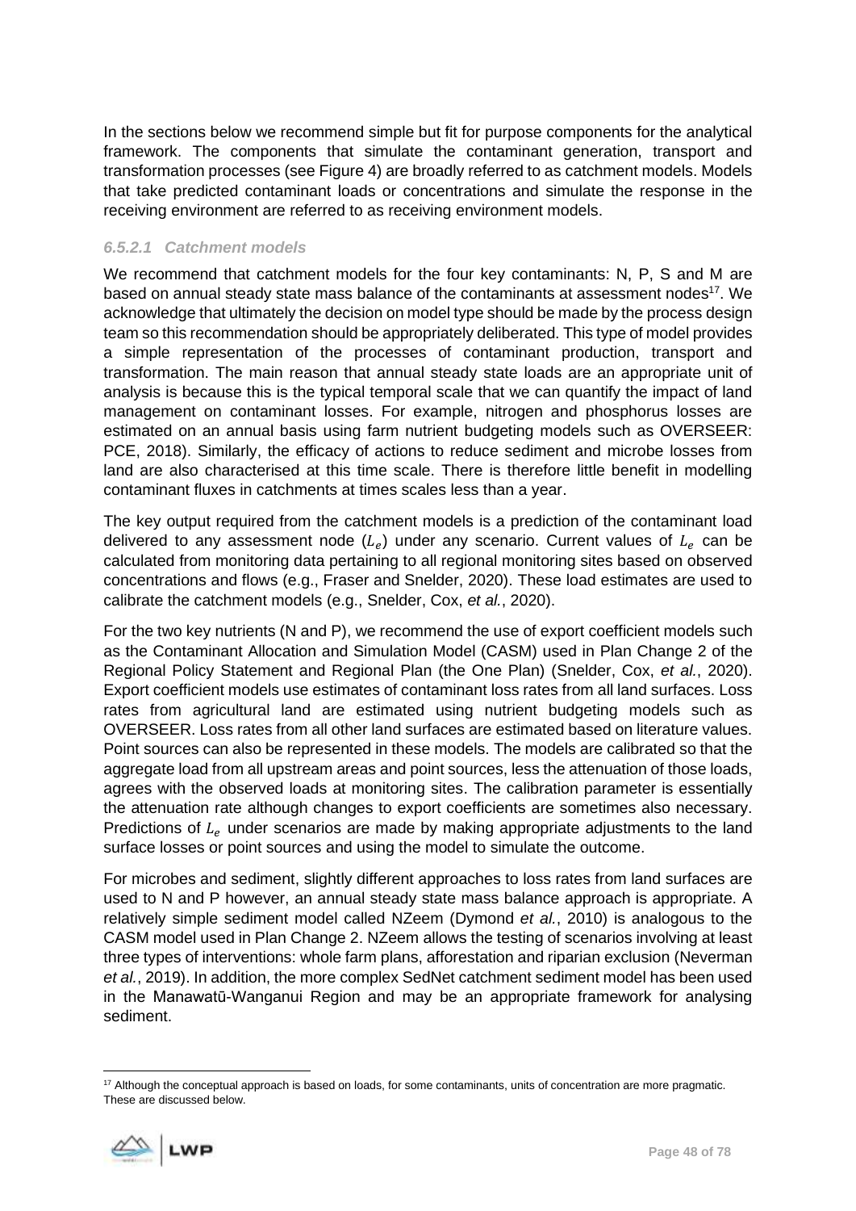In the sections below we recommend simple but fit for purpose components for the analytical framework. The components that simulate the contaminant generation, transport and transformation processes (see Figure 4) are broadly referred to as catchment models. Models that take predicted contaminant loads or concentrations and simulate the response in the receiving environment are referred to as receiving environment models.

#### *6.5.2.1 Catchment models*

We recommend that catchment models for the four key contaminants: N, P, S and M are based on annual steady state mass balance of the contaminants at assessment nodes[17]. We acknowledge that ultimately the decision on model type should be made by the process design team so this recommendation should be appropriately deliberated. This type of model provides a simple representation of the processes of contaminant production, transport and transformation. The main reason that annual steady state loads are an appropriate unit of analysis is because this is the typical temporal scale that we can quantify the impact of land management on contaminant losses. For example, nitrogen and phosphorus losses are estimated on an annual basis using farm nutrient budgeting models such as OVERSEER: PCE, 2018). Similarly, the efficacy of actions to reduce sediment and microbe losses from land are also characterised at this time scale. There is therefore little benefit in modelling contaminant fluxes in catchments at times scales less than a year.

The key output required from the catchment models is a prediction of the contaminant load delivered to any assessment node ($L_e$) under any scenario. Current values of $L_e$ can be calculated from monitoring data pertaining to all regional monitoring sites based on observed concentrations and flows (e.g., Fraser and Snelder, 2020). These load estimates are used to calibrate the catchment models (e.g., Snelder, Cox, *et al.*, 2020).

For the two key nutrients (N and P), we recommend the use of export coefficient models such as the Contaminant Allocation and Simulation Model (CASM) used in Plan Change 2 of the Regional Policy Statement and Regional Plan (the One Plan) (Snelder, Cox, *et al.*, 2020). Export coefficient models use estimates of contaminant loss rates from all land surfaces. Loss rates from agricultural land are estimated using nutrient budgeting models such as OVERSEER. Loss rates from all other land surfaces are estimated based on literature values. Point sources can also be represented in these models. The models are calibrated so that the aggregate load from all upstream areas and point sources, less the attenuation of those loads, agrees with the observed loads at monitoring sites. The calibration parameter is essentially the attenuation rate although changes to export coefficients are sometimes also necessary. Predictions of $L_e$ under scenarios are made by making appropriate adjustments to the land surface losses or point sources and using the model to simulate the outcome.

For microbes and sediment, slightly different approaches to loss rates from land surfaces are used to N and P however, an annual steady state mass balance approach is appropriate. A relatively simple sediment model called NZeem (Dymond *et al.*, 2010) is analogous to the CASM model used in Plan Change 2. NZeem allows the testing of scenarios involving at least three types of interventions: whole farm plans, afforestation and riparian exclusion (Neverman *et al.*, 2019). In addition, the more complex SedNet catchment sediment model has been used in the Manawatū-Wanganui Region and may be an appropriate framework for analysing sediment.

[17] Although the conceptual approach is based on loads, for some contaminants, units of concentration are more pragmatic. These are discussed below.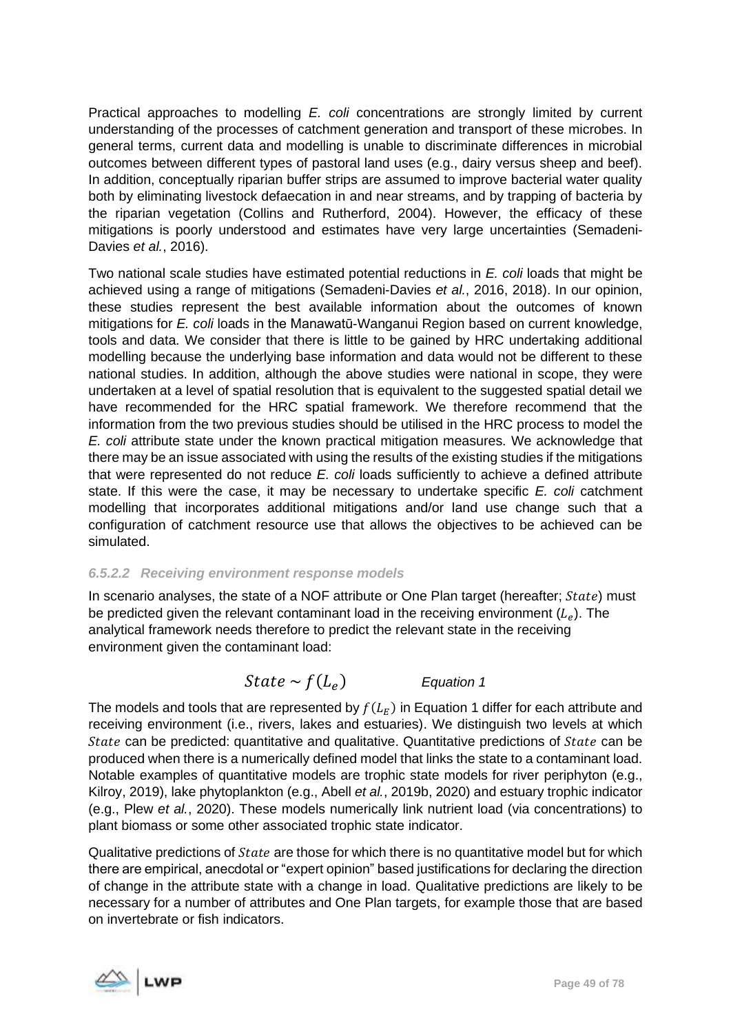Practical approaches to modelling *E. coli* concentrations are strongly limited by current understanding of the processes of catchment generation and transport of these microbes. In general terms, current data and modelling is unable to discriminate differences in microbial outcomes between different types of pastoral land uses (e.g., dairy versus sheep and beef). In addition, conceptually riparian buffer strips are assumed to improve bacterial water quality both by eliminating livestock defaecation in and near streams, and by trapping of bacteria by the riparian vegetation (Collins and Rutherford, 2004). However, the efficacy of these mitigations is poorly understood and estimates have very large uncertainties (Semadeni-Davies *et al.*, 2016).

Two national scale studies have estimated potential reductions in *E. coli* loads that might be achieved using a range of mitigations (Semadeni-Davies *et al.*, 2016, 2018). In our opinion, these studies represent the best available information about the outcomes of known mitigations for *E. coli* loads in the Manawatū-Wanganui Region based on current knowledge, tools and data. We consider that there is little to be gained by HRC undertaking additional modelling because the underlying base information and data would not be different to these national studies. In addition, although the above studies were national in scope, they were undertaken at a level of spatial resolution that is equivalent to the suggested spatial detail we have recommended for the HRC spatial framework. We therefore recommend that the information from the two previous studies should be utilised in the HRC process to model the *E. coli* attribute state under the known practical mitigation measures. We acknowledge that there may be an issue associated with using the results of the existing studies if the mitigations that were represented do not reduce *E. coli* loads sufficiently to achieve a defined attribute state. If this were the case, it may be necessary to undertake specific *E. coli* catchment modelling that incorporates additional mitigations and/or land use change such that a configuration of catchment resource use that allows the objectives to be achieved can be simulated.

#### *6.5.2.2 Receiving environment response models*

In scenario analyses, the state of a NOF attribute or One Plan target (hereafter; $State$) must be predicted given the relevant contaminant load in the receiving environment ($L_e$). The analytical framework needs therefore to predict the relevant state in the receiving environment given the contaminant load:

$$State \sim f(L_e) \qquad \textit{Equation 1}$$

The models and tools that are represented by $f(L_E)$ in Equation 1 differ for each attribute and receiving environment (i.e., rivers, lakes and estuaries). We distinguish two levels at which $State$ can be predicted: quantitative and qualitative. Quantitative predictions of $State$ can be produced when there is a numerically defined model that links the state to a contaminant load. Notable examples of quantitative models are trophic state models for river periphyton (e.g., Kilroy, 2019), lake phytoplankton (e.g., Abell *et al.*, 2019b, 2020) and estuary trophic indicator (e.g., Plew *et al.*, 2020). These models numerically link nutrient load (via concentrations) to plant biomass or some other associated trophic state indicator.

Qualitative predictions of $State$ are those for which there is no quantitative model but for which there are empirical, anecdotal or "expert opinion" based justifications for declaring the direction of change in the attribute state with a change in load. Qualitative predictions are likely to be necessary for a number of attributes and One Plan targets, for example those that are based on invertebrate or fish indicators.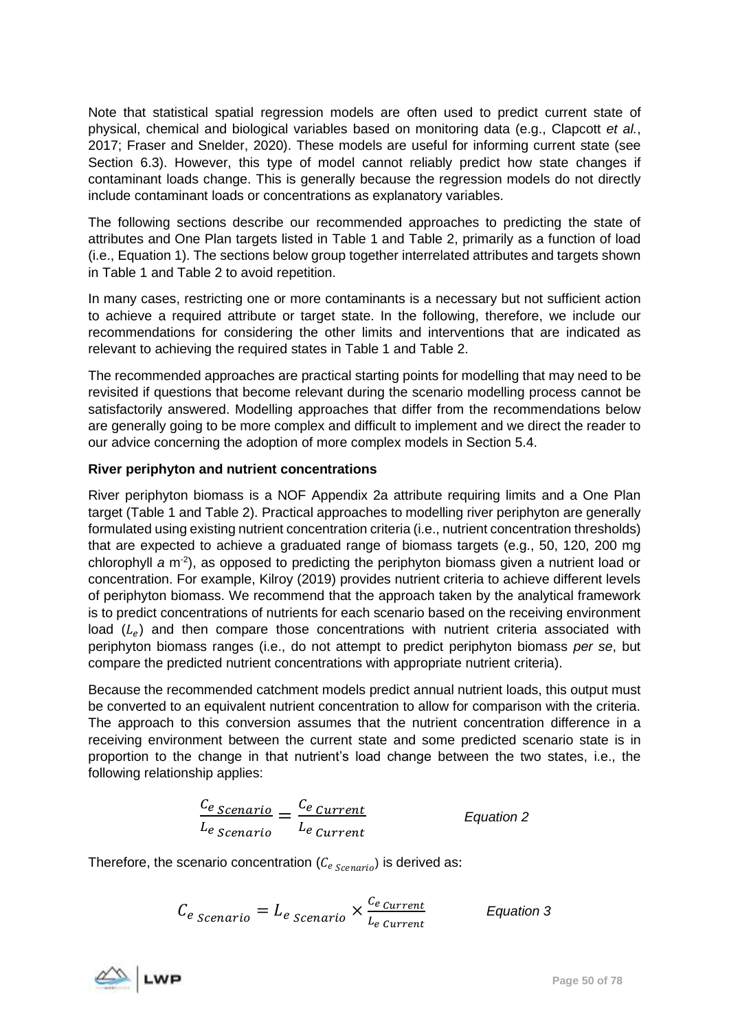Note that statistical spatial regression models are often used to predict current state of physical, chemical and biological variables based on monitoring data (e.g., Clapcott *et al.*, 2017; Fraser and Snelder, 2020). These models are useful for informing current state (see Section 6.3). However, this type of model cannot reliably predict how state changes if contaminant loads change. This is generally because the regression models do not directly include contaminant loads or concentrations as explanatory variables.

The following sections describe our recommended approaches to predicting the state of attributes and One Plan targets listed in Table 1 and Table 2, primarily as a function of load (i.e., Equation 1). The sections below group together interrelated attributes and targets shown in Table 1 and Table 2 to avoid repetition.

In many cases, restricting one or more contaminants is a necessary but not sufficient action to achieve a required attribute or target state. In the following, therefore, we include our recommendations for considering the other limits and interventions that are indicated as relevant to achieving the required states in Table 1 and Table 2.

The recommended approaches are practical starting points for modelling that may need to be revisited if questions that become relevant during the scenario modelling process cannot be satisfactorily answered. Modelling approaches that differ from the recommendations below are generally going to be more complex and difficult to implement and we direct the reader to our advice concerning the adoption of more complex models in Section 5.4.

**River periphyton and nutrient concentrations**

River periphyton biomass is a NOF Appendix 2a attribute requiring limits and a One Plan target (Table 1 and Table 2). Practical approaches to modelling river periphyton are generally formulated using existing nutrient concentration criteria (i.e., nutrient concentration thresholds) that are expected to achieve a graduated range of biomass targets (e.g., 50, 120, 200 mg chlorophyll *a* m$^{-2}$), as opposed to predicting the periphyton biomass given a nutrient load or concentration. For example, Kilroy (2019) provides nutrient criteria to achieve different levels of periphyton biomass. We recommend that the approach taken by the analytical framework is to predict concentrations of nutrients for each scenario based on the receiving environment load ($L_e$) and then compare those concentrations with nutrient criteria associated with periphyton biomass ranges (i.e., do not attempt to predict periphyton biomass *per se*, but compare the predicted nutrient concentrations with appropriate nutrient criteria).

Because the recommended catchment models predict annual nutrient loads, this output must be converted to an equivalent nutrient concentration to allow for comparison with the criteria. The approach to this conversion assumes that the nutrient concentration difference in a receiving environment between the current state and some predicted scenario state is in proportion to the change in that nutrient's load change between the two states, i.e., the following relationship applies:

$$\frac{C_{e\ Scenario}}{L_{e\ Scenario}} = \frac{C_{e\ Current}}{L_{e\ Current}} \qquad \textit{Equation 2}$$

Therefore, the scenario concentration ($C_{e\ Scenario}$) is derived as:

$$C_{e\ Scenario} = L_{e\ Scenario} \times \frac{C_{e\ Current}}{L_{e\ Current}} \qquad \textit{Equation 3}$$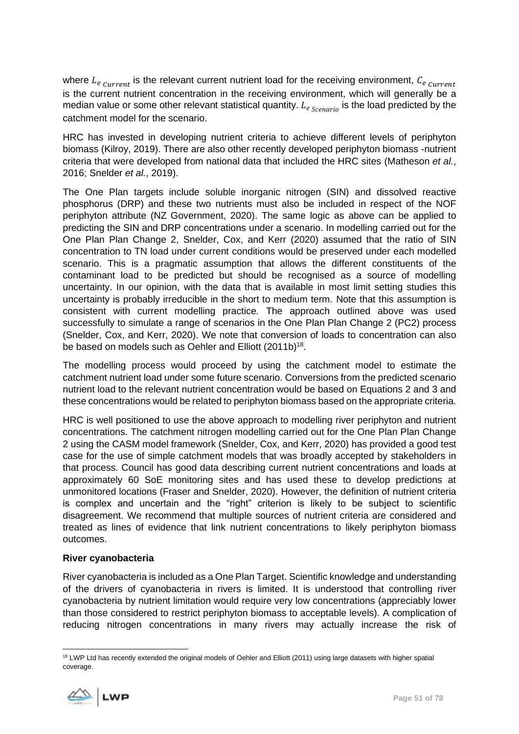where $L_{e\ Current}$ is the relevant current nutrient load for the receiving environment, $C_{e\ Current}$ is the current nutrient concentration in the receiving environment, which will generally be a median value or some other relevant statistical quantity. $L_{e\ Scenario}$ is the load predicted by the catchment model for the scenario.

HRC has invested in developing nutrient criteria to achieve different levels of periphyton biomass (Kilroy, 2019). There are also other recently developed periphyton biomass -nutrient criteria that were developed from national data that included the HRC sites (Matheson *et al.*, 2016; Snelder *et al.*, 2019).

The One Plan targets include soluble inorganic nitrogen (SIN) and dissolved reactive phosphorus (DRP) and these two nutrients must also be included in respect of the NOF periphyton attribute (NZ Government, 2020). The same logic as above can be applied to predicting the SIN and DRP concentrations under a scenario. In modelling carried out for the One Plan Plan Change 2, Snelder, Cox, and Kerr (2020) assumed that the ratio of SIN concentration to TN load under current conditions would be preserved under each modelled scenario. This is a pragmatic assumption that allows the different constituents of the contaminant load to be predicted but should be recognised as a source of modelling uncertainty. In our opinion, with the data that is available in most limit setting studies this uncertainty is probably irreducible in the short to medium term. Note that this assumption is consistent with current modelling practice. The approach outlined above was used successfully to simulate a range of scenarios in the One Plan Plan Change 2 (PC2) process (Snelder, Cox, and Kerr, 2020). We note that conversion of loads to concentration can also be based on models such as Oehler and Elliott (2011b)[18].

The modelling process would proceed by using the catchment model to estimate the catchment nutrient load under some future scenario. Conversions from the predicted scenario nutrient load to the relevant nutrient concentration would be based on Equations 2 and 3 and these concentrations would be related to periphyton biomass based on the appropriate criteria.

HRC is well positioned to use the above approach to modelling river periphyton and nutrient concentrations. The catchment nitrogen modelling carried out for the One Plan Plan Change 2 using the CASM model framework (Snelder, Cox, and Kerr, 2020) has provided a good test case for the use of simple catchment models that was broadly accepted by stakeholders in that process. Council has good data describing current nutrient concentrations and loads at approximately 60 SoE monitoring sites and has used these to develop predictions at unmonitored locations (Fraser and Snelder, 2020). However, the definition of nutrient criteria is complex and uncertain and the "right" criterion is likely to be subject to scientific disagreement. We recommend that multiple sources of nutrient criteria are considered and treated as lines of evidence that link nutrient concentrations to likely periphyton biomass outcomes.

**River cyanobacteria**

River cyanobacteria is included as a One Plan Target. Scientific knowledge and understanding of the drivers of cyanobacteria in rivers is limited. It is understood that controlling river cyanobacteria by nutrient limitation would require very low concentrations (appreciably lower than those considered to restrict periphyton biomass to acceptable levels). A complication of reducing nitrogen concentrations in many rivers may actually increase the risk of

[18] LWP Ltd has recently extended the original models of Oehler and Elliott (2011) using large datasets with higher spatial coverage.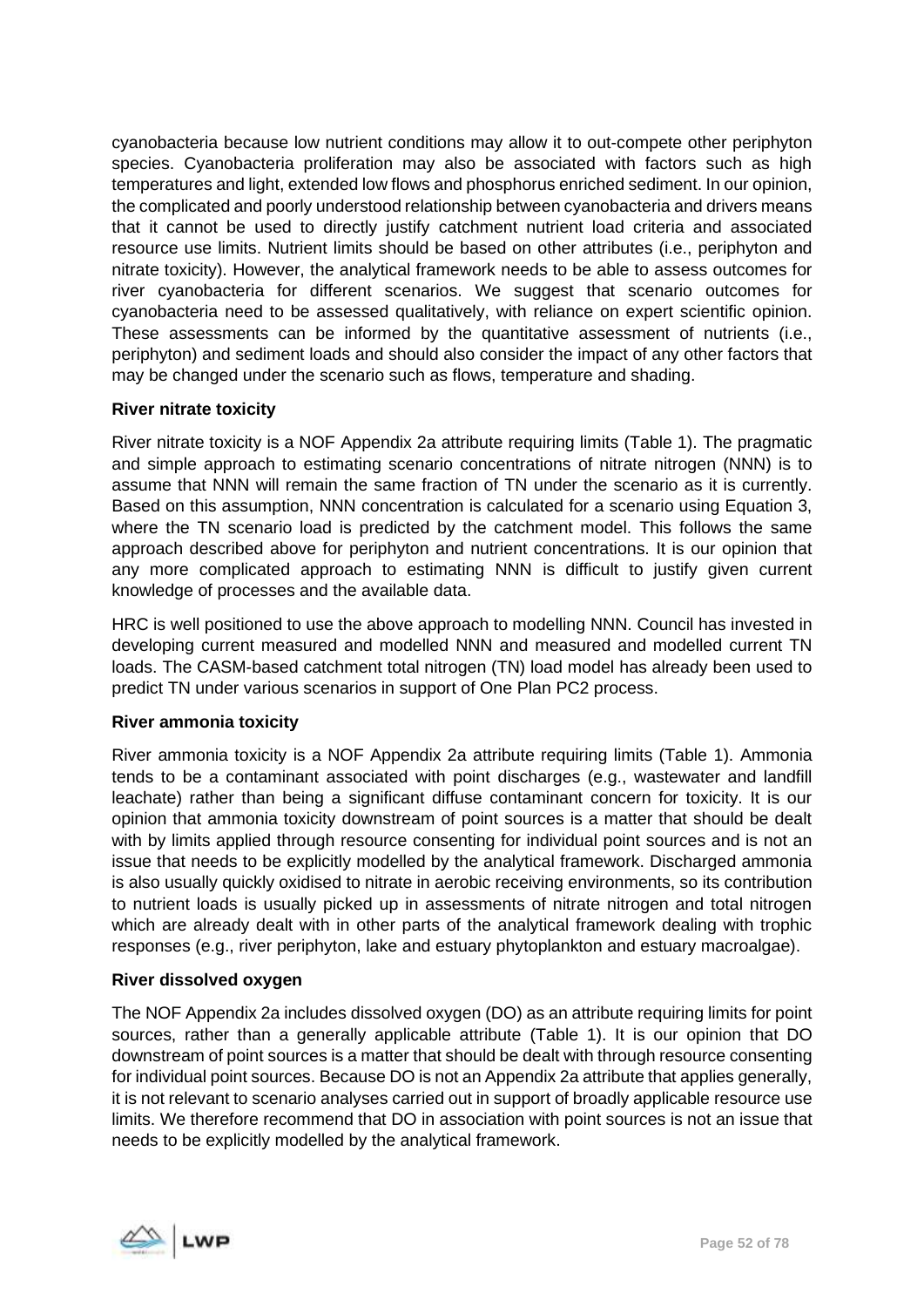cyanobacteria because low nutrient conditions may allow it to out-compete other periphyton species. Cyanobacteria proliferation may also be associated with factors such as high temperatures and light, extended low flows and phosphorus enriched sediment. In our opinion, the complicated and poorly understood relationship between cyanobacteria and drivers means that it cannot be used to directly justify catchment nutrient load criteria and associated resource use limits. Nutrient limits should be based on other attributes (i.e., periphyton and nitrate toxicity). However, the analytical framework needs to be able to assess outcomes for river cyanobacteria for different scenarios. We suggest that scenario outcomes for cyanobacteria need to be assessed qualitatively, with reliance on expert scientific opinion. These assessments can be informed by the quantitative assessment of nutrients (i.e., periphyton) and sediment loads and should also consider the impact of any other factors that may be changed under the scenario such as flows, temperature and shading.

**River nitrate toxicity**

River nitrate toxicity is a NOF Appendix 2a attribute requiring limits (Table 1). The pragmatic and simple approach to estimating scenario concentrations of nitrate nitrogen (NNN) is to assume that NNN will remain the same fraction of TN under the scenario as it is currently. Based on this assumption, NNN concentration is calculated for a scenario using Equation 3, where the TN scenario load is predicted by the catchment model. This follows the same approach described above for periphyton and nutrient concentrations. It is our opinion that any more complicated approach to estimating NNN is difficult to justify given current knowledge of processes and the available data.

HRC is well positioned to use the above approach to modelling NNN. Council has invested in developing current measured and modelled NNN and measured and modelled current TN loads. The CASM-based catchment total nitrogen (TN) load model has already been used to predict TN under various scenarios in support of One Plan PC2 process.

**River ammonia toxicity**

River ammonia toxicity is a NOF Appendix 2a attribute requiring limits (Table 1). Ammonia tends to be a contaminant associated with point discharges (e.g., wastewater and landfill leachate) rather than being a significant diffuse contaminant concern for toxicity. It is our opinion that ammonia toxicity downstream of point sources is a matter that should be dealt with by limits applied through resource consenting for individual point sources and is not an issue that needs to be explicitly modelled by the analytical framework. Discharged ammonia is also usually quickly oxidised to nitrate in aerobic receiving environments, so its contribution to nutrient loads is usually picked up in assessments of nitrate nitrogen and total nitrogen which are already dealt with in other parts of the analytical framework dealing with trophic responses (e.g., river periphyton, lake and estuary phytoplankton and estuary macroalgae).

**River dissolved oxygen**

The NOF Appendix 2a includes dissolved oxygen (DO) as an attribute requiring limits for point sources, rather than a generally applicable attribute (Table 1). It is our opinion that DO downstream of point sources is a matter that should be dealt with through resource consenting for individual point sources. Because DO is not an Appendix 2a attribute that applies generally, it is not relevant to scenario analyses carried out in support of broadly applicable resource use limits. We therefore recommend that DO in association with point sources is not an issue that needs to be explicitly modelled by the analytical framework.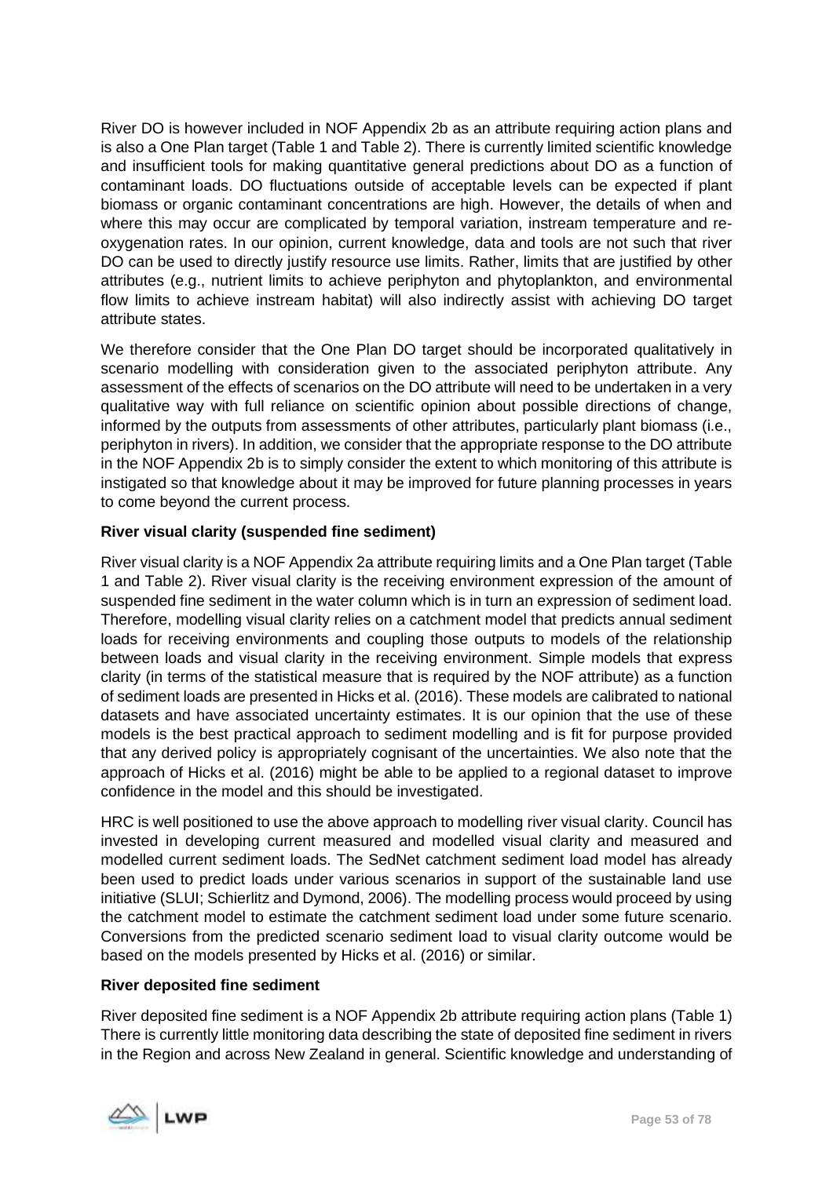River DO is however included in NOF Appendix 2b as an attribute requiring action plans and is also a One Plan target (Table 1 and Table 2). There is currently limited scientific knowledge and insufficient tools for making quantitative general predictions about DO as a function of contaminant loads. DO fluctuations outside of acceptable levels can be expected if plant biomass or organic contaminant concentrations are high. However, the details of when and where this may occur are complicated by temporal variation, instream temperature and re-oxygenation rates. In our opinion, current knowledge, data and tools are not such that river DO can be used to directly justify resource use limits. Rather, limits that are justified by other attributes (e.g., nutrient limits to achieve periphyton and phytoplankton, and environmental flow limits to achieve instream habitat) will also indirectly assist with achieving DO target attribute states.

We therefore consider that the One Plan DO target should be incorporated qualitatively in scenario modelling with consideration given to the associated periphyton attribute. Any assessment of the effects of scenarios on the DO attribute will need to be undertaken in a very qualitative way with full reliance on scientific opinion about possible directions of change, informed by the outputs from assessments of other attributes, particularly plant biomass (i.e., periphyton in rivers). In addition, we consider that the appropriate response to the DO attribute in the NOF Appendix 2b is to simply consider the extent to which monitoring of this attribute is instigated so that knowledge about it may be improved for future planning processes in years to come beyond the current process.

**River visual clarity (suspended fine sediment)**

River visual clarity is a NOF Appendix 2a attribute requiring limits and a One Plan target (Table 1 and Table 2). River visual clarity is the receiving environment expression of the amount of suspended fine sediment in the water column which is in turn an expression of sediment load. Therefore, modelling visual clarity relies on a catchment model that predicts annual sediment loads for receiving environments and coupling those outputs to models of the relationship between loads and visual clarity in the receiving environment. Simple models that express clarity (in terms of the statistical measure that is required by the NOF attribute) as a function of sediment loads are presented in Hicks et al. (2016). These models are calibrated to national datasets and have associated uncertainty estimates. It is our opinion that the use of these models is the best practical approach to sediment modelling and is fit for purpose provided that any derived policy is appropriately cognisant of the uncertainties. We also note that the approach of Hicks et al. (2016) might be able to be applied to a regional dataset to improve confidence in the model and this should be investigated.

HRC is well positioned to use the above approach to modelling river visual clarity. Council has invested in developing current measured and modelled visual clarity and measured and modelled current sediment loads. The SedNet catchment sediment load model has already been used to predict loads under various scenarios in support of the sustainable land use initiative (SLUI; Schierlitz and Dymond, 2006). The modelling process would proceed by using the catchment model to estimate the catchment sediment load under some future scenario. Conversions from the predicted scenario sediment load to visual clarity outcome would be based on the models presented by Hicks et al. (2016) or similar.

**River deposited fine sediment**

River deposited fine sediment is a NOF Appendix 2b attribute requiring action plans (Table 1) There is currently little monitoring data describing the state of deposited fine sediment in rivers in the Region and across New Zealand in general. Scientific knowledge and understanding of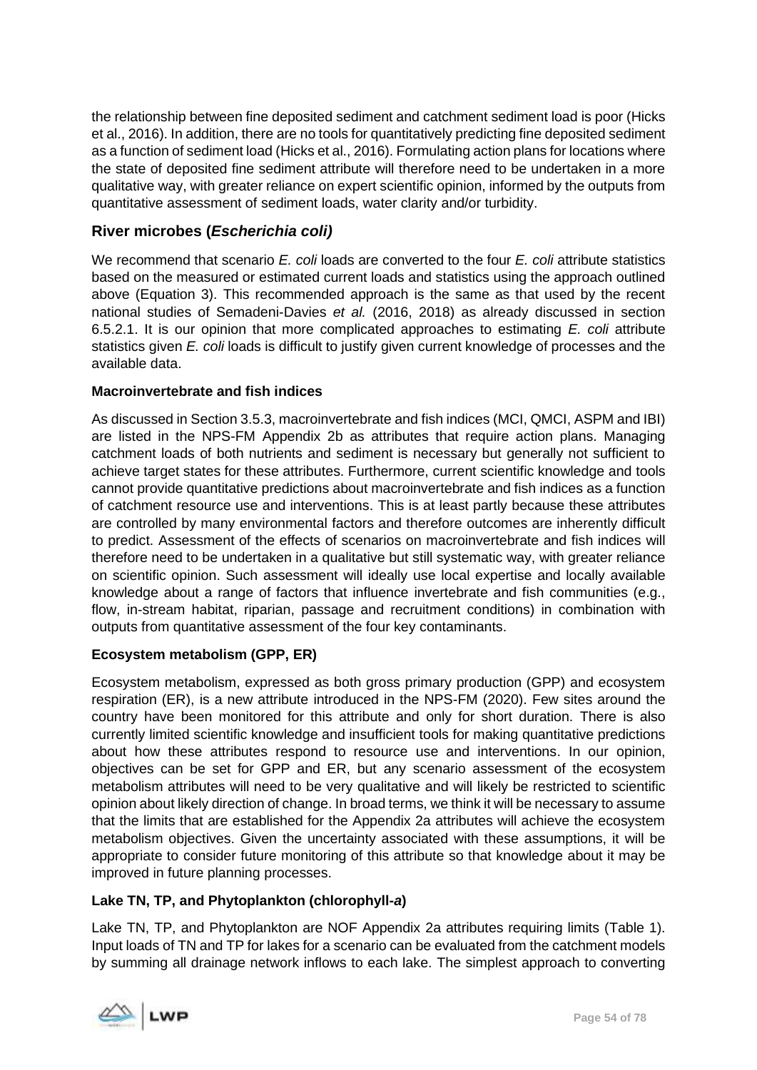the relationship between fine deposited sediment and catchment sediment load is poor (Hicks et al., 2016). In addition, there are no tools for quantitatively predicting fine deposited sediment as a function of sediment load (Hicks et al., 2016). Formulating action plans for locations where the state of deposited fine sediment attribute will therefore need to be undertaken in a more qualitative way, with greater reliance on expert scientific opinion, informed by the outputs from quantitative assessment of sediment loads, water clarity and/or turbidity.

### River microbes (*Escherichia coli)*

We recommend that scenario *E. coli* loads are converted to the four *E. coli* attribute statistics based on the measured or estimated current loads and statistics using the approach outlined above (Equation 3). This recommended approach is the same as that used by the recent national studies of Semadeni-Davies *et al.* (2016, 2018) as already discussed in section 6.5.2.1. It is our opinion that more complicated approaches to estimating *E. coli* attribute statistics given *E. coli* loads is difficult to justify given current knowledge of processes and the available data.

#### Macroinvertebrate and fish indices

As discussed in Section 3.5.3, macroinvertebrate and fish indices (MCI, QMCI, ASPM and IBI) are listed in the NPS-FM Appendix 2b as attributes that require action plans. Managing catchment loads of both nutrients and sediment is necessary but generally not sufficient to achieve target states for these attributes. Furthermore, current scientific knowledge and tools cannot provide quantitative predictions about macroinvertebrate and fish indices as a function of catchment resource use and interventions. This is at least partly because these attributes are controlled by many environmental factors and therefore outcomes are inherently difficult to predict. Assessment of the effects of scenarios on macroinvertebrate and fish indices will therefore need to be undertaken in a qualitative but still systematic way, with greater reliance on scientific opinion. Such assessment will ideally use local expertise and locally available knowledge about a range of factors that influence invertebrate and fish communities (e.g., flow, in-stream habitat, riparian, passage and recruitment conditions) in combination with outputs from quantitative assessment of the four key contaminants.

#### Ecosystem metabolism (GPP, ER)

Ecosystem metabolism, expressed as both gross primary production (GPP) and ecosystem respiration (ER), is a new attribute introduced in the NPS-FM (2020). Few sites around the country have been monitored for this attribute and only for short duration. There is also currently limited scientific knowledge and insufficient tools for making quantitative predictions about how these attributes respond to resource use and interventions. In our opinion, objectives can be set for GPP and ER, but any scenario assessment of the ecosystem metabolism attributes will need to be very qualitative and will likely be restricted to scientific opinion about likely direction of change. In broad terms, we think it will be necessary to assume that the limits that are established for the Appendix 2a attributes will achieve the ecosystem metabolism objectives. Given the uncertainty associated with these assumptions, it will be appropriate to consider future monitoring of this attribute so that knowledge about it may be improved in future planning processes.

#### Lake TN, TP, and Phytoplankton (chlorophyll-*a*)

Lake TN, TP, and Phytoplankton are NOF Appendix 2a attributes requiring limits (Table 1). Input loads of TN and TP for lakes for a scenario can be evaluated from the catchment models by summing all drainage network inflows to each lake. The simplest approach to converting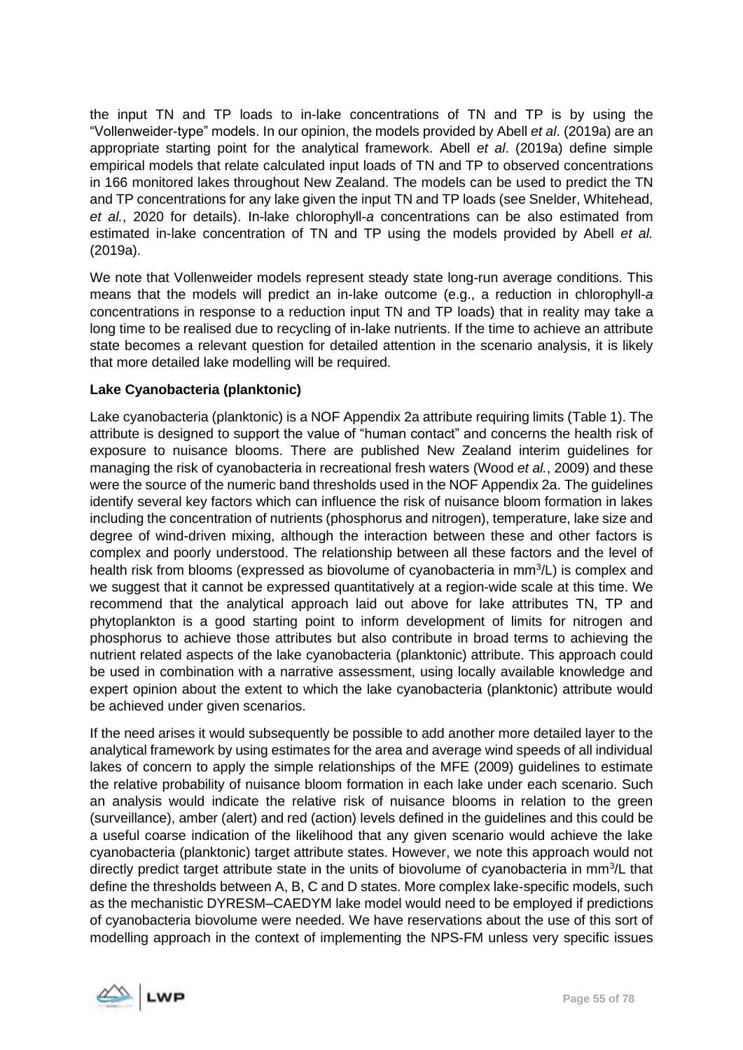the input TN and TP loads to in-lake concentrations of TN and TP is by using the "Vollenweider-type" models. In our opinion, the models provided by Abell *et al*. (2019a) are an appropriate starting point for the analytical framework. Abell *et al*. (2019a) define simple empirical models that relate calculated input loads of TN and TP to observed concentrations in 166 monitored lakes throughout New Zealand. The models can be used to predict the TN and TP concentrations for any lake given the input TN and TP loads (see Snelder, Whitehead, *et al.*, 2020 for details). In-lake chlorophyll-*a* concentrations can be also estimated from estimated in-lake concentration of TN and TP using the models provided by Abell *et al.* (2019a).

We note that Vollenweider models represent steady state long-run average conditions. This means that the models will predict an in-lake outcome (e.g., a reduction in chlorophyll-*a* concentrations in response to a reduction input TN and TP loads) that in reality may take a long time to be realised due to recycling of in-lake nutrients. If the time to achieve an attribute state becomes a relevant question for detailed attention in the scenario analysis, it is likely that more detailed lake modelling will be required.

**Lake Cyanobacteria (planktonic)**

Lake cyanobacteria (planktonic) is a NOF Appendix 2a attribute requiring limits (Table 1). The attribute is designed to support the value of "human contact" and concerns the health risk of exposure to nuisance blooms. There are published New Zealand interim guidelines for managing the risk of cyanobacteria in recreational fresh waters (Wood *et al.*, 2009) and these were the source of the numeric band thresholds used in the NOF Appendix 2a. The guidelines identify several key factors which can influence the risk of nuisance bloom formation in lakes including the concentration of nutrients (phosphorus and nitrogen), temperature, lake size and degree of wind-driven mixing, although the interaction between these and other factors is complex and poorly understood. The relationship between all these factors and the level of health risk from blooms (expressed as biovolume of cyanobacteria in $mm^3/L$) is complex and we suggest that it cannot be expressed quantitatively at a region-wide scale at this time. We recommend that the analytical approach laid out above for lake attributes TN, TP and phytoplankton is a good starting point to inform development of limits for nitrogen and phosphorus to achieve those attributes but also contribute in broad terms to achieving the nutrient related aspects of the lake cyanobacteria (planktonic) attribute. This approach could be used in combination with a narrative assessment, using locally available knowledge and expert opinion about the extent to which the lake cyanobacteria (planktonic) attribute would be achieved under given scenarios.

If the need arises it would subsequently be possible to add another more detailed layer to the analytical framework by using estimates for the area and average wind speeds of all individual lakes of concern to apply the simple relationships of the MFE (2009) guidelines to estimate the relative probability of nuisance bloom formation in each lake under each scenario. Such an analysis would indicate the relative risk of nuisance blooms in relation to the green (surveillance), amber (alert) and red (action) levels defined in the guidelines and this could be a useful coarse indication of the likelihood that any given scenario would achieve the lake cyanobacteria (planktonic) target attribute states. However, we note this approach would not directly predict target attribute state in the units of biovolume of cyanobacteria in $mm^3/L$ that define the thresholds between A, B, C and D states. More complex lake-specific models, such as the mechanistic DYRESM–CAEDYM lake model would need to be employed if predictions of cyanobacteria biovolume were needed. We have reservations about the use of this sort of modelling approach in the context of implementing the NPS-FM unless very specific issues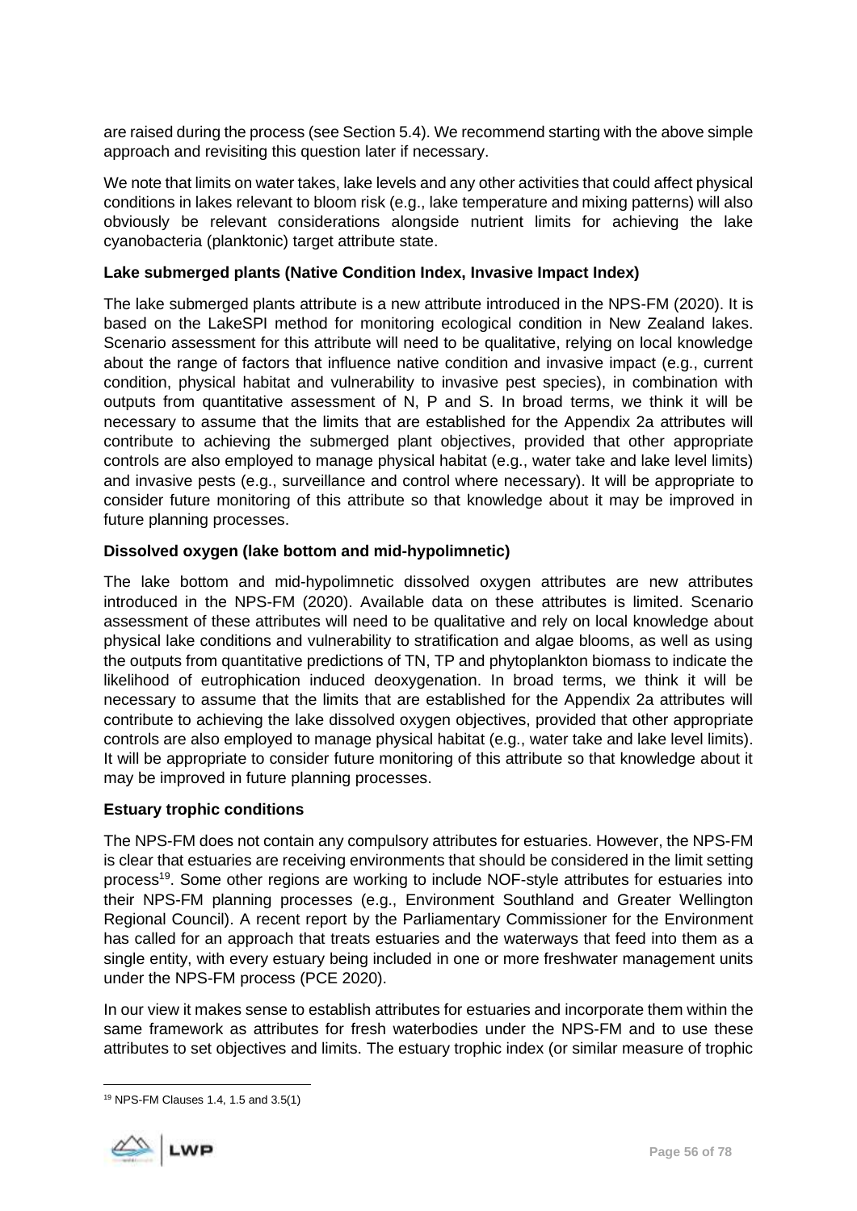are raised during the process (see Section 5.4). We recommend starting with the above simple approach and revisiting this question later if necessary.

We note that limits on water takes, lake levels and any other activities that could affect physical conditions in lakes relevant to bloom risk (e.g., lake temperature and mixing patterns) will also obviously be relevant considerations alongside nutrient limits for achieving the lake cyanobacteria (planktonic) target attribute state.

**Lake submerged plants (Native Condition Index, Invasive Impact Index)**

The lake submerged plants attribute is a new attribute introduced in the NPS-FM (2020). It is based on the LakeSPI method for monitoring ecological condition in New Zealand lakes. Scenario assessment for this attribute will need to be qualitative, relying on local knowledge about the range of factors that influence native condition and invasive impact (e.g., current condition, physical habitat and vulnerability to invasive pest species), in combination with outputs from quantitative assessment of N, P and S. In broad terms, we think it will be necessary to assume that the limits that are established for the Appendix 2a attributes will contribute to achieving the submerged plant objectives, provided that other appropriate controls are also employed to manage physical habitat (e.g., water take and lake level limits) and invasive pests (e.g., surveillance and control where necessary). It will be appropriate to consider future monitoring of this attribute so that knowledge about it may be improved in future planning processes.

**Dissolved oxygen (lake bottom and mid-hypolimnetic)**

The lake bottom and mid-hypolimnetic dissolved oxygen attributes are new attributes introduced in the NPS-FM (2020). Available data on these attributes is limited. Scenario assessment of these attributes will need to be qualitative and rely on local knowledge about physical lake conditions and vulnerability to stratification and algae blooms, as well as using the outputs from quantitative predictions of TN, TP and phytoplankton biomass to indicate the likelihood of eutrophication induced deoxygenation. In broad terms, we think it will be necessary to assume that the limits that are established for the Appendix 2a attributes will contribute to achieving the lake dissolved oxygen objectives, provided that other appropriate controls are also employed to manage physical habitat (e.g., water take and lake level limits). It will be appropriate to consider future monitoring of this attribute so that knowledge about it may be improved in future planning processes.

**Estuary trophic conditions**

The NPS-FM does not contain any compulsory attributes for estuaries. However, the NPS-FM is clear that estuaries are receiving environments that should be considered in the limit setting process[19]. Some other regions are working to include NOF-style attributes for estuaries into their NPS-FM planning processes (e.g., Environment Southland and Greater Wellington Regional Council). A recent report by the Parliamentary Commissioner for the Environment has called for an approach that treats estuaries and the waterways that feed into them as a single entity, with every estuary being included in one or more freshwater management units under the NPS-FM process (PCE 2020).

In our view it makes sense to establish attributes for estuaries and incorporate them within the same framework as attributes for fresh waterbodies under the NPS-FM and to use these attributes to set objectives and limits. The estuary trophic index (or similar measure of trophic

[19] NPS-FM Clauses 1.4, 1.5 and 3.5(1)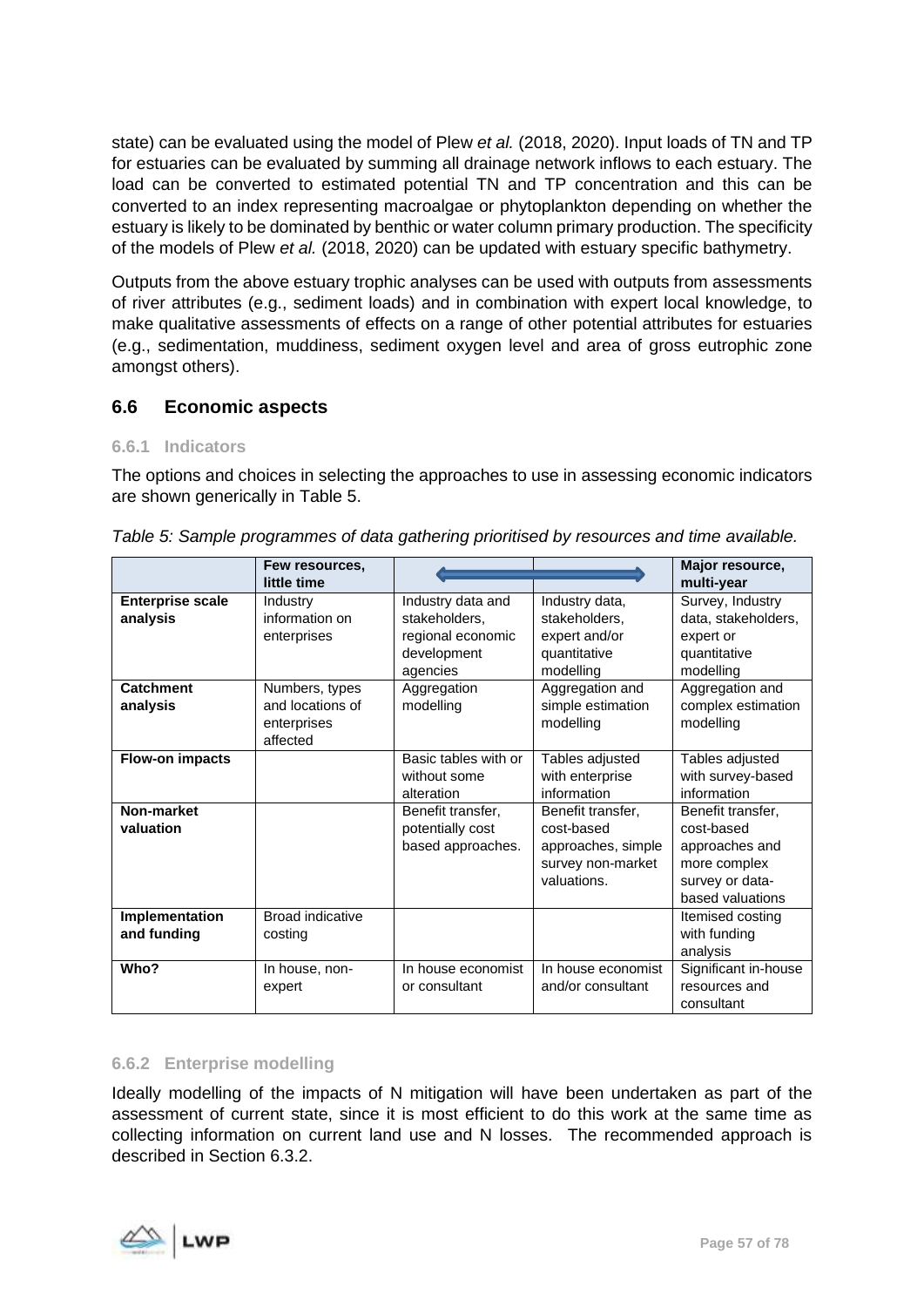state) can be evaluated using the model of Plew *et al.* (2018, 2020). Input loads of TN and TP for estuaries can be evaluated by summing all drainage network inflows to each estuary. The load can be converted to estimated potential TN and TP concentration and this can be converted to an index representing macroalgae or phytoplankton depending on whether the estuary is likely to be dominated by benthic or water column primary production. The specificity of the models of Plew *et al.* (2018, 2020) can be updated with estuary specific bathymetry.

Outputs from the above estuary trophic analyses can be used with outputs from assessments of river attributes (e.g., sediment loads) and in combination with expert local knowledge, to make qualitative assessments of effects on a range of other potential attributes for estuaries (e.g., sedimentation, muddiness, sediment oxygen level and area of gross eutrophic zone amongst others).

## 6.6 Economic aspects

### 6.6.1 Indicators

The options and choices in selecting the approaches to use in assessing economic indicators are shown generically in Table 5.

*Table 5: Sample programmes of data gathering prioritised by resources and time available.*

| | **Few resources, little time** | ⟷ | | **Major resource, multi-year** |
|---|---|---|---|---|
| **Enterprise scale analysis** | Industry information on enterprises | Industry data and stakeholders, regional economic development agencies | Industry data, stakeholders, expert and/or quantitative modelling | Survey, Industry data, stakeholders, expert or quantitative modelling |
| **Catchment analysis** | Numbers, types and locations of enterprises affected | Aggregation modelling | Aggregation and simple estimation modelling | Aggregation and complex estimation modelling |
| **Flow-on impacts** | | Basic tables with or without some alteration | Tables adjusted with enterprise information | Tables adjusted with survey-based information |
| **Non-market valuation** | | Benefit transfer, potentially cost based approaches. | Benefit transfer, cost-based approaches, simple survey non-market valuations. | Benefit transfer, cost-based approaches and more complex survey or data-based valuations |
| **Implementation and funding** | Broad indicative costing | | | Itemised costing with funding analysis |
| **Who?** | In house, non-expert | In house economist or consultant | In house economist and/or consultant | Significant in-house resources and consultant |

### 6.6.2 Enterprise modelling

Ideally modelling of the impacts of N mitigation will have been undertaken as part of the assessment of current state, since it is most efficient to do this work at the same time as collecting information on current land use and N losses. The recommended approach is described in Section 6.3.2.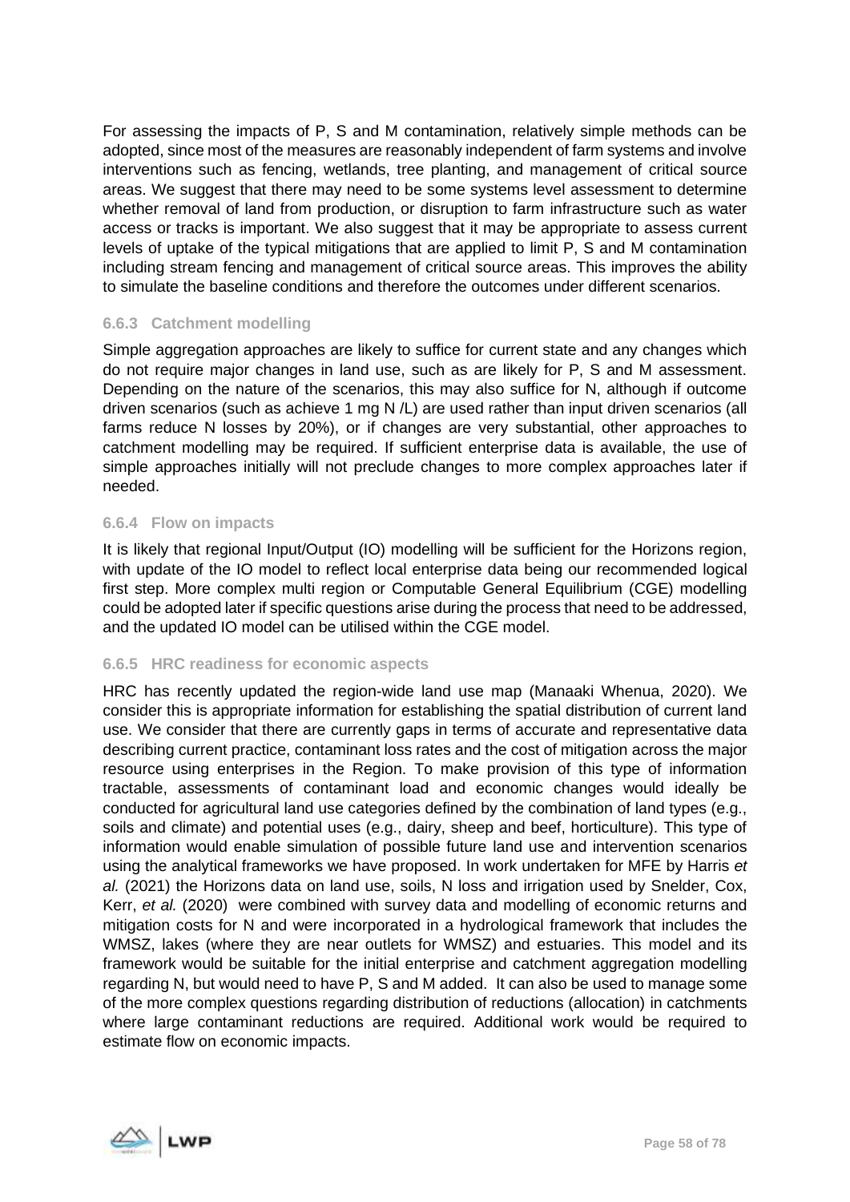For assessing the impacts of P, S and M contamination, relatively simple methods can be adopted, since most of the measures are reasonably independent of farm systems and involve interventions such as fencing, wetlands, tree planting, and management of critical source areas. We suggest that there may need to be some systems level assessment to determine whether removal of land from production, or disruption to farm infrastructure such as water access or tracks is important. We also suggest that it may be appropriate to assess current levels of uptake of the typical mitigations that are applied to limit P, S and M contamination including stream fencing and management of critical source areas. This improves the ability to simulate the baseline conditions and therefore the outcomes under different scenarios.

### 6.6.3 Catchment modelling

Simple aggregation approaches are likely to suffice for current state and any changes which do not require major changes in land use, such as are likely for P, S and M assessment. Depending on the nature of the scenarios, this may also suffice for N, although if outcome driven scenarios (such as achieve 1 mg N /L) are used rather than input driven scenarios (all farms reduce N losses by 20%), or if changes are very substantial, other approaches to catchment modelling may be required. If sufficient enterprise data is available, the use of simple approaches initially will not preclude changes to more complex approaches later if needed.

### 6.6.4 Flow on impacts

It is likely that regional Input/Output (IO) modelling will be sufficient for the Horizons region, with update of the IO model to reflect local enterprise data being our recommended logical first step. More complex multi region or Computable General Equilibrium (CGE) modelling could be adopted later if specific questions arise during the process that need to be addressed, and the updated IO model can be utilised within the CGE model.

### 6.6.5 HRC readiness for economic aspects

HRC has recently updated the region-wide land use map (Manaaki Whenua, 2020). We consider this is appropriate information for establishing the spatial distribution of current land use. We consider that there are currently gaps in terms of accurate and representative data describing current practice, contaminant loss rates and the cost of mitigation across the major resource using enterprises in the Region. To make provision of this type of information tractable, assessments of contaminant load and economic changes would ideally be conducted for agricultural land use categories defined by the combination of land types (e.g., soils and climate) and potential uses (e.g., dairy, sheep and beef, horticulture). This type of information would enable simulation of possible future land use and intervention scenarios using the analytical frameworks we have proposed. In work undertaken for MFE by Harris *et al.* (2021) the Horizons data on land use, soils, N loss and irrigation used by Snelder, Cox, Kerr, *et al.* (2020) were combined with survey data and modelling of economic returns and mitigation costs for N and were incorporated in a hydrological framework that includes the WMSZ, lakes (where they are near outlets for WMSZ) and estuaries. This model and its framework would be suitable for the initial enterprise and catchment aggregation modelling regarding N, but would need to have P, S and M added. It can also be used to manage some of the more complex questions regarding distribution of reductions (allocation) in catchments where large contaminant reductions are required. Additional work would be required to estimate flow on economic impacts.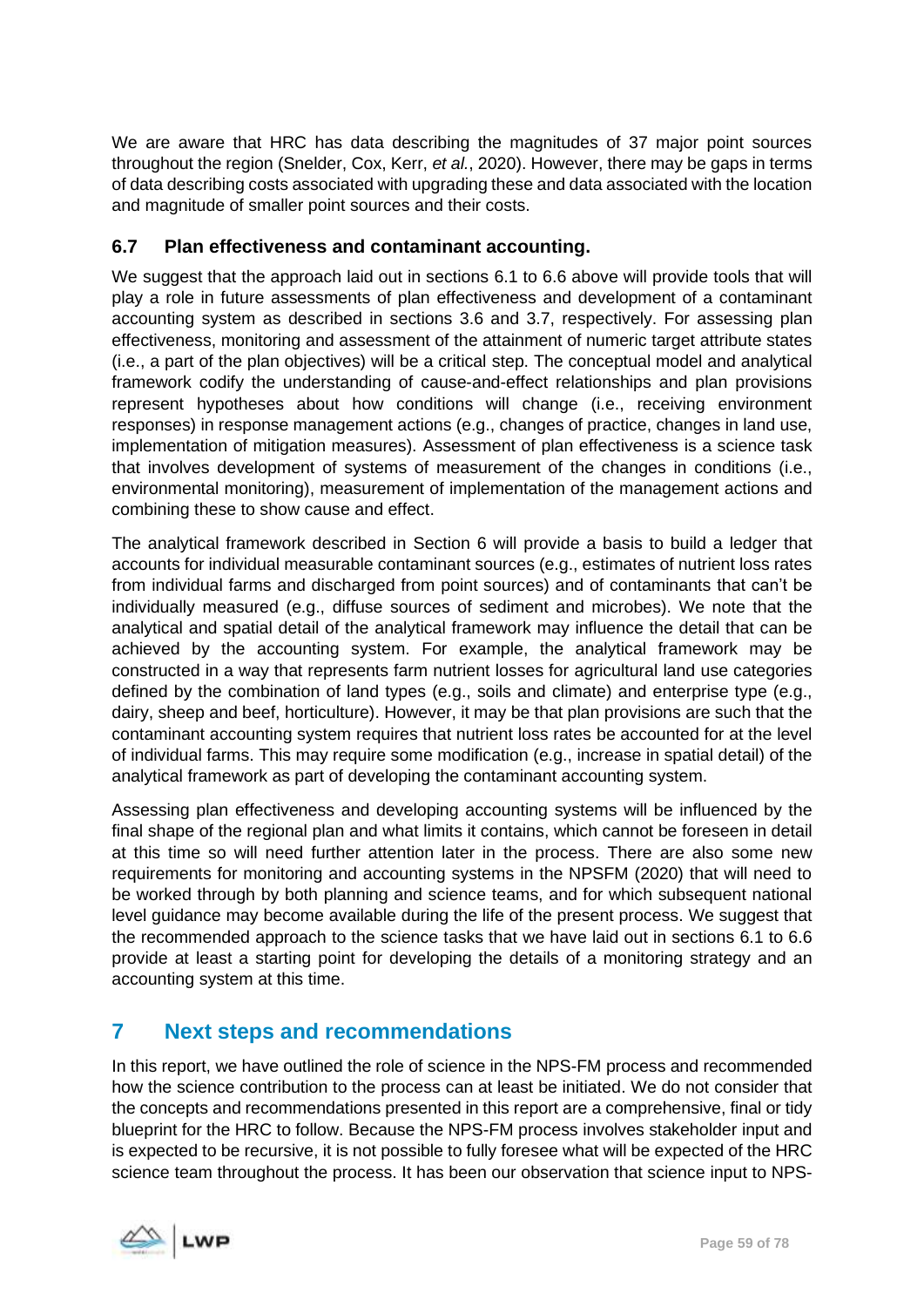We are aware that HRC has data describing the magnitudes of 37 major point sources throughout the region (Snelder, Cox, Kerr, *et al.*, 2020). However, there may be gaps in terms of data describing costs associated with upgrading these and data associated with the location and magnitude of smaller point sources and their costs.

### 6.7 Plan effectiveness and contaminant accounting.

We suggest that the approach laid out in sections 6.1 to 6.6 above will provide tools that will play a role in future assessments of plan effectiveness and development of a contaminant accounting system as described in sections 3.6 and 3.7, respectively. For assessing plan effectiveness, monitoring and assessment of the attainment of numeric target attribute states (i.e., a part of the plan objectives) will be a critical step. The conceptual model and analytical framework codify the understanding of cause-and-effect relationships and plan provisions represent hypotheses about how conditions will change (i.e., receiving environment responses) in response management actions (e.g., changes of practice, changes in land use, implementation of mitigation measures). Assessment of plan effectiveness is a science task that involves development of systems of measurement of the changes in conditions (i.e., environmental monitoring), measurement of implementation of the management actions and combining these to show cause and effect.

The analytical framework described in Section 6 will provide a basis to build a ledger that accounts for individual measurable contaminant sources (e.g., estimates of nutrient loss rates from individual farms and discharged from point sources) and of contaminants that can't be individually measured (e.g., diffuse sources of sediment and microbes). We note that the analytical and spatial detail of the analytical framework may influence the detail that can be achieved by the accounting system. For example, the analytical framework may be constructed in a way that represents farm nutrient losses for agricultural land use categories defined by the combination of land types (e.g., soils and climate) and enterprise type (e.g., dairy, sheep and beef, horticulture). However, it may be that plan provisions are such that the contaminant accounting system requires that nutrient loss rates be accounted for at the level of individual farms. This may require some modification (e.g., increase in spatial detail) of the analytical framework as part of developing the contaminant accounting system.

Assessing plan effectiveness and developing accounting systems will be influenced by the final shape of the regional plan and what limits it contains, which cannot be foreseen in detail at this time so will need further attention later in the process. There are also some new requirements for monitoring and accounting systems in the NPSFM (2020) that will need to be worked through by both planning and science teams, and for which subsequent national level guidance may become available during the life of the present process. We suggest that the recommended approach to the science tasks that we have laid out in sections 6.1 to 6.6 provide at least a starting point for developing the details of a monitoring strategy and an accounting system at this time.

## 7 Next steps and recommendations

In this report, we have outlined the role of science in the NPS-FM process and recommended how the science contribution to the process can at least be initiated. We do not consider that the concepts and recommendations presented in this report are a comprehensive, final or tidy blueprint for the HRC to follow. Because the NPS-FM process involves stakeholder input and is expected to be recursive, it is not possible to fully foresee what will be expected of the HRC science team throughout the process. It has been our observation that science input to NPS-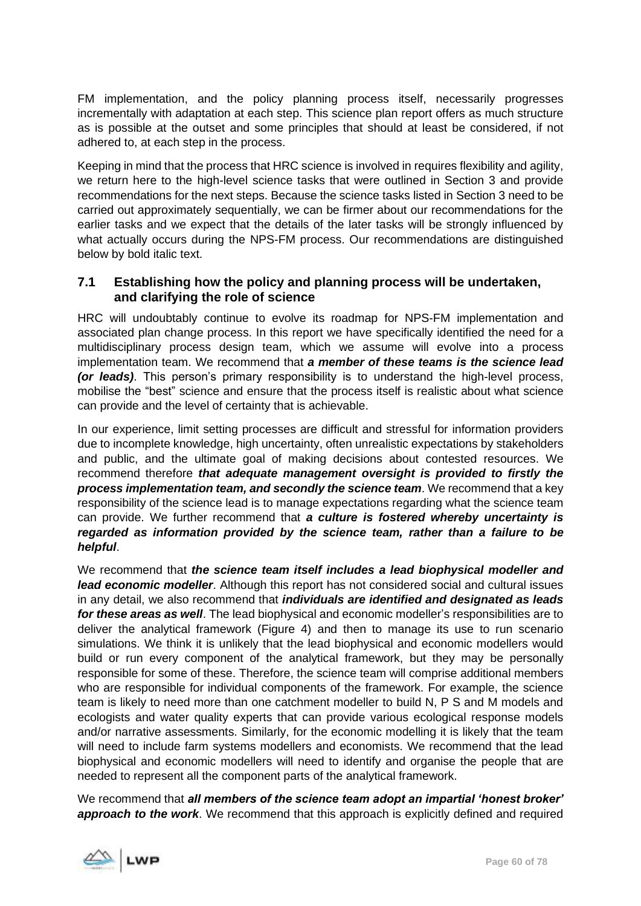FM implementation, and the policy planning process itself, necessarily progresses incrementally with adaptation at each step. This science plan report offers as much structure as is possible at the outset and some principles that should at least be considered, if not adhered to, at each step in the process.

Keeping in mind that the process that HRC science is involved in requires flexibility and agility, we return here to the high-level science tasks that were outlined in Section 3 and provide recommendations for the next steps. Because the science tasks listed in Section 3 need to be carried out approximately sequentially, we can be firmer about our recommendations for the earlier tasks and we expect that the details of the later tasks will be strongly influenced by what actually occurs during the NPS-FM process. Our recommendations are distinguished below by bold italic text.

## 7.1 Establishing how the policy and planning process will be undertaken, and clarifying the role of science

HRC will undoubtably continue to evolve its roadmap for NPS-FM implementation and associated plan change process. In this report we have specifically identified the need for a multidisciplinary process design team, which we assume will evolve into a process implementation team. We recommend that ***a member of these teams is the science lead (or leads)***. This person's primary responsibility is to understand the high-level process, mobilise the "best" science and ensure that the process itself is realistic about what science can provide and the level of certainty that is achievable.

In our experience, limit setting processes are difficult and stressful for information providers due to incomplete knowledge, high uncertainty, often unrealistic expectations by stakeholders and public, and the ultimate goal of making decisions about contested resources. We recommend therefore ***that adequate management oversight is provided to firstly the process implementation team, and secondly the science team***. We recommend that a key responsibility of the science lead is to manage expectations regarding what the science team can provide. We further recommend that ***a culture is fostered whereby uncertainty is regarded as information provided by the science team, rather than a failure to be helpful***.

We recommend that ***the science team itself includes a lead biophysical modeller and lead economic modeller***. Although this report has not considered social and cultural issues in any detail, we also recommend that ***individuals are identified and designated as leads for these areas as well***. The lead biophysical and economic modeller's responsibilities are to deliver the analytical framework (Figure 4) and then to manage its use to run scenario simulations. We think it is unlikely that the lead biophysical and economic modellers would build or run every component of the analytical framework, but they may be personally responsible for some of these. Therefore, the science team will comprise additional members who are responsible for individual components of the framework. For example, the science team is likely to need more than one catchment modeller to build N, P S and M models and ecologists and water quality experts that can provide various ecological response models and/or narrative assessments. Similarly, for the economic modelling it is likely that the team will need to include farm systems modellers and economists. We recommend that the lead biophysical and economic modellers will need to identify and organise the people that are needed to represent all the component parts of the analytical framework.

We recommend that ***all members of the science team adopt an impartial 'honest broker' approach to the work***. We recommend that this approach is explicitly defined and required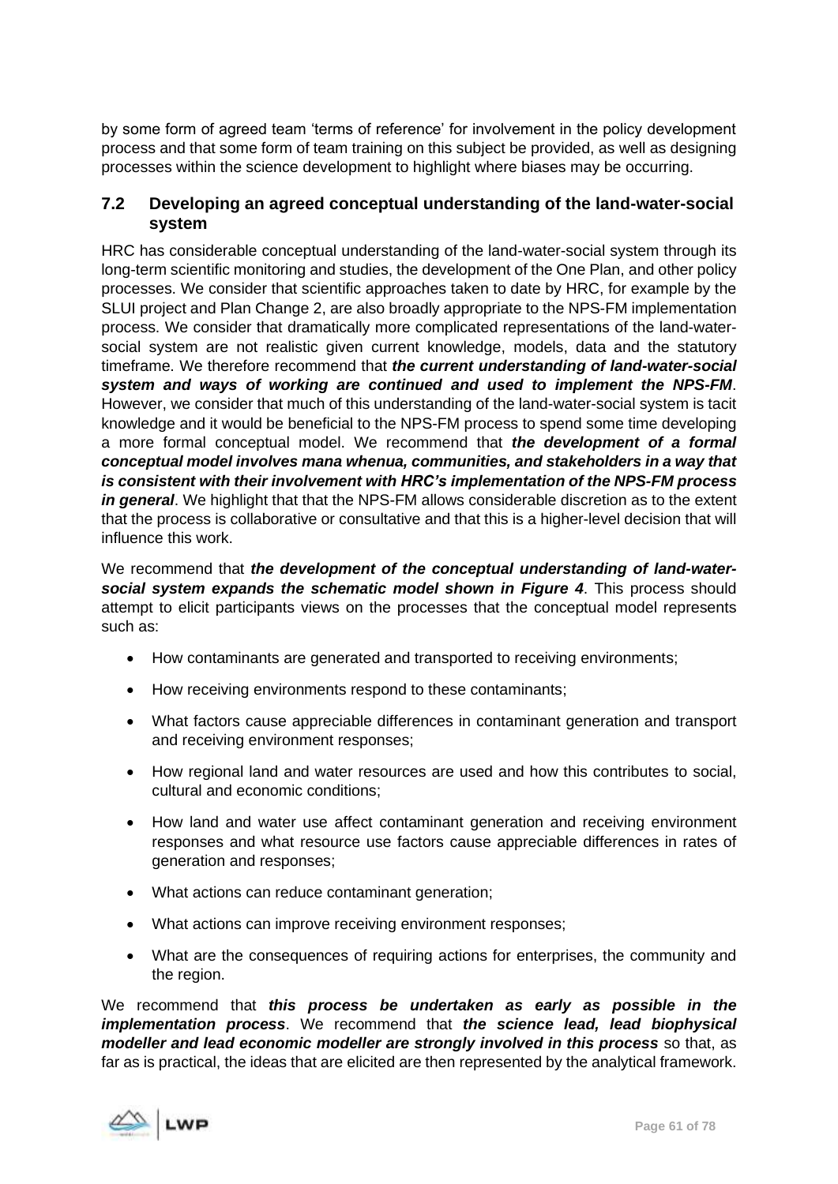by some form of agreed team 'terms of reference' for involvement in the policy development process and that some form of team training on this subject be provided, as well as designing processes within the science development to highlight where biases may be occurring.

## 7.2 Developing an agreed conceptual understanding of the land-water-social system

HRC has considerable conceptual understanding of the land-water-social system through its long-term scientific monitoring and studies, the development of the One Plan, and other policy processes. We consider that scientific approaches taken to date by HRC, for example by the SLUI project and Plan Change 2, are also broadly appropriate to the NPS-FM implementation process. We consider that dramatically more complicated representations of the land-water-social system are not realistic given current knowledge, models, data and the statutory timeframe. We therefore recommend that ***the current understanding of land-water-social system and ways of working are continued and used to implement the NPS-FM***. However, we consider that much of this understanding of the land-water-social system is tacit knowledge and it would be beneficial to the NPS-FM process to spend some time developing a more formal conceptual model. We recommend that ***the development of a formal conceptual model involves mana whenua, communities, and stakeholders in a way that is consistent with their involvement with HRC's implementation of the NPS-FM process in general***. We highlight that that the NPS-FM allows considerable discretion as to the extent that the process is collaborative or consultative and that this is a higher-level decision that will influence this work.

We recommend that ***the development of the conceptual understanding of land-water-social system expands the schematic model shown in Figure 4***. This process should attempt to elicit participants views on the processes that the conceptual model represents such as:

- How contaminants are generated and transported to receiving environments;
- How receiving environments respond to these contaminants;
- What factors cause appreciable differences in contaminant generation and transport and receiving environment responses;
- How regional land and water resources are used and how this contributes to social, cultural and economic conditions;
- How land and water use affect contaminant generation and receiving environment responses and what resource use factors cause appreciable differences in rates of generation and responses;
- What actions can reduce contaminant generation;
- What actions can improve receiving environment responses;
- What are the consequences of requiring actions for enterprises, the community and the region.

We recommend that ***this process be undertaken as early as possible in the implementation process***. We recommend that ***the science lead, lead biophysical modeller and lead economic modeller are strongly involved in this process*** so that, as far as is practical, the ideas that are elicited are then represented by the analytical framework.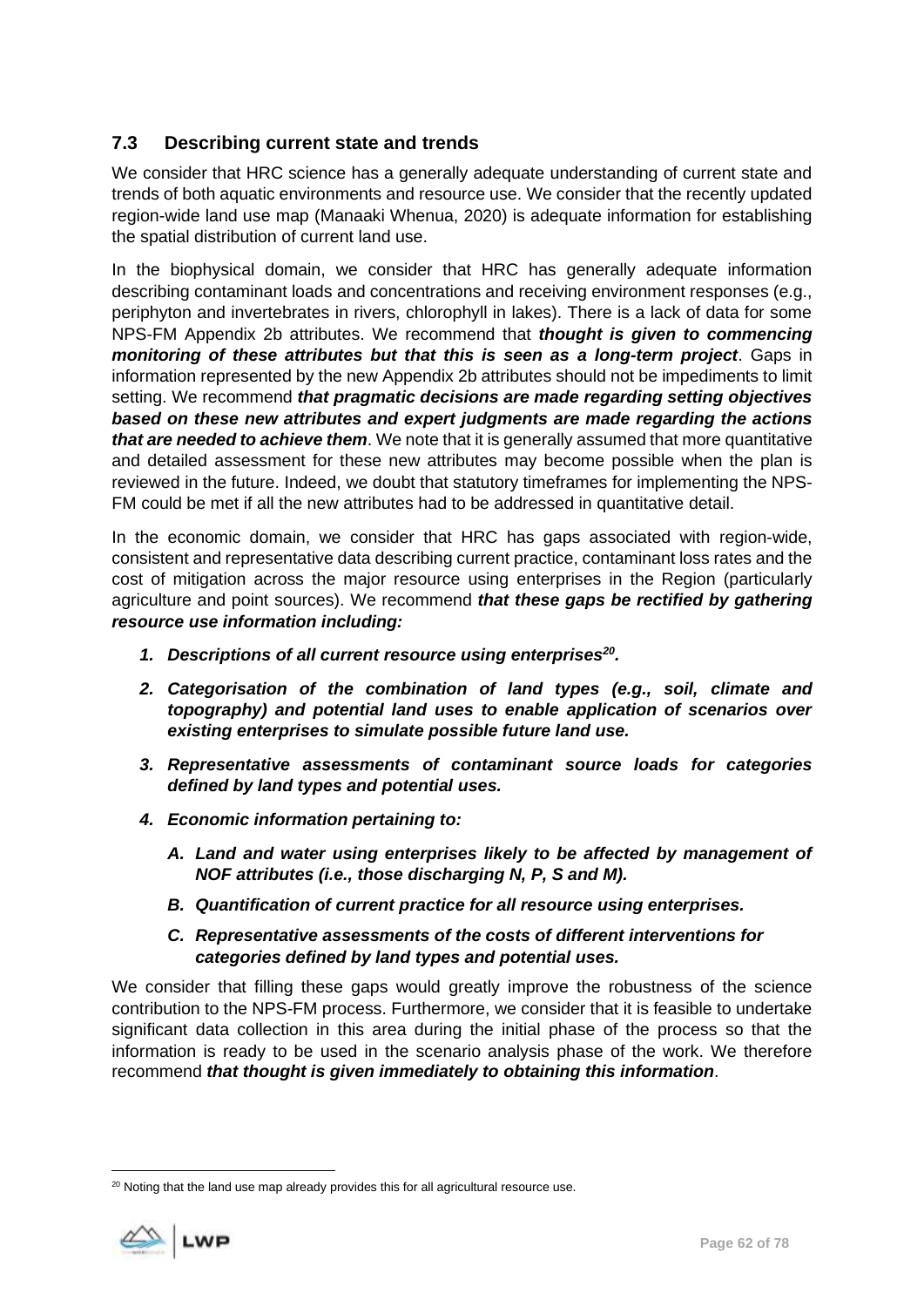## 7.3 Describing current state and trends

We consider that HRC science has a generally adequate understanding of current state and trends of both aquatic environments and resource use. We consider that the recently updated region-wide land use map (Manaaki Whenua, 2020) is adequate information for establishing the spatial distribution of current land use.

In the biophysical domain, we consider that HRC has generally adequate information describing contaminant loads and concentrations and receiving environment responses (e.g., periphyton and invertebrates in rivers, chlorophyll in lakes). There is a lack of data for some NPS-FM Appendix 2b attributes. We recommend that ***thought is given to commencing monitoring of these attributes but that this is seen as a long-term project***. Gaps in information represented by the new Appendix 2b attributes should not be impediments to limit setting. We recommend ***that pragmatic decisions are made regarding setting objectives based on these new attributes and expert judgments are made regarding the actions that are needed to achieve them***. We note that it is generally assumed that more quantitative and detailed assessment for these new attributes may become possible when the plan is reviewed in the future. Indeed, we doubt that statutory timeframes for implementing the NPS-FM could be met if all the new attributes had to be addressed in quantitative detail.

In the economic domain, we consider that HRC has gaps associated with region-wide, consistent and representative data describing current practice, contaminant loss rates and the cost of mitigation across the major resource using enterprises in the Region (particularly agriculture and point sources). We recommend ***that these gaps be rectified by gathering resource use information including:***

1. ***Descriptions of all current resource using enterprises[20].***
2. ***Categorisation of the combination of land types (e.g., soil, climate and topography) and potential land uses to enable application of scenarios over existing enterprises to simulate possible future land use.***
3. ***Representative assessments of contaminant source loads for categories defined by land types and potential uses.***
4. ***Economic information pertaining to:***
   - A. ***Land and water using enterprises likely to be affected by management of NOF attributes (i.e., those discharging N, P, S and M).***
   - B. ***Quantification of current practice for all resource using enterprises.***
   - C. ***Representative assessments of the costs of different interventions for categories defined by land types and potential uses.***

We consider that filling these gaps would greatly improve the robustness of the science contribution to the NPS-FM process. Furthermore, we consider that it is feasible to undertake significant data collection in this area during the initial phase of the process so that the information is ready to be used in the scenario analysis phase of the work. We therefore recommend ***that thought is given immediately to obtaining this information***.

[20] Noting that the land use map already provides this for all agricultural resource use.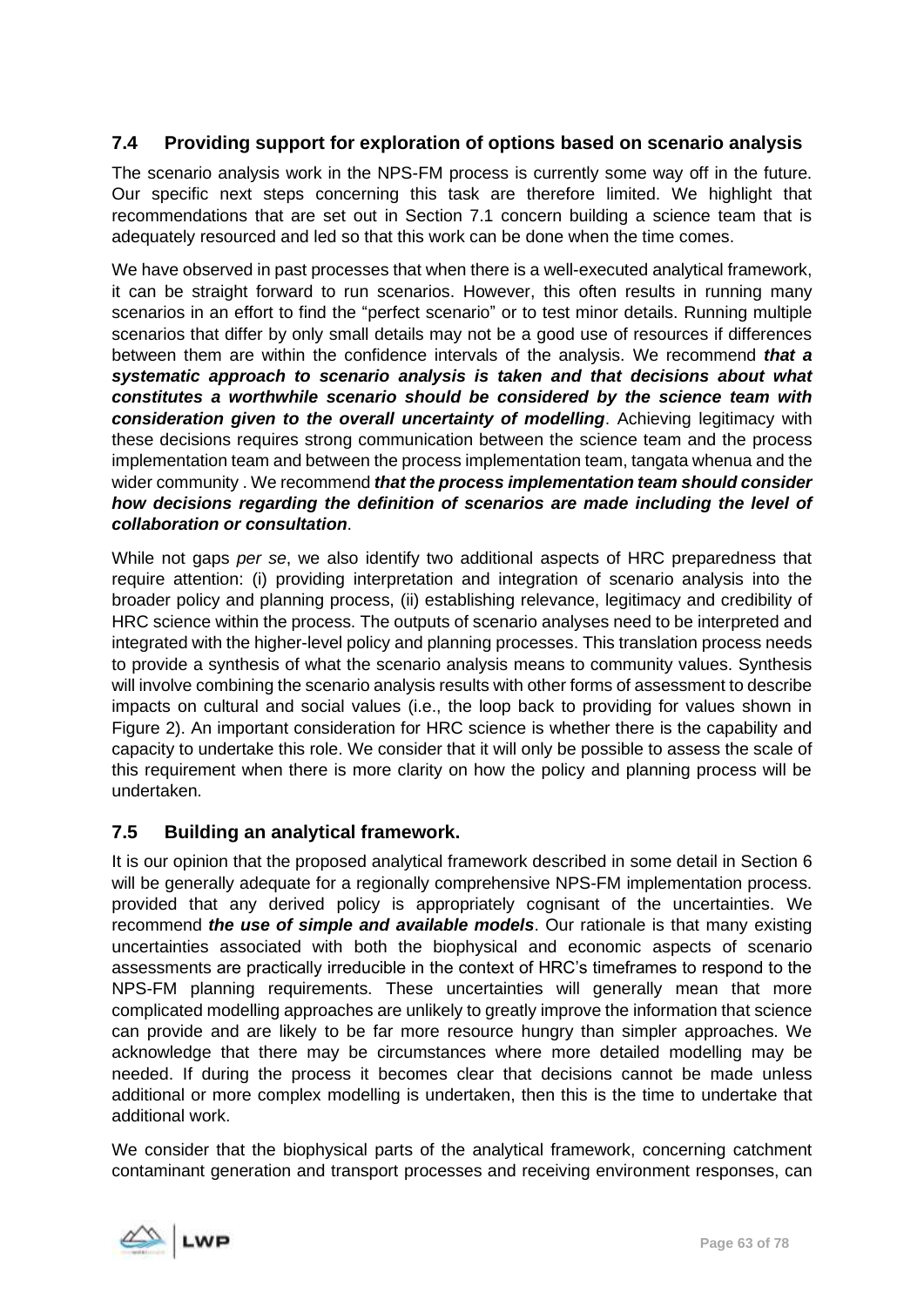## 7.4 Providing support for exploration of options based on scenario analysis

The scenario analysis work in the NPS-FM process is currently some way off in the future. Our specific next steps concerning this task are therefore limited. We highlight that recommendations that are set out in Section 7.1 concern building a science team that is adequately resourced and led so that this work can be done when the time comes.

We have observed in past processes that when there is a well-executed analytical framework, it can be straight forward to run scenarios. However, this often results in running many scenarios in an effort to find the "perfect scenario" or to test minor details. Running multiple scenarios that differ by only small details may not be a good use of resources if differences between them are within the confidence intervals of the analysis. We recommend ***that a systematic approach to scenario analysis is taken and that decisions about what constitutes a worthwhile scenario should be considered by the science team with consideration given to the overall uncertainty of modelling***. Achieving legitimacy with these decisions requires strong communication between the science team and the process implementation team and between the process implementation team, tangata whenua and the wider community . We recommend ***that the process implementation team should consider how decisions regarding the definition of scenarios are made including the level of collaboration or consultation***.

While not gaps *per se*, we also identify two additional aspects of HRC preparedness that require attention: (i) providing interpretation and integration of scenario analysis into the broader policy and planning process, (ii) establishing relevance, legitimacy and credibility of HRC science within the process. The outputs of scenario analyses need to be interpreted and integrated with the higher-level policy and planning processes. This translation process needs to provide a synthesis of what the scenario analysis means to community values. Synthesis will involve combining the scenario analysis results with other forms of assessment to describe impacts on cultural and social values (i.e., the loop back to providing for values shown in Figure 2). An important consideration for HRC science is whether there is the capability and capacity to undertake this role. We consider that it will only be possible to assess the scale of this requirement when there is more clarity on how the policy and planning process will be undertaken.

## 7.5 Building an analytical framework.

It is our opinion that the proposed analytical framework described in some detail in Section 6 will be generally adequate for a regionally comprehensive NPS-FM implementation process. provided that any derived policy is appropriately cognisant of the uncertainties. We recommend ***the use of simple and available models***. Our rationale is that many existing uncertainties associated with both the biophysical and economic aspects of scenario assessments are practically irreducible in the context of HRC's timeframes to respond to the NPS-FM planning requirements. These uncertainties will generally mean that more complicated modelling approaches are unlikely to greatly improve the information that science can provide and are likely to be far more resource hungry than simpler approaches. We acknowledge that there may be circumstances where more detailed modelling may be needed. If during the process it becomes clear that decisions cannot be made unless additional or more complex modelling is undertaken, then this is the time to undertake that additional work.

We consider that the biophysical parts of the analytical framework, concerning catchment contaminant generation and transport processes and receiving environment responses, can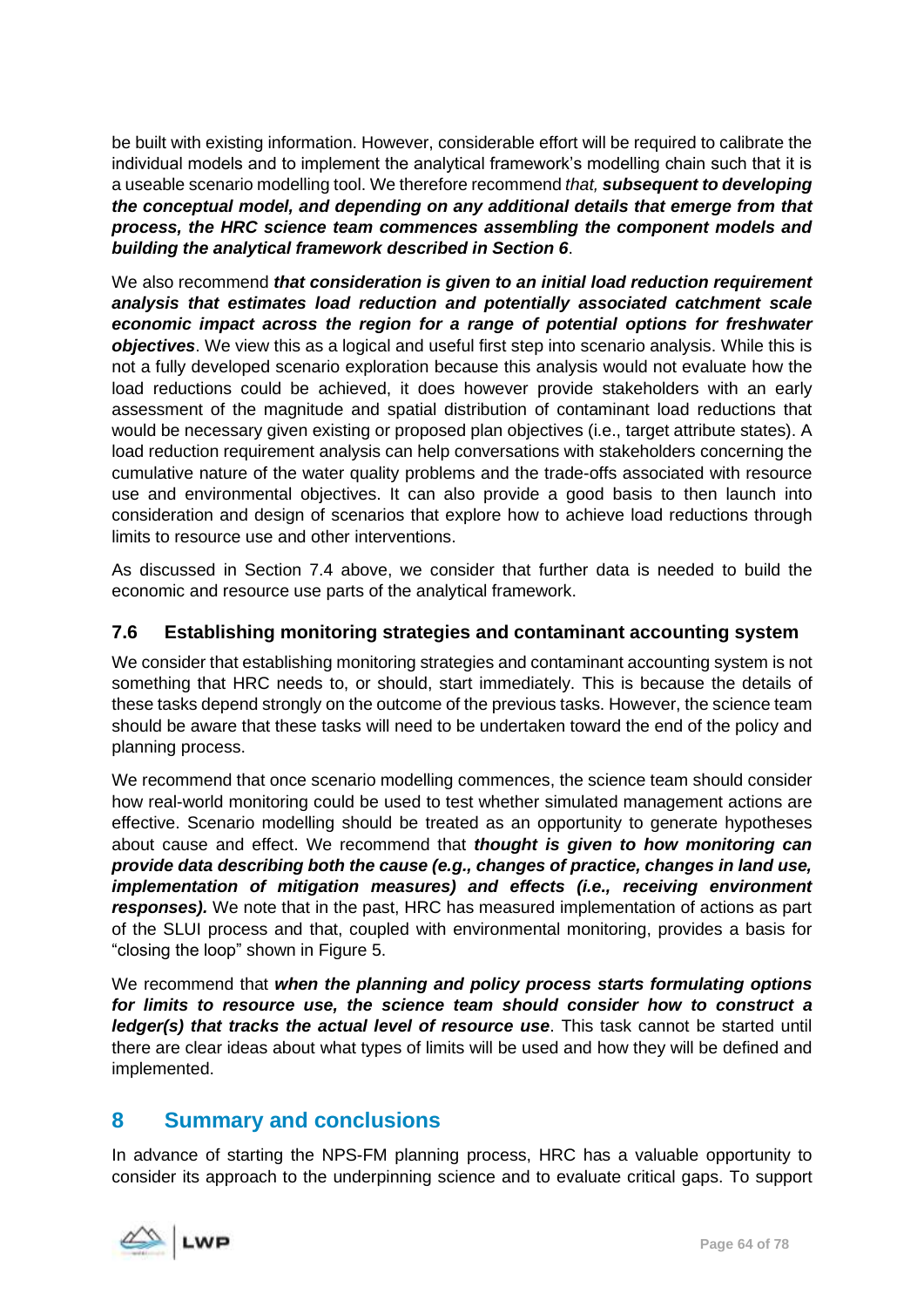be built with existing information. However, considerable effort will be required to calibrate the individual models and to implement the analytical framework's modelling chain such that it is a useable scenario modelling tool. We therefore recommend *that, **subsequent to developing the conceptual model, and depending on any additional details that emerge from that process, the HRC science team commences assembling the component models and building the analytical framework described in Section 6***.

We also recommend ***that consideration is given to an initial load reduction requirement analysis that estimates load reduction and potentially associated catchment scale economic impact across the region for a range of potential options for freshwater objectives***. We view this as a logical and useful first step into scenario analysis. While this is not a fully developed scenario exploration because this analysis would not evaluate how the load reductions could be achieved, it does however provide stakeholders with an early assessment of the magnitude and spatial distribution of contaminant load reductions that would be necessary given existing or proposed plan objectives (i.e., target attribute states). A load reduction requirement analysis can help conversations with stakeholders concerning the cumulative nature of the water quality problems and the trade-offs associated with resource use and environmental objectives. It can also provide a good basis to then launch into consideration and design of scenarios that explore how to achieve load reductions through limits to resource use and other interventions.

As discussed in Section 7.4 above, we consider that further data is needed to build the economic and resource use parts of the analytical framework.

### 7.6 Establishing monitoring strategies and contaminant accounting system

We consider that establishing monitoring strategies and contaminant accounting system is not something that HRC needs to, or should, start immediately. This is because the details of these tasks depend strongly on the outcome of the previous tasks. However, the science team should be aware that these tasks will need to be undertaken toward the end of the policy and planning process.

We recommend that once scenario modelling commences, the science team should consider how real-world monitoring could be used to test whether simulated management actions are effective. Scenario modelling should be treated as an opportunity to generate hypotheses about cause and effect. We recommend that ***thought is given to how monitoring can provide data describing both the cause (e.g., changes of practice, changes in land use, implementation of mitigation measures) and effects (i.e., receiving environment responses).*** We note that in the past, HRC has measured implementation of actions as part of the SLUI process and that, coupled with environmental monitoring, provides a basis for "closing the loop" shown in Figure 5.

We recommend that ***when the planning and policy process starts formulating options for limits to resource use, the science team should consider how to construct a ledger(s) that tracks the actual level of resource use***. This task cannot be started until there are clear ideas about what types of limits will be used and how they will be defined and implemented.

## 8 Summary and conclusions

In advance of starting the NPS-FM planning process, HRC has a valuable opportunity to consider its approach to the underpinning science and to evaluate critical gaps. To support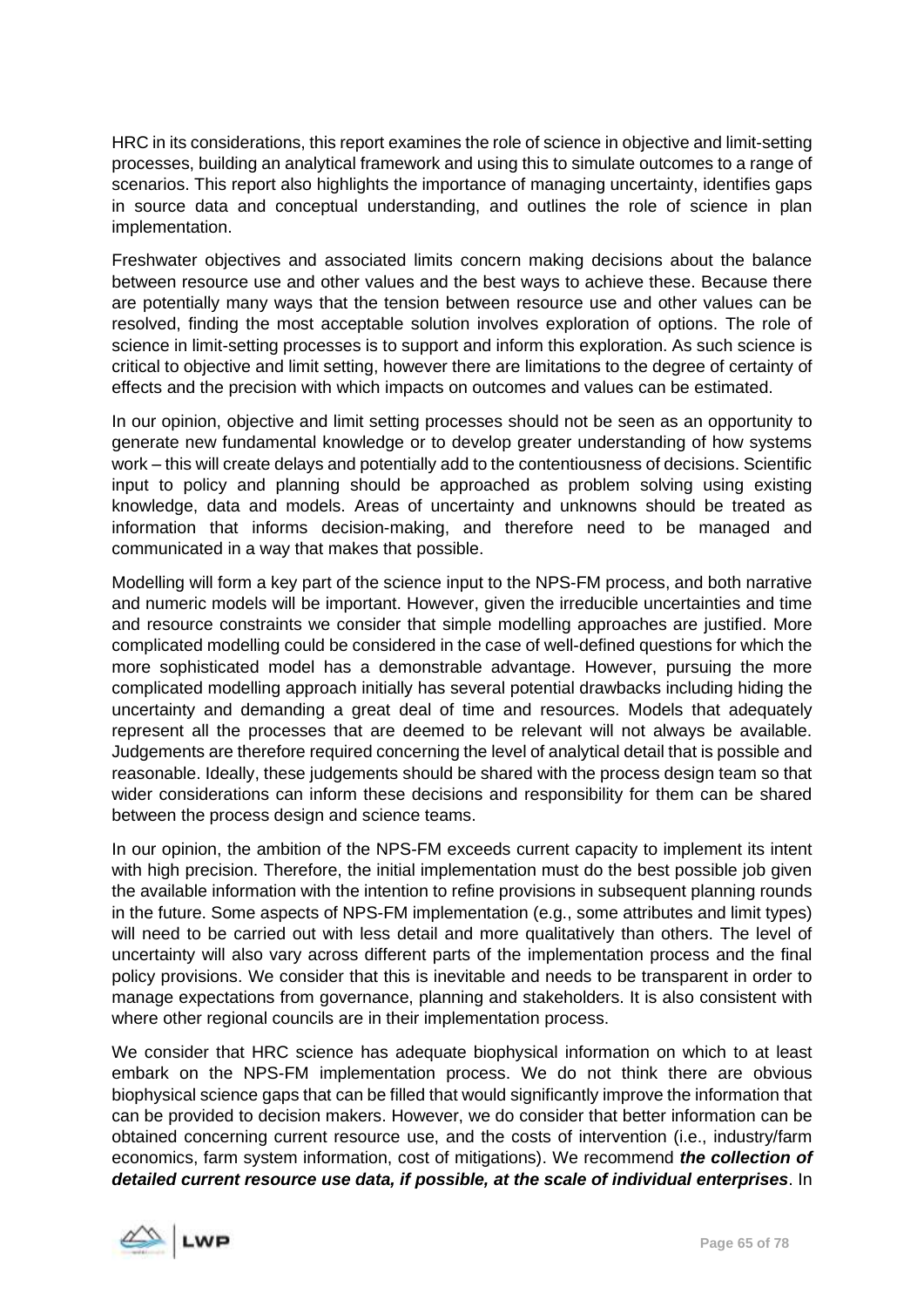HRC in its considerations, this report examines the role of science in objective and limit-setting processes, building an analytical framework and using this to simulate outcomes to a range of scenarios. This report also highlights the importance of managing uncertainty, identifies gaps in source data and conceptual understanding, and outlines the role of science in plan implementation.

Freshwater objectives and associated limits concern making decisions about the balance between resource use and other values and the best ways to achieve these. Because there are potentially many ways that the tension between resource use and other values can be resolved, finding the most acceptable solution involves exploration of options. The role of science in limit-setting processes is to support and inform this exploration. As such science is critical to objective and limit setting, however there are limitations to the degree of certainty of effects and the precision with which impacts on outcomes and values can be estimated.

In our opinion, objective and limit setting processes should not be seen as an opportunity to generate new fundamental knowledge or to develop greater understanding of how systems work – this will create delays and potentially add to the contentiousness of decisions. Scientific input to policy and planning should be approached as problem solving using existing knowledge, data and models. Areas of uncertainty and unknowns should be treated as information that informs decision-making, and therefore need to be managed and communicated in a way that makes that possible.

Modelling will form a key part of the science input to the NPS-FM process, and both narrative and numeric models will be important. However, given the irreducible uncertainties and time and resource constraints we consider that simple modelling approaches are justified. More complicated modelling could be considered in the case of well-defined questions for which the more sophisticated model has a demonstrable advantage. However, pursuing the more complicated modelling approach initially has several potential drawbacks including hiding the uncertainty and demanding a great deal of time and resources. Models that adequately represent all the processes that are deemed to be relevant will not always be available. Judgements are therefore required concerning the level of analytical detail that is possible and reasonable. Ideally, these judgements should be shared with the process design team so that wider considerations can inform these decisions and responsibility for them can be shared between the process design and science teams.

In our opinion, the ambition of the NPS-FM exceeds current capacity to implement its intent with high precision. Therefore, the initial implementation must do the best possible job given the available information with the intention to refine provisions in subsequent planning rounds in the future. Some aspects of NPS-FM implementation (e.g., some attributes and limit types) will need to be carried out with less detail and more qualitatively than others. The level of uncertainty will also vary across different parts of the implementation process and the final policy provisions. We consider that this is inevitable and needs to be transparent in order to manage expectations from governance, planning and stakeholders. It is also consistent with where other regional councils are in their implementation process.

We consider that HRC science has adequate biophysical information on which to at least embark on the NPS-FM implementation process. We do not think there are obvious biophysical science gaps that can be filled that would significantly improve the information that can be provided to decision makers. However, we do consider that better information can be obtained concerning current resource use, and the costs of intervention (i.e., industry/farm economics, farm system information, cost of mitigations). We recommend ***the collection of detailed current resource use data, if possible, at the scale of individual enterprises***. In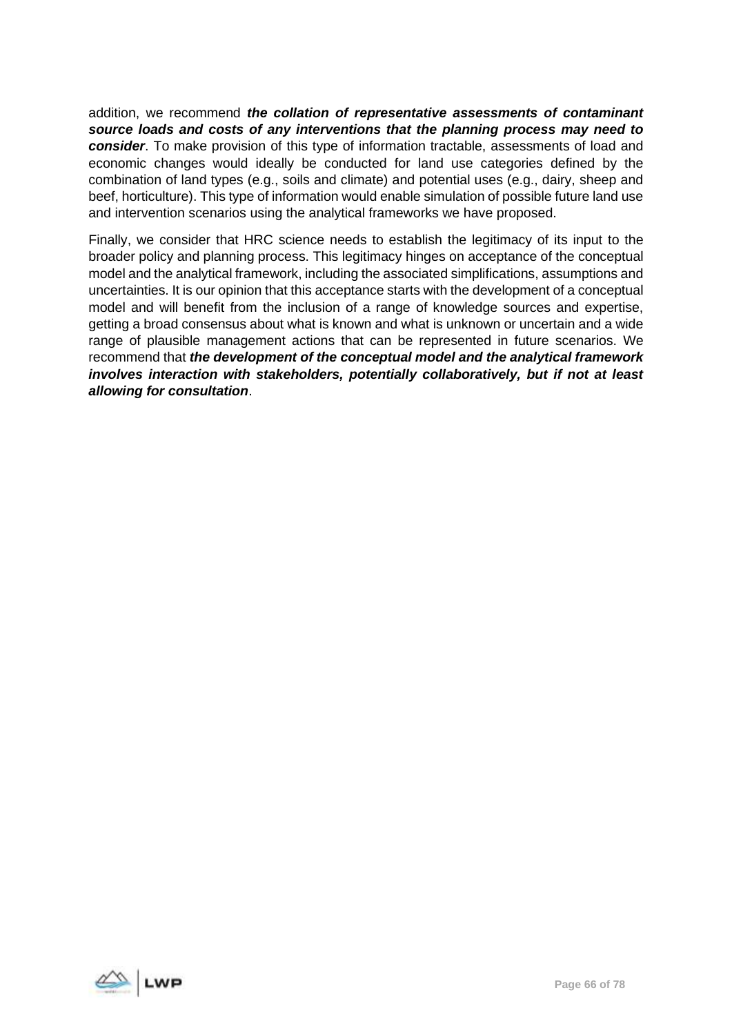addition, we recommend ***the collation of representative assessments of contaminant source loads and costs of any interventions that the planning process may need to consider***. To make provision of this type of information tractable, assessments of load and economic changes would ideally be conducted for land use categories defined by the combination of land types (e.g., soils and climate) and potential uses (e.g., dairy, sheep and beef, horticulture). This type of information would enable simulation of possible future land use and intervention scenarios using the analytical frameworks we have proposed.

Finally, we consider that HRC science needs to establish the legitimacy of its input to the broader policy and planning process. This legitimacy hinges on acceptance of the conceptual model and the analytical framework, including the associated simplifications, assumptions and uncertainties. It is our opinion that this acceptance starts with the development of a conceptual model and will benefit from the inclusion of a range of knowledge sources and expertise, getting a broad consensus about what is known and what is unknown or uncertain and a wide range of plausible management actions that can be represented in future scenarios. We recommend that ***the development of the conceptual model and the analytical framework involves interaction with stakeholders, potentially collaboratively, but if not at least allowing for consultation***.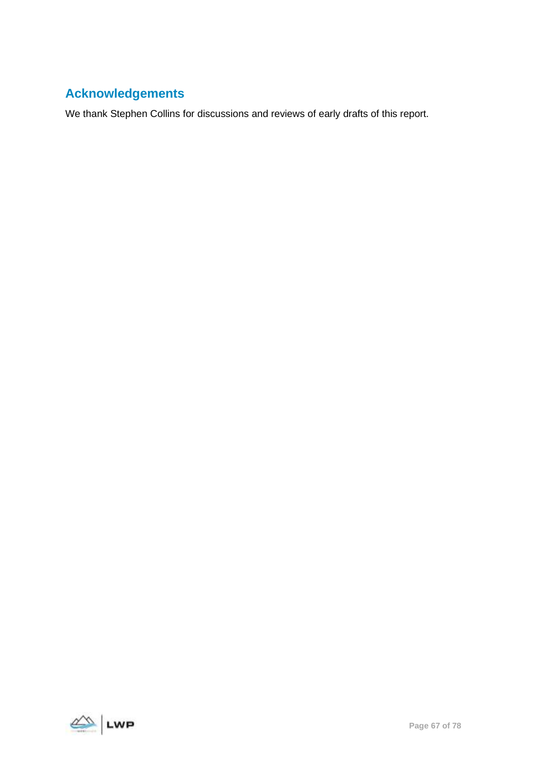## Acknowledgements

We thank Stephen Collins for discussions and reviews of early drafts of this report.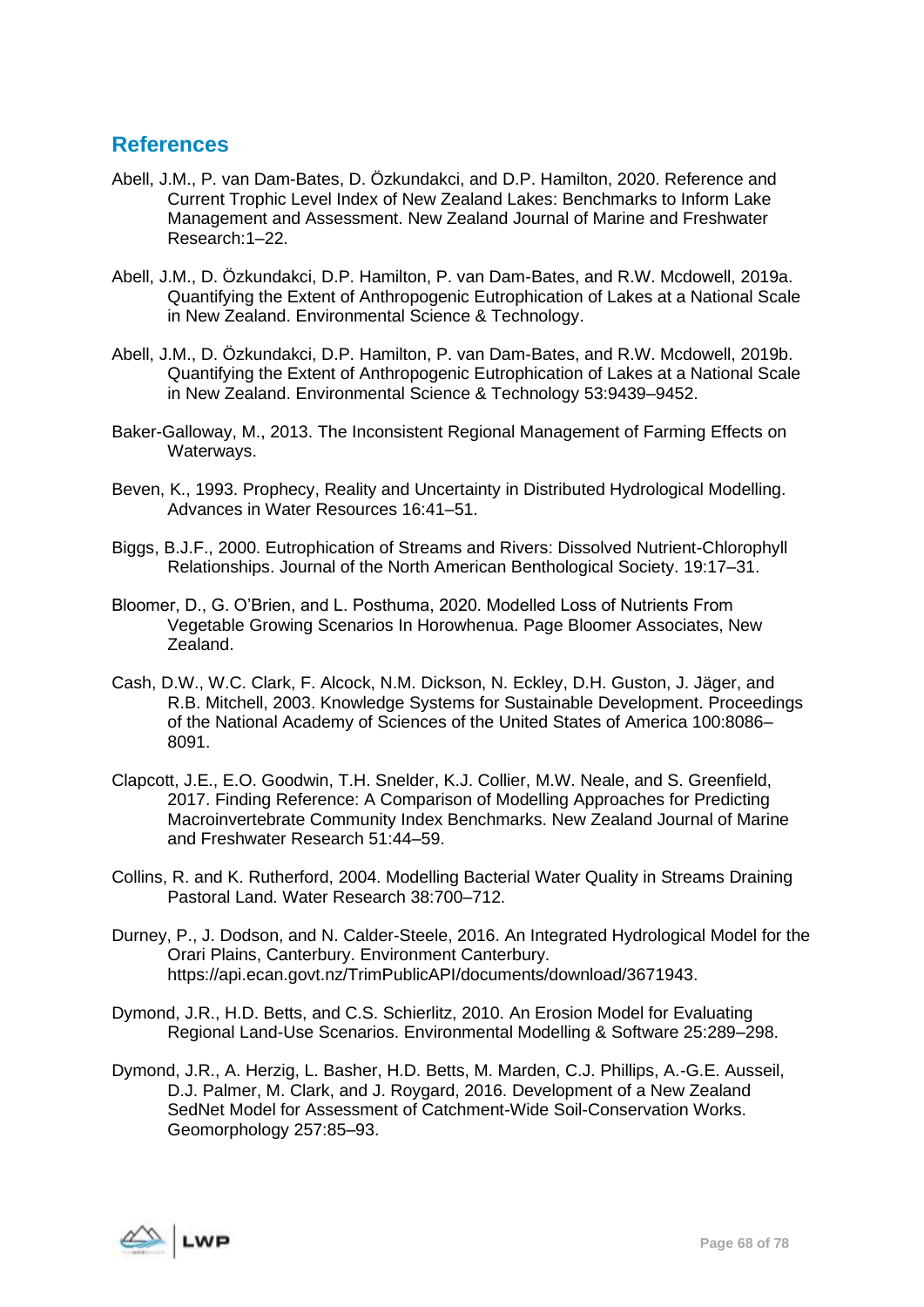## References

Abell, J.M., P. van Dam-Bates, D. Özkundakci, and D.P. Hamilton, 2020. Reference and Current Trophic Level Index of New Zealand Lakes: Benchmarks to Inform Lake Management and Assessment. New Zealand Journal of Marine and Freshwater Research:1–22.

Abell, J.M., D. Özkundakci, D.P. Hamilton, P. van Dam-Bates, and R.W. Mcdowell, 2019a. Quantifying the Extent of Anthropogenic Eutrophication of Lakes at a National Scale in New Zealand. Environmental Science & Technology.

Abell, J.M., D. Özkundakci, D.P. Hamilton, P. van Dam-Bates, and R.W. Mcdowell, 2019b. Quantifying the Extent of Anthropogenic Eutrophication of Lakes at a National Scale in New Zealand. Environmental Science & Technology 53:9439–9452.

Baker-Galloway, M., 2013. The Inconsistent Regional Management of Farming Effects on Waterways.

Beven, K., 1993. Prophecy, Reality and Uncertainty in Distributed Hydrological Modelling. Advances in Water Resources 16:41–51.

Biggs, B.J.F., 2000. Eutrophication of Streams and Rivers: Dissolved Nutrient-Chlorophyll Relationships. Journal of the North American Benthological Society. 19:17–31.

Bloomer, D., G. O'Brien, and L. Posthuma, 2020. Modelled Loss of Nutrients From Vegetable Growing Scenarios In Horowhenua. Page Bloomer Associates, New Zealand.

Cash, D.W., W.C. Clark, F. Alcock, N.M. Dickson, N. Eckley, D.H. Guston, J. Jäger, and R.B. Mitchell, 2003. Knowledge Systems for Sustainable Development. Proceedings of the National Academy of Sciences of the United States of America 100:8086–8091.

Clapcott, J.E., E.O. Goodwin, T.H. Snelder, K.J. Collier, M.W. Neale, and S. Greenfield, 2017. Finding Reference: A Comparison of Modelling Approaches for Predicting Macroinvertebrate Community Index Benchmarks. New Zealand Journal of Marine and Freshwater Research 51:44–59.

Collins, R. and K. Rutherford, 2004. Modelling Bacterial Water Quality in Streams Draining Pastoral Land. Water Research 38:700–712.

Durney, P., J. Dodson, and N. Calder-Steele, 2016. An Integrated Hydrological Model for the Orari Plains, Canterbury. Environment Canterbury. https://api.ecan.govt.nz/TrimPublicAPI/documents/download/3671943.

Dymond, J.R., H.D. Betts, and C.S. Schierlitz, 2010. An Erosion Model for Evaluating Regional Land-Use Scenarios. Environmental Modelling & Software 25:289–298.

Dymond, J.R., A. Herzig, L. Basher, H.D. Betts, M. Marden, C.J. Phillips, A.-G.E. Ausseil, D.J. Palmer, M. Clark, and J. Roygard, 2016. Development of a New Zealand SedNet Model for Assessment of Catchment-Wide Soil-Conservation Works. Geomorphology 257:85–93.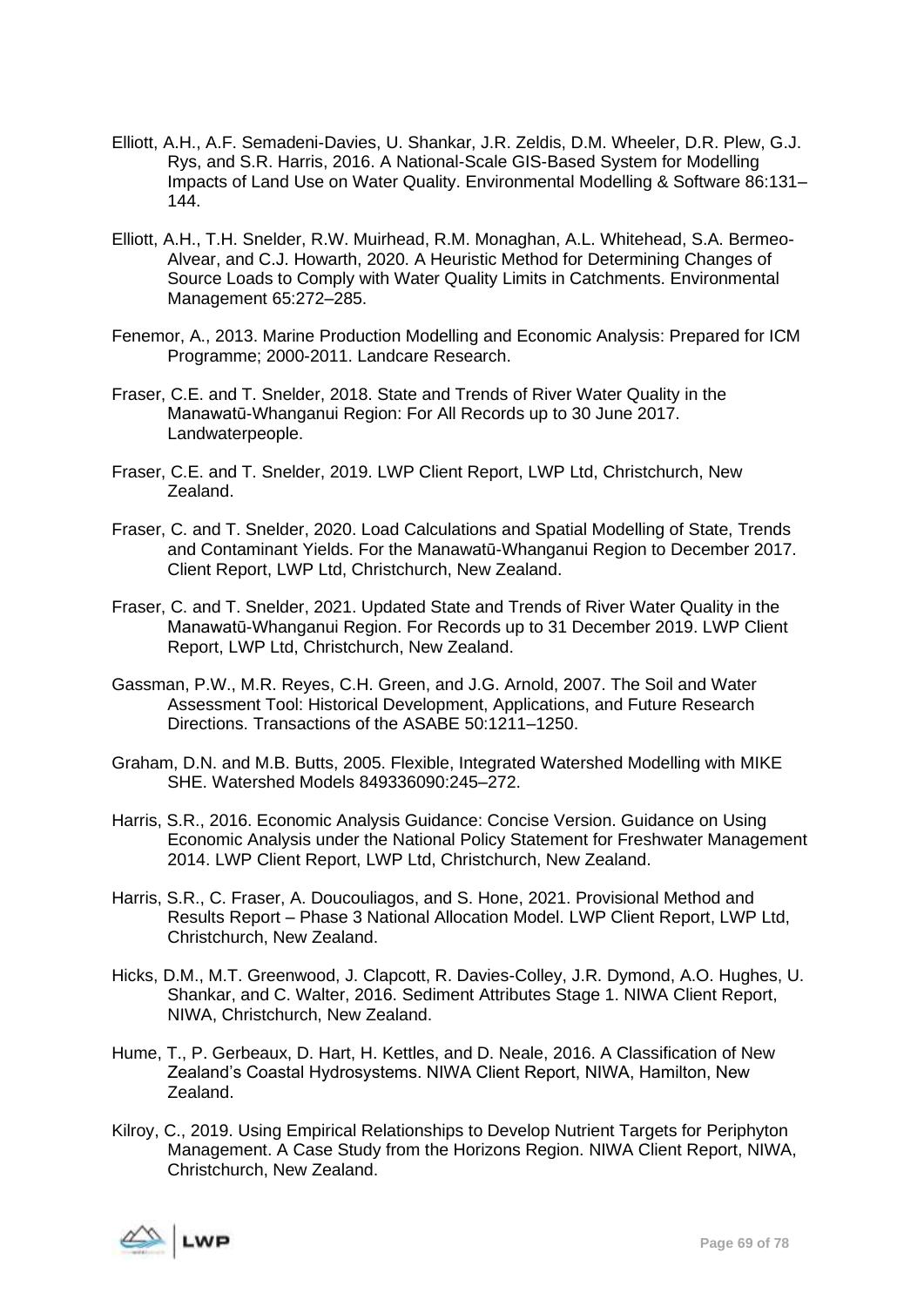Elliott, A.H., A.F. Semadeni-Davies, U. Shankar, J.R. Zeldis, D.M. Wheeler, D.R. Plew, G.J. Rys, and S.R. Harris, 2016. A National-Scale GIS-Based System for Modelling Impacts of Land Use on Water Quality. Environmental Modelling & Software 86:131–144.

Elliott, A.H., T.H. Snelder, R.W. Muirhead, R.M. Monaghan, A.L. Whitehead, S.A. Bermeo-Alvear, and C.J. Howarth, 2020. A Heuristic Method for Determining Changes of Source Loads to Comply with Water Quality Limits in Catchments. Environmental Management 65:272–285.

Fenemor, A., 2013. Marine Production Modelling and Economic Analysis: Prepared for ICM Programme; 2000-2011. Landcare Research.

Fraser, C.E. and T. Snelder, 2018. State and Trends of River Water Quality in the Manawatū-Whanganui Region: For All Records up to 30 June 2017. Landwaterpeople.

Fraser, C.E. and T. Snelder, 2019. LWP Client Report, LWP Ltd, Christchurch, New Zealand.

Fraser, C. and T. Snelder, 2020. Load Calculations and Spatial Modelling of State, Trends and Contaminant Yields. For the Manawatū-Whanganui Region to December 2017. Client Report, LWP Ltd, Christchurch, New Zealand.

Fraser, C. and T. Snelder, 2021. Updated State and Trends of River Water Quality in the Manawatū-Whanganui Region. For Records up to 31 December 2019. LWP Client Report, LWP Ltd, Christchurch, New Zealand.

Gassman, P.W., M.R. Reyes, C.H. Green, and J.G. Arnold, 2007. The Soil and Water Assessment Tool: Historical Development, Applications, and Future Research Directions. Transactions of the ASABE 50:1211–1250.

Graham, D.N. and M.B. Butts, 2005. Flexible, Integrated Watershed Modelling with MIKE SHE. Watershed Models 849336090:245–272.

Harris, S.R., 2016. Economic Analysis Guidance: Concise Version. Guidance on Using Economic Analysis under the National Policy Statement for Freshwater Management 2014. LWP Client Report, LWP Ltd, Christchurch, New Zealand.

Harris, S.R., C. Fraser, A. Doucouliagos, and S. Hone, 2021. Provisional Method and Results Report – Phase 3 National Allocation Model. LWP Client Report, LWP Ltd, Christchurch, New Zealand.

Hicks, D.M., M.T. Greenwood, J. Clapcott, R. Davies-Colley, J.R. Dymond, A.O. Hughes, U. Shankar, and C. Walter, 2016. Sediment Attributes Stage 1. NIWA Client Report, NIWA, Christchurch, New Zealand.

Hume, T., P. Gerbeaux, D. Hart, H. Kettles, and D. Neale, 2016. A Classification of New Zealand's Coastal Hydrosystems. NIWA Client Report, NIWA, Hamilton, New Zealand.

Kilroy, C., 2019. Using Empirical Relationships to Develop Nutrient Targets for Periphyton Management. A Case Study from the Horizons Region. NIWA Client Report, NIWA, Christchurch, New Zealand.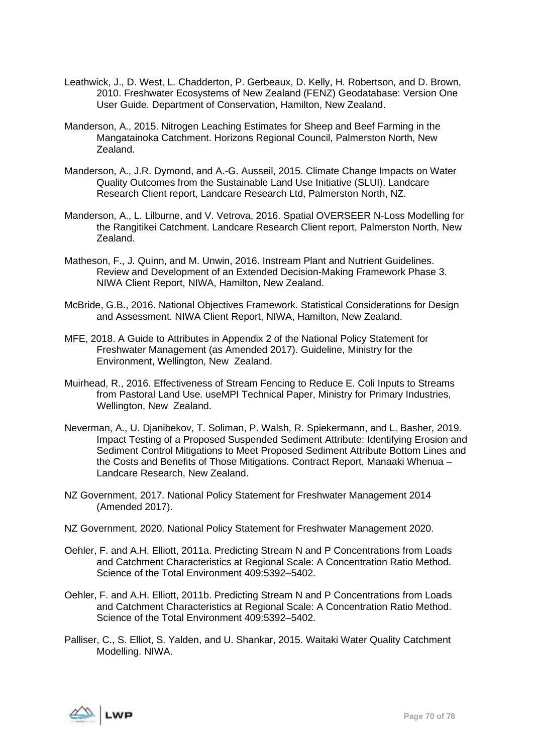Leathwick, J., D. West, L. Chadderton, P. Gerbeaux, D. Kelly, H. Robertson, and D. Brown, 2010. Freshwater Ecosystems of New Zealand (FENZ) Geodatabase: Version One User Guide. Department of Conservation, Hamilton, New Zealand.

Manderson, A., 2015. Nitrogen Leaching Estimates for Sheep and Beef Farming in the Mangatainoka Catchment. Horizons Regional Council, Palmerston North, New Zealand.

Manderson, A., J.R. Dymond, and A.-G. Ausseil, 2015. Climate Change Impacts on Water Quality Outcomes from the Sustainable Land Use Initiative (SLUI). Landcare Research Client report, Landcare Research Ltd, Palmerston North, NZ.

Manderson, A., L. Lilburne, and V. Vetrova, 2016. Spatial OVERSEER N-Loss Modelling for the Rangitikei Catchment. Landcare Research Client report, Palmerston North, New Zealand.

Matheson, F., J. Quinn, and M. Unwin, 2016. Instream Plant and Nutrient Guidelines. Review and Development of an Extended Decision-Making Framework Phase 3. NIWA Client Report, NIWA, Hamilton, New Zealand.

McBride, G.B., 2016. National Objectives Framework. Statistical Considerations for Design and Assessment. NIWA Client Report, NIWA, Hamilton, New Zealand.

MFE, 2018. A Guide to Attributes in Appendix 2 of the National Policy Statement for Freshwater Management (as Amended 2017). Guideline, Ministry for the Environment, Wellington, New Zealand.

Muirhead, R., 2016. Effectiveness of Stream Fencing to Reduce E. Coli Inputs to Streams from Pastoral Land Use. useMPI Technical Paper, Ministry for Primary Industries, Wellington, New Zealand.

Neverman, A., U. Djanibekov, T. Soliman, P. Walsh, R. Spiekermann, and L. Basher, 2019. Impact Testing of a Proposed Suspended Sediment Attribute: Identifying Erosion and Sediment Control Mitigations to Meet Proposed Sediment Attribute Bottom Lines and the Costs and Benefits of Those Mitigations. Contract Report, Manaaki Whenua – Landcare Research, New Zealand.

NZ Government, 2017. National Policy Statement for Freshwater Management 2014 (Amended 2017).

NZ Government, 2020. National Policy Statement for Freshwater Management 2020.

Oehler, F. and A.H. Elliott, 2011a. Predicting Stream N and P Concentrations from Loads and Catchment Characteristics at Regional Scale: A Concentration Ratio Method. Science of the Total Environment 409:5392–5402.

Oehler, F. and A.H. Elliott, 2011b. Predicting Stream N and P Concentrations from Loads and Catchment Characteristics at Regional Scale: A Concentration Ratio Method. Science of the Total Environment 409:5392–5402.

Palliser, C., S. Elliot, S. Yalden, and U. Shankar, 2015. Waitaki Water Quality Catchment Modelling. NIWA.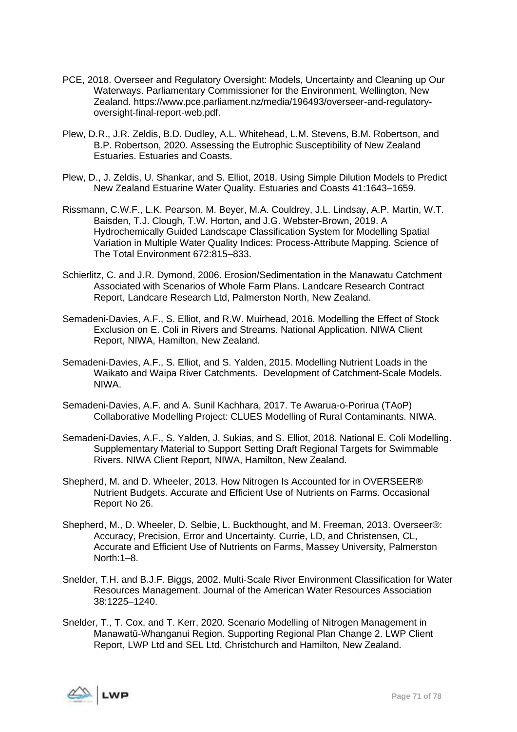PCE, 2018. Overseer and Regulatory Oversight: Models, Uncertainty and Cleaning up Our Waterways. Parliamentary Commissioner for the Environment, Wellington, New Zealand. https://www.pce.parliament.nz/media/196493/overseer-and-regulatory-oversight-final-report-web.pdf.

Plew, D.R., J.R. Zeldis, B.D. Dudley, A.L. Whitehead, L.M. Stevens, B.M. Robertson, and B.P. Robertson, 2020. Assessing the Eutrophic Susceptibility of New Zealand Estuaries. Estuaries and Coasts.

Plew, D., J. Zeldis, U. Shankar, and S. Elliot, 2018. Using Simple Dilution Models to Predict New Zealand Estuarine Water Quality. Estuaries and Coasts 41:1643–1659.

Rissmann, C.W.F., L.K. Pearson, M. Beyer, M.A. Couldrey, J.L. Lindsay, A.P. Martin, W.T. Baisden, T.J. Clough, T.W. Horton, and J.G. Webster-Brown, 2019. A Hydrochemically Guided Landscape Classification System for Modelling Spatial Variation in Multiple Water Quality Indices: Process-Attribute Mapping. Science of The Total Environment 672:815–833.

Schierlitz, C. and J.R. Dymond, 2006. Erosion/Sedimentation in the Manawatu Catchment Associated with Scenarios of Whole Farm Plans. Landcare Research Contract Report, Landcare Research Ltd, Palmerston North, New Zealand.

Semadeni-Davies, A.F., S. Elliot, and R.W. Muirhead, 2016. Modelling the Effect of Stock Exclusion on E. Coli in Rivers and Streams. National Application. NIWA Client Report, NIWA, Hamilton, New Zealand.

Semadeni-Davies, A.F., S. Elliot, and S. Yalden, 2015. Modelling Nutrient Loads in the Waikato and Waipa River Catchments. Development of Catchment-Scale Models. NIWA.

Semadeni-Davies, A.F. and A. Sunil Kachhara, 2017. Te Awarua-o-Porirua (TAoP) Collaborative Modelling Project: CLUES Modelling of Rural Contaminants. NIWA.

Semadeni-Davies, A.F., S. Yalden, J. Sukias, and S. Elliot, 2018. National E. Coli Modelling. Supplementary Material to Support Setting Draft Regional Targets for Swimmable Rivers. NIWA Client Report, NIWA, Hamilton, New Zealand.

Shepherd, M. and D. Wheeler, 2013. How Nitrogen Is Accounted for in OVERSEER® Nutrient Budgets. Accurate and Efficient Use of Nutrients on Farms. Occasional Report No 26.

Shepherd, M., D. Wheeler, D. Selbie, L. Buckthought, and M. Freeman, 2013. Overseer®: Accuracy, Precision, Error and Uncertainty. Currie, LD, and Christensen, CL, Accurate and Efficient Use of Nutrients on Farms, Massey University, Palmerston North:1–8.

Snelder, T.H. and B.J.F. Biggs, 2002. Multi-Scale River Environment Classification for Water Resources Management. Journal of the American Water Resources Association 38:1225–1240.

Snelder, T., T. Cox, and T. Kerr, 2020. Scenario Modelling of Nitrogen Management in Manawatū-Whanganui Region. Supporting Regional Plan Change 2. LWP Client Report, LWP Ltd and SEL Ltd, Christchurch and Hamilton, New Zealand.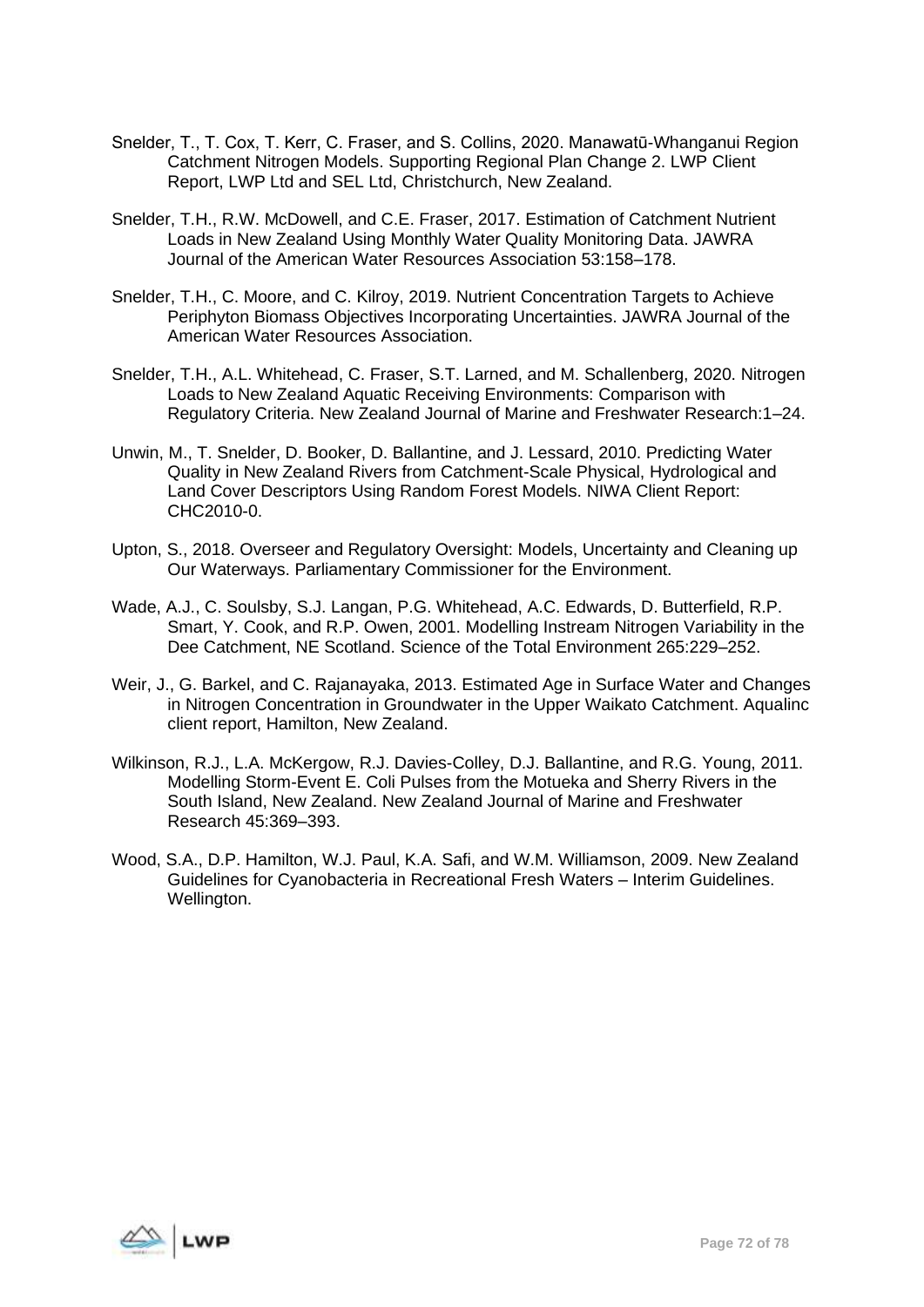Snelder, T., T. Cox, T. Kerr, C. Fraser, and S. Collins, 2020. Manawatū-Whanganui Region Catchment Nitrogen Models. Supporting Regional Plan Change 2. LWP Client Report, LWP Ltd and SEL Ltd, Christchurch, New Zealand.

Snelder, T.H., R.W. McDowell, and C.E. Fraser, 2017. Estimation of Catchment Nutrient Loads in New Zealand Using Monthly Water Quality Monitoring Data. JAWRA Journal of the American Water Resources Association 53:158–178.

Snelder, T.H., C. Moore, and C. Kilroy, 2019. Nutrient Concentration Targets to Achieve Periphyton Biomass Objectives Incorporating Uncertainties. JAWRA Journal of the American Water Resources Association.

Snelder, T.H., A.L. Whitehead, C. Fraser, S.T. Larned, and M. Schallenberg, 2020. Nitrogen Loads to New Zealand Aquatic Receiving Environments: Comparison with Regulatory Criteria. New Zealand Journal of Marine and Freshwater Research:1–24.

Unwin, M., T. Snelder, D. Booker, D. Ballantine, and J. Lessard, 2010. Predicting Water Quality in New Zealand Rivers from Catchment-Scale Physical, Hydrological and Land Cover Descriptors Using Random Forest Models. NIWA Client Report: CHC2010-0.

Upton, S., 2018. Overseer and Regulatory Oversight: Models, Uncertainty and Cleaning up Our Waterways. Parliamentary Commissioner for the Environment.

Wade, A.J., C. Soulsby, S.J. Langan, P.G. Whitehead, A.C. Edwards, D. Butterfield, R.P. Smart, Y. Cook, and R.P. Owen, 2001. Modelling Instream Nitrogen Variability in the Dee Catchment, NE Scotland. Science of the Total Environment 265:229–252.

Weir, J., G. Barkel, and C. Rajanayaka, 2013. Estimated Age in Surface Water and Changes in Nitrogen Concentration in Groundwater in the Upper Waikato Catchment. Aqualinc client report, Hamilton, New Zealand.

Wilkinson, R.J., L.A. McKergow, R.J. Davies-Colley, D.J. Ballantine, and R.G. Young, 2011. Modelling Storm-Event E. Coli Pulses from the Motueka and Sherry Rivers in the South Island, New Zealand. New Zealand Journal of Marine and Freshwater Research 45:369–393.

Wood, S.A., D.P. Hamilton, W.J. Paul, K.A. Safi, and W.M. Williamson, 2009. New Zealand Guidelines for Cyanobacteria in Recreational Fresh Waters – Interim Guidelines. Wellington.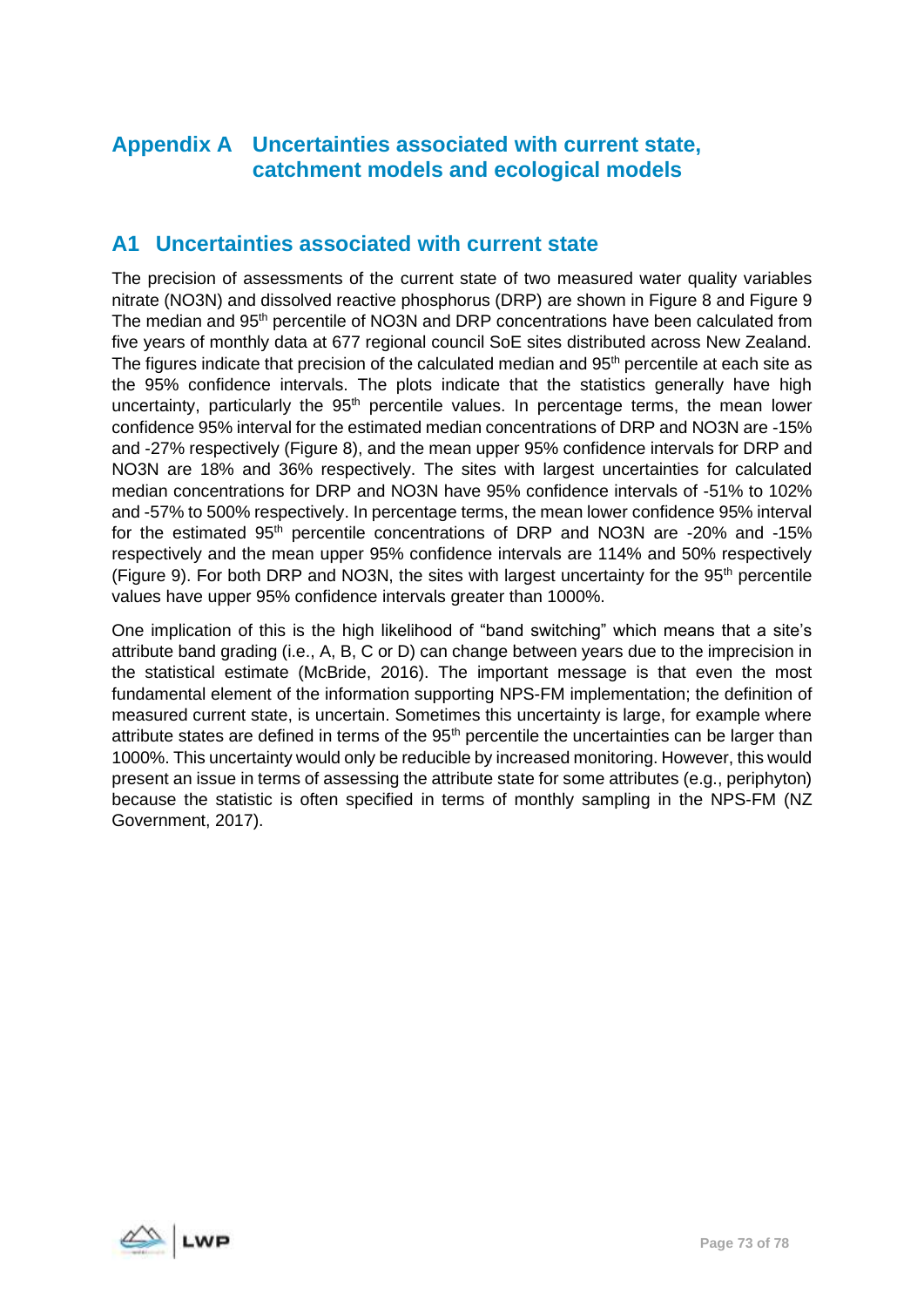# Appendix A Uncertainties associated with current state, catchment models and ecological models

## A1 Uncertainties associated with current state

The precision of assessments of the current state of two measured water quality variables nitrate (NO3N) and dissolved reactive phosphorus (DRP) are shown in Figure 8 and Figure 9 The median and 95th percentile of NO3N and DRP concentrations have been calculated from five years of monthly data at 677 regional council SoE sites distributed across New Zealand. The figures indicate that precision of the calculated median and 95th percentile at each site as the 95% confidence intervals. The plots indicate that the statistics generally have high uncertainty, particularly the 95th percentile values. In percentage terms, the mean lower confidence 95% interval for the estimated median concentrations of DRP and NO3N are -15% and -27% respectively (Figure 8), and the mean upper 95% confidence intervals for DRP and NO3N are 18% and 36% respectively. The sites with largest uncertainties for calculated median concentrations for DRP and NO3N have 95% confidence intervals of -51% to 102% and -57% to 500% respectively. In percentage terms, the mean lower confidence 95% interval for the estimated 95th percentile concentrations of DRP and NO3N are -20% and -15% respectively and the mean upper 95% confidence intervals are 114% and 50% respectively (Figure 9). For both DRP and NO3N, the sites with largest uncertainty for the 95th percentile values have upper 95% confidence intervals greater than 1000%.

One implication of this is the high likelihood of "band switching" which means that a site's attribute band grading (i.e., A, B, C or D) can change between years due to the imprecision in the statistical estimate (McBride, 2016). The important message is that even the most fundamental element of the information supporting NPS-FM implementation; the definition of measured current state, is uncertain. Sometimes this uncertainty is large, for example where attribute states are defined in terms of the 95th percentile the uncertainties can be larger than 1000%. This uncertainty would only be reducible by increased monitoring. However, this would present an issue in terms of assessing the attribute state for some attributes (e.g., periphyton) because the statistic is often specified in terms of monthly sampling in the NPS-FM (NZ Government, 2017).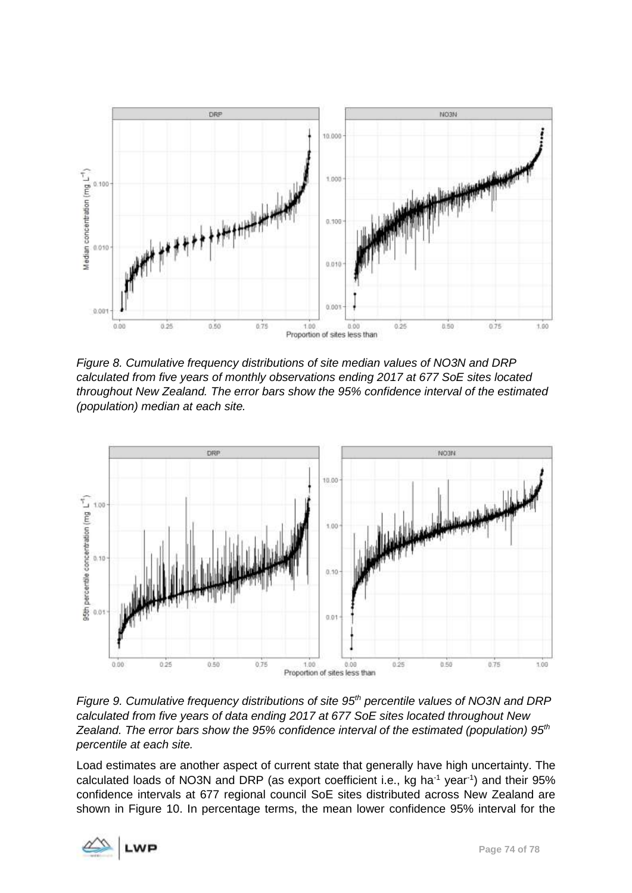*Figure 8. Cumulative frequency distributions of site median values of NO3N and DRP calculated from five years of monthly observations ending 2017 at 677 SoE sites located throughout New Zealand. The error bars show the 95% confidence interval of the estimated (population) median at each site.*

*Figure 9. Cumulative frequency distributions of site 95$^{th}$ percentile values of NO3N and DRP calculated from five years of data ending 2017 at 677 SoE sites located throughout New Zealand. The error bars show the 95% confidence interval of the estimated (population) 95$^{th}$ percentile at each site.*

Load estimates are another aspect of current state that generally have high uncertainty. The calculated loads of NO3N and DRP (as export coefficient i.e., kg $ha^{-1}$ $year^{-1}$) and their 95% confidence intervals at 677 regional council SoE sites distributed across New Zealand are shown in Figure 10. In percentage terms, the mean lower confidence 95% interval for the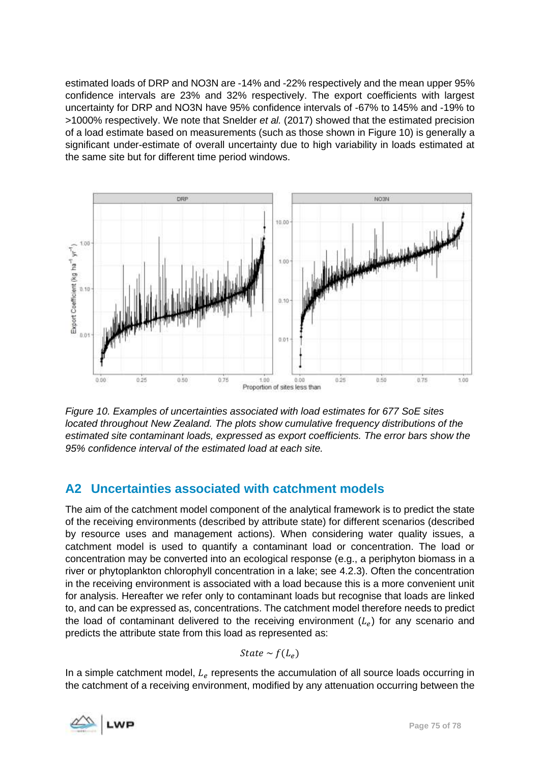estimated loads of DRP and NO3N are -14% and -22% respectively and the mean upper 95% confidence intervals are 23% and 32% respectively. The export coefficients with largest uncertainty for DRP and NO3N have 95% confidence intervals of -67% to 145% and -19% to >1000% respectively. We note that Snelder *et al.* (2017) showed that the estimated precision of a load estimate based on measurements (such as those shown in Figure 10) is generally a significant under-estimate of overall uncertainty due to high variability in loads estimated at the same site but for different time period windows.

*Figure 10. Examples of uncertainties associated with load estimates for 677 SoE sites located throughout New Zealand. The plots show cumulative frequency distributions of the estimated site contaminant loads, expressed as export coefficients. The error bars show the 95% confidence interval of the estimated load at each site.*

## A2 Uncertainties associated with catchment models

The aim of the catchment model component of the analytical framework is to predict the state of the receiving environments (described by attribute state) for different scenarios (described by resource uses and management actions). When considering water quality issues, a catchment model is used to quantify a contaminant load or concentration. The load or concentration may be converted into an ecological response (e.g., a periphyton biomass in a river or phytoplankton chlorophyll concentration in a lake; see 4.2.3). Often the concentration in the receiving environment is associated with a load because this is a more convenient unit for analysis. Hereafter we refer only to contaminant loads but recognise that loads are linked to, and can be expressed as, concentrations. The catchment model therefore needs to predict the load of contaminant delivered to the receiving environment ($L_e$) for any scenario and predicts the attribute state from this load as represented as:

$$State \sim f(L_e)$$

In a simple catchment model, $L_e$ represents the accumulation of all source loads occurring in the catchment of a receiving environment, modified by any attenuation occurring between the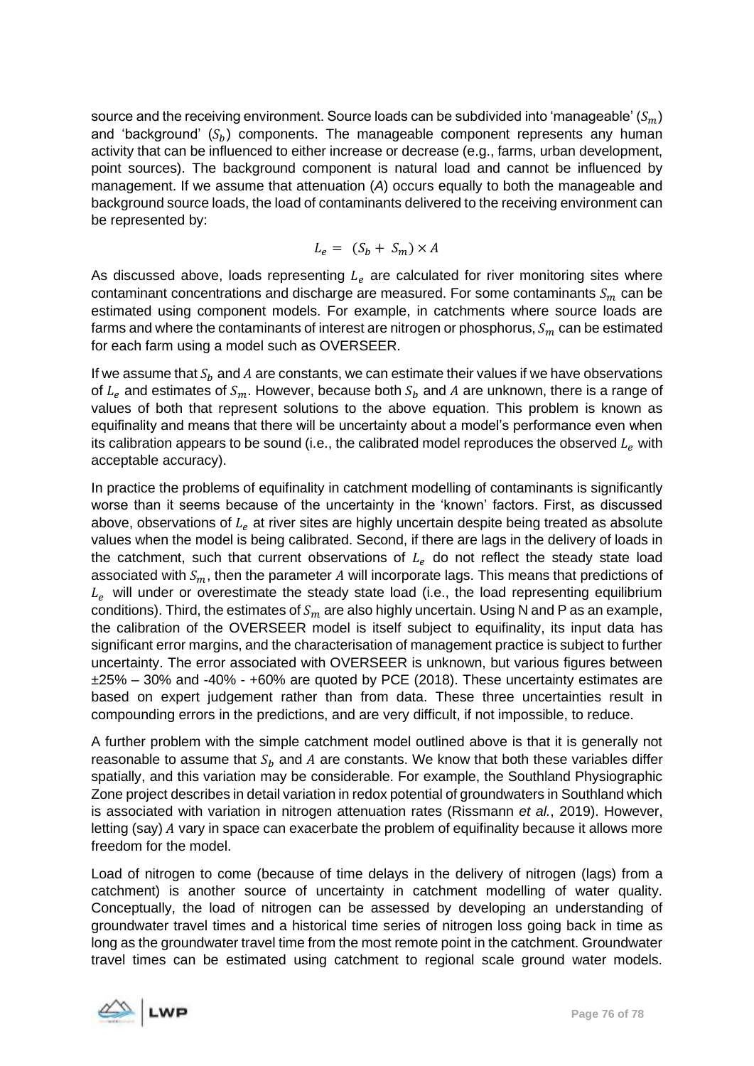source and the receiving environment. Source loads can be subdivided into 'manageable' ($S_m$) and 'background' ($S_b$) components. The manageable component represents any human activity that can be influenced to either increase or decrease (e.g., farms, urban development, point sources). The background component is natural load and cannot be influenced by management. If we assume that attenuation (*A*) occurs equally to both the manageable and background source loads, the load of contaminants delivered to the receiving environment can be represented by:

$$L_e = (S_b + S_m) \times A$$

As discussed above, loads representing $L_e$ are calculated for river monitoring sites where contaminant concentrations and discharge are measured. For some contaminants $S_m$ can be estimated using component models. For example, in catchments where source loads are farms and where the contaminants of interest are nitrogen or phosphorus, $S_m$ can be estimated for each farm using a model such as OVERSEER.

If we assume that $S_b$ and $A$ are constants, we can estimate their values if we have observations of $L_e$ and estimates of $S_m$. However, because both $S_b$ and $A$ are unknown, there is a range of values of both that represent solutions to the above equation. This problem is known as equifinality and means that there will be uncertainty about a model's performance even when its calibration appears to be sound (i.e., the calibrated model reproduces the observed $L_e$ with acceptable accuracy).

In practice the problems of equifinality in catchment modelling of contaminants is significantly worse than it seems because of the uncertainty in the 'known' factors. First, as discussed above, observations of $L_e$ at river sites are highly uncertain despite being treated as absolute values when the model is being calibrated. Second, if there are lags in the delivery of loads in the catchment, such that current observations of $L_e$ do not reflect the steady state load associated with $S_m$, then the parameter $A$ will incorporate lags. This means that predictions of $L_e$ will under or overestimate the steady state load (i.e., the load representing equilibrium conditions). Third, the estimates of $S_m$ are also highly uncertain. Using N and P as an example, the calibration of the OVERSEER model is itself subject to equifinality, its input data has significant error margins, and the characterisation of management practice is subject to further uncertainty. The error associated with OVERSEER is unknown, but various figures between ±25% – 30% and -40% - +60% are quoted by PCE (2018). These uncertainty estimates are based on expert judgement rather than from data. These three uncertainties result in compounding errors in the predictions, and are very difficult, if not impossible, to reduce.

A further problem with the simple catchment model outlined above is that it is generally not reasonable to assume that $S_b$ and $A$ are constants. We know that both these variables differ spatially, and this variation may be considerable. For example, the Southland Physiographic Zone project describes in detail variation in redox potential of groundwaters in Southland which is associated with variation in nitrogen attenuation rates (Rissmann *et al.*, 2019). However, letting (say) $A$ vary in space can exacerbate the problem of equifinality because it allows more freedom for the model.

Load of nitrogen to come (because of time delays in the delivery of nitrogen (lags) from a catchment) is another source of uncertainty in catchment modelling of water quality. Conceptually, the load of nitrogen can be assessed by developing an understanding of groundwater travel times and a historical time series of nitrogen loss going back in time as long as the groundwater travel time from the most remote point in the catchment. Groundwater travel times can be estimated using catchment to regional scale ground water models.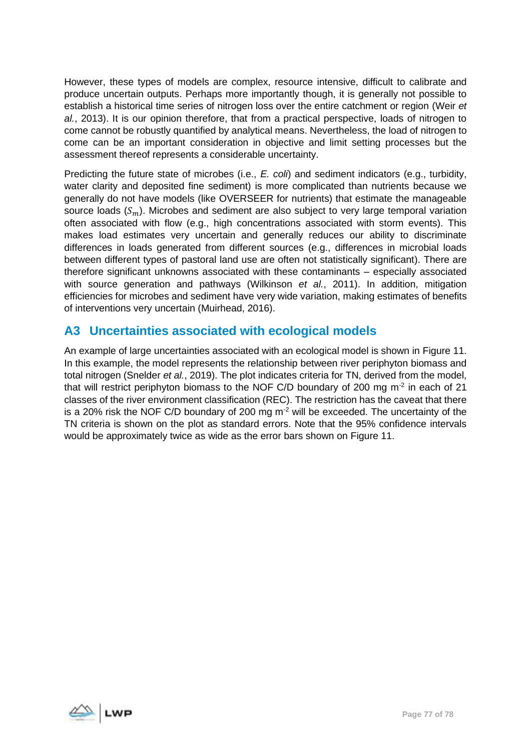However, these types of models are complex, resource intensive, difficult to calibrate and produce uncertain outputs. Perhaps more importantly though, it is generally not possible to establish a historical time series of nitrogen loss over the entire catchment or region (Weir *et al.*, 2013). It is our opinion therefore, that from a practical perspective, loads of nitrogen to come cannot be robustly quantified by analytical means. Nevertheless, the load of nitrogen to come can be an important consideration in objective and limit setting processes but the assessment thereof represents a considerable uncertainty.

Predicting the future state of microbes (i.e., *E. coli*) and sediment indicators (e.g., turbidity, water clarity and deposited fine sediment) is more complicated than nutrients because we generally do not have models (like OVERSEER for nutrients) that estimate the manageable source loads ($S_m$). Microbes and sediment are also subject to very large temporal variation often associated with flow (e.g., high concentrations associated with storm events). This makes load estimates very uncertain and generally reduces our ability to discriminate differences in loads generated from different sources (e.g., differences in microbial loads between different types of pastoral land use are often not statistically significant). There are therefore significant unknowns associated with these contaminants – especially associated with source generation and pathways (Wilkinson *et al.*, 2011). In addition, mitigation efficiencies for microbes and sediment have very wide variation, making estimates of benefits of interventions very uncertain (Muirhead, 2016).

## A3 Uncertainties associated with ecological models

An example of large uncertainties associated with an ecological model is shown in Figure 11. In this example, the model represents the relationship between river periphyton biomass and total nitrogen (Snelder *et al.*, 2019). The plot indicates criteria for TN, derived from the model, that will restrict periphyton biomass to the NOF C/D boundary of 200 mg m$^{-2}$ in each of 21 classes of the river environment classification (REC). The restriction has the caveat that there is a 20% risk the NOF C/D boundary of 200 mg m$^{-2}$ will be exceeded. The uncertainty of the TN criteria is shown on the plot as standard errors. Note that the 95% confidence intervals would be approximately twice as wide as the error bars shown on Figure 11.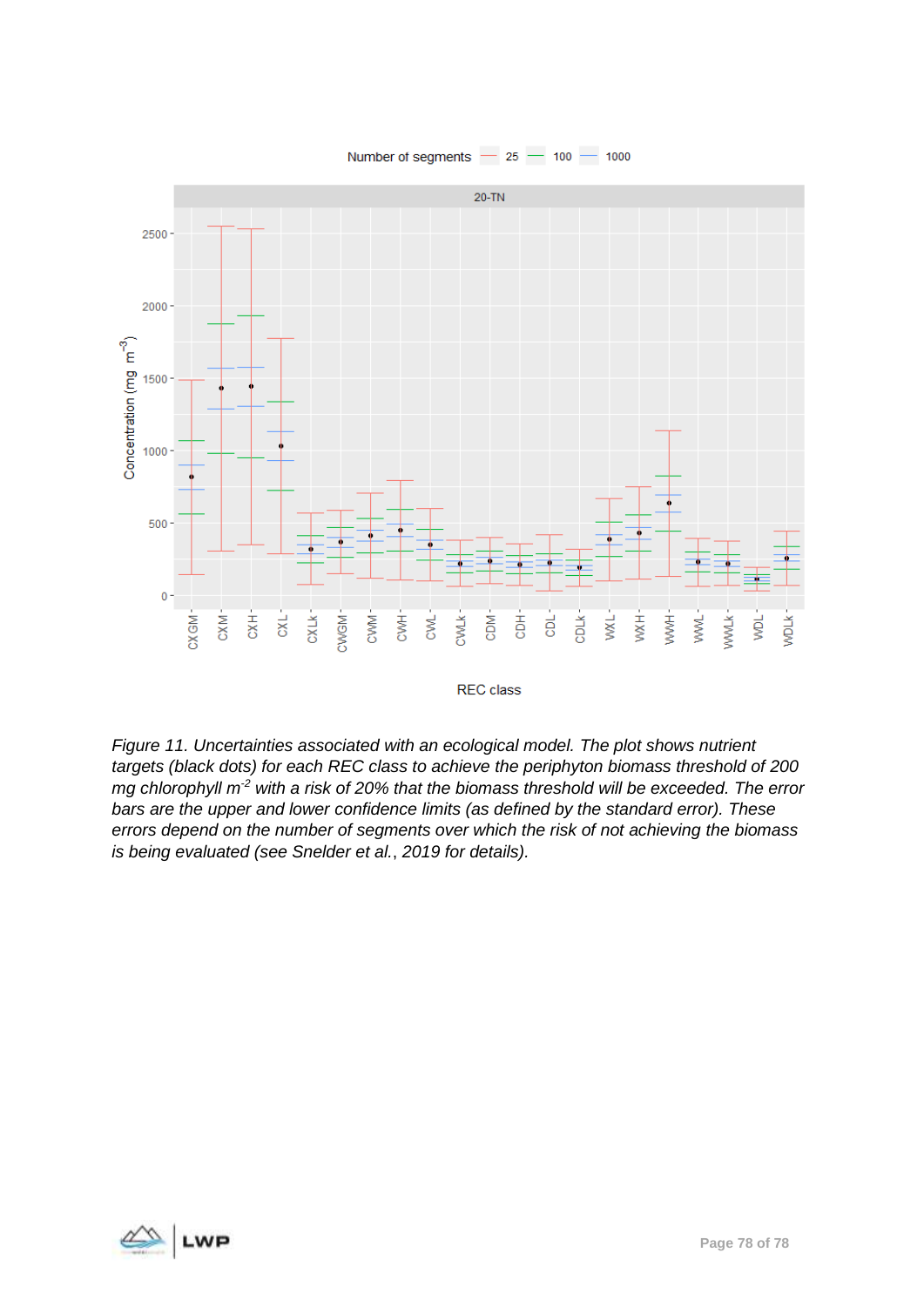Number of segments 25 100 1000

20-TN

Concentration (mg m$^{-3}$)

2500
2000
1500
1000
500
0

CXGM CXM CXH CXL CXLk CWGM CWM CWH CWL CWLk CDM CDH CDL CDLk WXL WXH WWH WWL WWLk WDL WDLk

REC class

*Figure 11. Uncertainties associated with an ecological model. The plot shows nutrient targets (black dots) for each REC class to achieve the periphyton biomass threshold of 200 mg chlorophyll m$^{-2}$ with a risk of 20% that the biomass threshold will be exceeded. The error bars are the upper and lower confidence limits (as defined by the standard error). These errors depend on the number of segments over which the risk of not achieving the biomass is being evaluated (see Snelder et al., 2019 for details).*